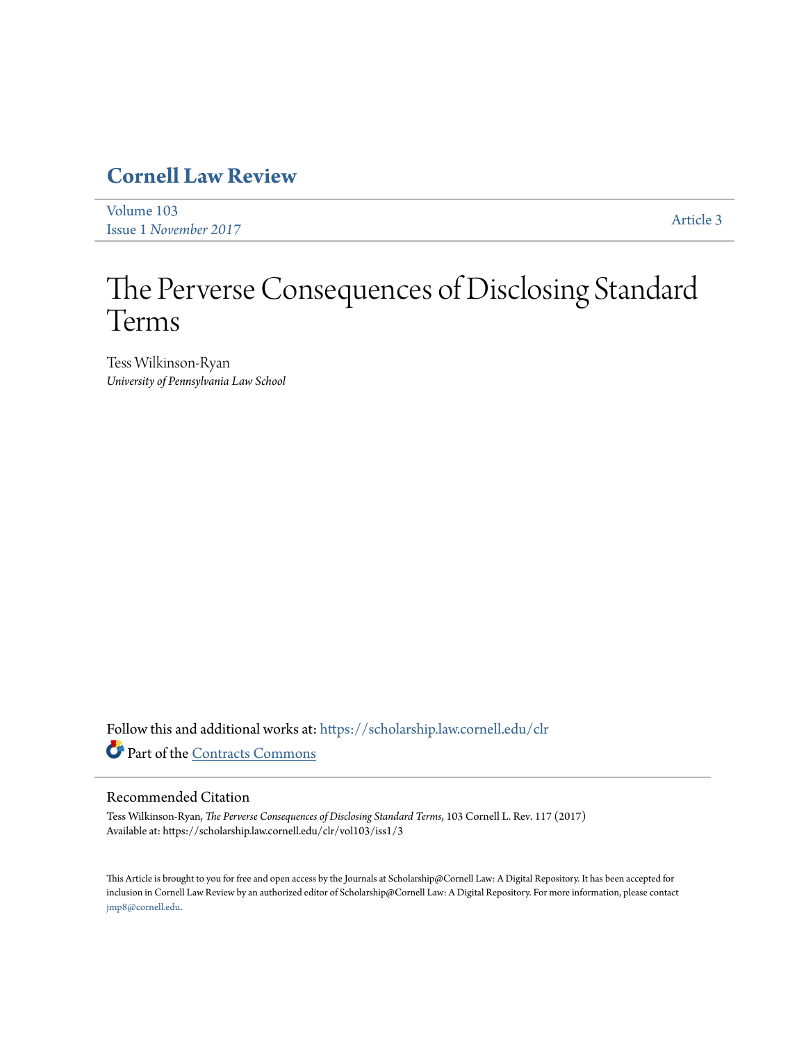# Cornell Law Review

Volume 103
Issue 1 *November 2017*

Article 3

# The Perverse Consequences of Disclosing Standard Terms

Tess Wilkinson-Ryan
*University of Pennsylvania Law School*

Follow this and additional works at: https://scholarship.law.cornell.edu/clr

Part of the Contracts Commons

## Recommended Citation

Tess Wilkinson-Ryan, *The Perverse Consequences of Disclosing Standard Terms*, 103 Cornell L. Rev. 117 (2017)
Available at: https://scholarship.law.cornell.edu/clr/vol103/iss1/3

This Article is brought to you for free and open access by the Journals at Scholarship@Cornell Law: A Digital Repository. It has been accepted for inclusion in Cornell Law Review by an authorized editor of Scholarship@Cornell Law: A Digital Repository. For more information, please contact jmp8@cornell.edu.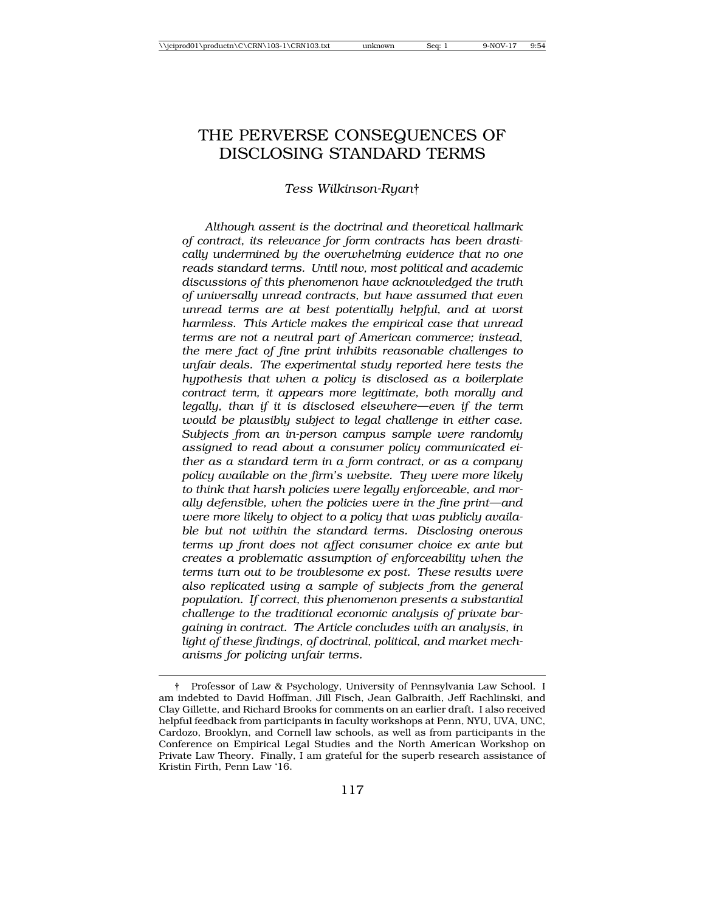# THE PERVERSE CONSEQUENCES OF DISCLOSING STANDARD TERMS

*Tess Wilkinson-Ryan†*

*Although assent is the doctrinal and theoretical hallmark of contract, its relevance for form contracts has been drastically undermined by the overwhelming evidence that no one reads standard terms. Until now, most political and academic discussions of this phenomenon have acknowledged the truth of universally unread contracts, but have assumed that even unread terms are at best potentially helpful, and at worst harmless. This Article makes the empirical case that unread terms are not a neutral part of American commerce; instead, the mere fact of fine print inhibits reasonable challenges to unfair deals. The experimental study reported here tests the hypothesis that when a policy is disclosed as a boilerplate contract term, it appears more legitimate, both morally and legally, than if it is disclosed elsewhere—even if the term would be plausibly subject to legal challenge in either case. Subjects from an in-person campus sample were randomly assigned to read about a consumer policy communicated either as a standard term in a form contract, or as a company policy available on the firm's website. They were more likely to think that harsh policies were legally enforceable, and morally defensible, when the policies were in the fine print—and were more likely to object to a policy that was publicly available but not within the standard terms. Disclosing onerous terms up front does not affect consumer choice ex ante but creates a problematic assumption of enforceability when the terms turn out to be troublesome ex post. These results were also replicated using a sample of subjects from the general population. If correct, this phenomenon presents a substantial challenge to the traditional economic analysis of private bargaining in contract. The Article concludes with an analysis, in light of these findings, of doctrinal, political, and market mechanisms for policing unfair terms.*

† Professor of Law & Psychology, University of Pennsylvania Law School. I am indebted to David Hoffman, Jill Fisch, Jean Galbraith, Jeff Rachlinski, and Clay Gillette, and Richard Brooks for comments on an earlier draft. I also received helpful feedback from participants in faculty workshops at Penn, NYU, UVA, UNC, Cardozo, Brooklyn, and Cornell law schools, as well as from participants in the Conference on Empirical Legal Studies and the North American Workshop on Private Law Theory. Finally, I am grateful for the superb research assistance of Kristin Firth, Penn Law '16.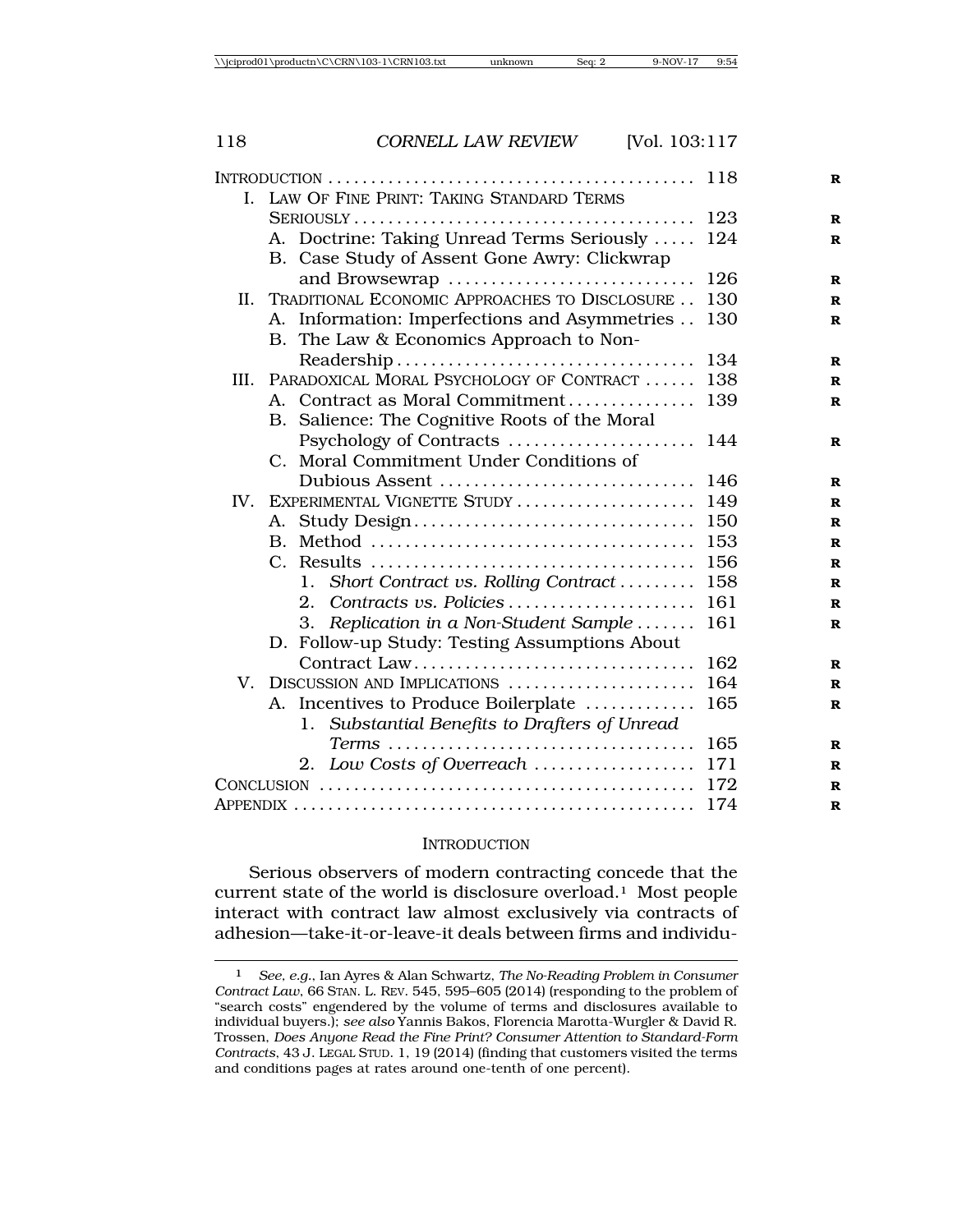| | |
|---|---|
| INTRODUCTION | 118 |
| I. LAW OF FINE PRINT: TAKING STANDARD TERMS SERIOUSLY | 123 |
| A. Doctrine: Taking Unread Terms Seriously | 124 |
| B. Case Study of Assent Gone Awry: Clickwrap and Browsewrap | 126 |
| II. TRADITIONAL ECONOMIC APPROACHES TO DISCLOSURE | 130 |
| A. Information: Imperfections and Asymmetries | 130 |
| B. The Law & Economics Approach to Non-Readership | 134 |
| III. PARADOXICAL MORAL PSYCHOLOGY OF CONTRACT | 138 |
| A. Contract as Moral Commitment | 139 |
| B. Salience: The Cognitive Roots of the Moral Psychology of Contracts | 144 |
| C. Moral Commitment Under Conditions of Dubious Assent | 146 |
| IV. EXPERIMENTAL VIGNETTE STUDY | 149 |
| A. Study Design | 150 |
| B. Method | 153 |
| C. Results | 156 |
| 1. *Short Contract vs. Rolling Contract* | 158 |
| 2. *Contracts vs. Policies* | 161 |
| 3. *Replication in a Non-Student Sample* | 161 |
| D. Follow-up Study: Testing Assumptions About Contract Law | 162 |
| V. DISCUSSION AND IMPLICATIONS | 164 |
| A. Incentives to Produce Boilerplate | 165 |
| 1. *Substantial Benefits to Drafters of Unread Terms* | 165 |
| 2. *Low Costs of Overreach* | 171 |
| CONCLUSION | 172 |
| APPENDIX | 174 |

## INTRODUCTION

Serious observers of modern contracting concede that the current state of the world is disclosure overload.[1] Most people interact with contract law almost exclusively via contracts of adhesion—take-it-or-leave-it deals between firms and individu-

---

[1] *See, e.g.*, Ian Ayres & Alan Schwartz, *The No-Reading Problem in Consumer Contract Law*, 66 STAN. L. REV. 545, 595–605 (2014) (responding to the problem of "search costs" engendered by the volume of terms and disclosures available to individual buyers.); *see also* Yannis Bakos, Florencia Marotta-Wurgler & David R. Trossen, *Does Anyone Read the Fine Print? Consumer Attention to Standard-Form Contracts*, 43 J. LEGAL STUD. 1, 19 (2014) (finding that customers visited the terms and conditions pages at rates around one-tenth of one percent).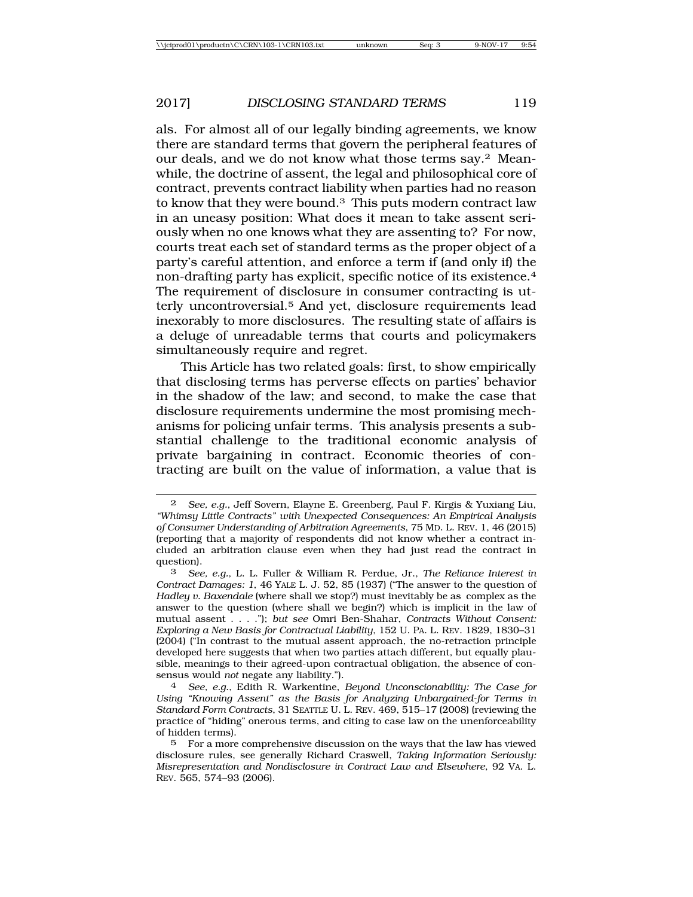als. For almost all of our legally binding agreements, we know there are standard terms that govern the peripheral features of our deals, and we do not know what those terms say.[2] Meanwhile, the doctrine of assent, the legal and philosophical core of contract, prevents contract liability when parties had no reason to know that they were bound.[3] This puts modern contract law in an uneasy position: What does it mean to take assent seriously when no one knows what they are assenting to? For now, courts treat each set of standard terms as the proper object of a party's careful attention, and enforce a term if (and only if) the non-drafting party has explicit, specific notice of its existence.[4] The requirement of disclosure in consumer contracting is utterly uncontroversial.[5] And yet, disclosure requirements lead inexorably to more disclosures. The resulting state of affairs is a deluge of unreadable terms that courts and policymakers simultaneously require and regret.

This Article has two related goals: first, to show empirically that disclosing terms has perverse effects on parties' behavior in the shadow of the law; and second, to make the case that disclosure requirements undermine the most promising mechanisms for policing unfair terms. This analysis presents a substantial challenge to the traditional economic analysis of private bargaining in contract. Economic theories of contracting are built on the value of information, a value that is

---

[2] *See, e.g.*, Jeff Sovern, Elayne E. Greenberg, Paul F. Kirgis & Yuxiang Liu, *"Whimsy Little Contracts" with Unexpected Consequences: An Empirical Analysis of Consumer Understanding of Arbitration Agreements*, 75 MD. L. REV. 1, 46 (2015) (reporting that a majority of respondents did not know whether a contract included an arbitration clause even when they had just read the contract in question).

[3] *See, e.g.*, L. L. Fuller & William R. Perdue, Jr., *The Reliance Interest in Contract Damages: 1*, 46 YALE L. J. 52, 85 (1937) ("The answer to the question of *Hadley v. Baxendale* (where shall we stop?) must inevitably be as complex as the answer to the question (where shall we begin?) which is implicit in the law of mutual assent . . . ."); *but see* Omri Ben-Shahar, *Contracts Without Consent: Exploring a New Basis for Contractual Liability*, 152 U. PA. L. REV. 1829, 1830–31 (2004) ("In contrast to the mutual assent approach, the no-retraction principle developed here suggests that when two parties attach different, but equally plausible, meanings to their agreed-upon contractual obligation, the absence of consensus would *not* negate any liability.").

[4] *See, e.g.*, Edith R. Warkentine, *Beyond Unconscionability: The Case for Using "Knowing Assent" as the Basis for Analyzing Unbargained-for Terms in Standard Form Contracts*, 31 SEATTLE U. L. REV. 469, 515–17 (2008) (reviewing the practice of "hiding" onerous terms, and citing to case law on the unenforceability of hidden terms).

[5] For a more comprehensive discussion on the ways that the law has viewed disclosure rules, see generally Richard Craswell, *Taking Information Seriously: Misrepresentation and Nondisclosure in Contract Law and Elsewhere*, 92 VA. L. REV. 565, 574–93 (2006).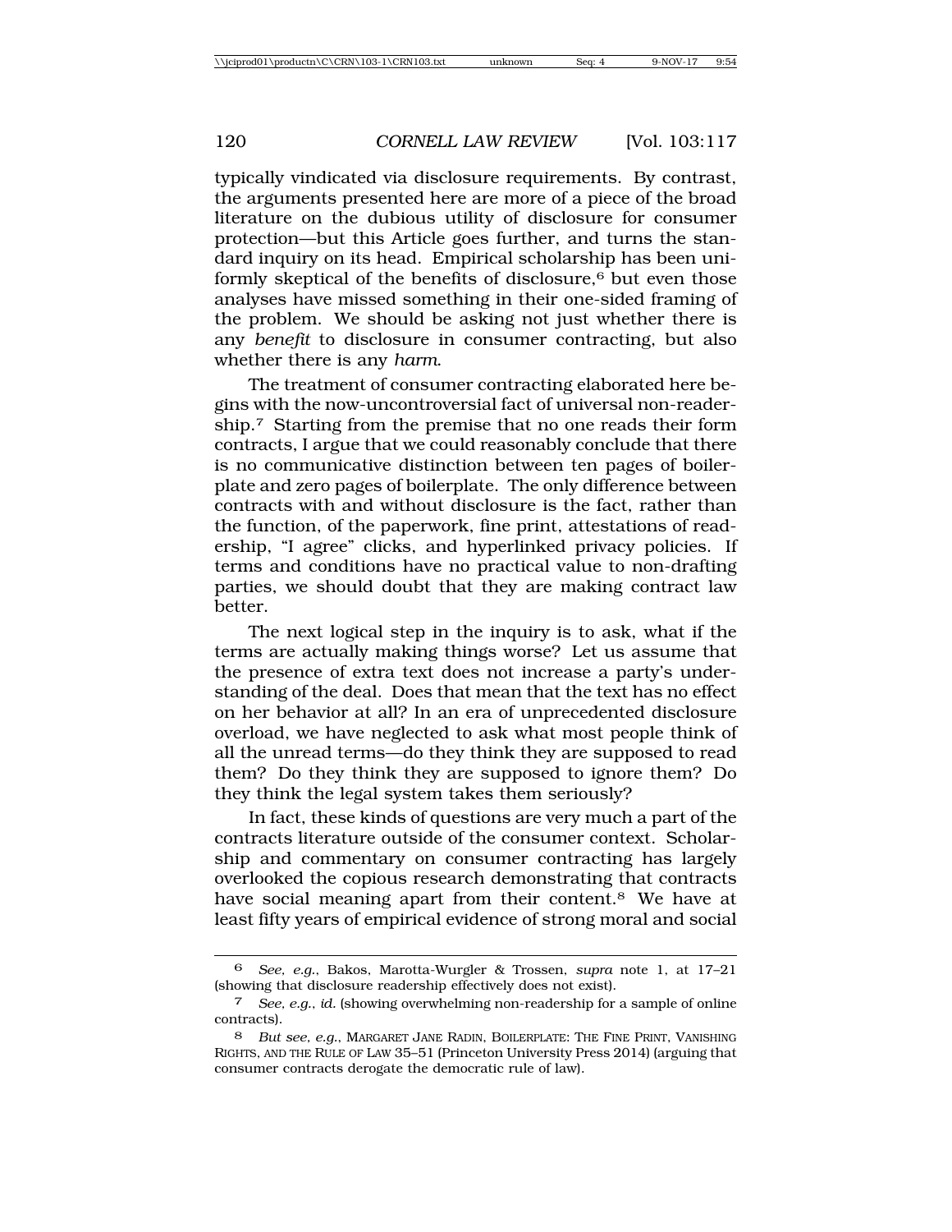typically vindicated via disclosure requirements. By contrast, the arguments presented here are more of a piece of the broad literature on the dubious utility of disclosure for consumer protection—but this Article goes further, and turns the standard inquiry on its head. Empirical scholarship has been uniformly skeptical of the benefits of disclosure,[6] but even those analyses have missed something in their one-sided framing of the problem. We should be asking not just whether there is any *benefit* to disclosure in consumer contracting, but also whether there is any *harm*.

The treatment of consumer contracting elaborated here begins with the now-uncontroversial fact of universal non-readership.[7] Starting from the premise that no one reads their form contracts, I argue that we could reasonably conclude that there is no communicative distinction between ten pages of boilerplate and zero pages of boilerplate. The only difference between contracts with and without disclosure is the fact, rather than the function, of the paperwork, fine print, attestations of readership, "I agree" clicks, and hyperlinked privacy policies. If terms and conditions have no practical value to non-drafting parties, we should doubt that they are making contract law better.

The next logical step in the inquiry is to ask, what if the terms are actually making things worse? Let us assume that the presence of extra text does not increase a party's understanding of the deal. Does that mean that the text has no effect on her behavior at all? In an era of unprecedented disclosure overload, we have neglected to ask what most people think of all the unread terms—do they think they are supposed to read them? Do they think they are supposed to ignore them? Do they think the legal system takes them seriously?

In fact, these kinds of questions are very much a part of the contracts literature outside of the consumer context. Scholarship and commentary on consumer contracting has largely overlooked the copious research demonstrating that contracts have social meaning apart from their content.[8] We have at least fifty years of empirical evidence of strong moral and social

---

[6] *See, e.g.*, Bakos, Marotta-Wurgler & Trossen, *supra* note 1, at 17–21 (showing that disclosure readership effectively does not exist).

[7] *See, e.g.*, *id.* (showing overwhelming non-readership for a sample of online contracts).

[8] *But see, e.g.*, MARGARET JANE RADIN, BOILERPLATE: THE FINE PRINT, VANISHING RIGHTS, AND THE RULE OF LAW 35–51 (Princeton University Press 2014) (arguing that consumer contracts derogate the democratic rule of law).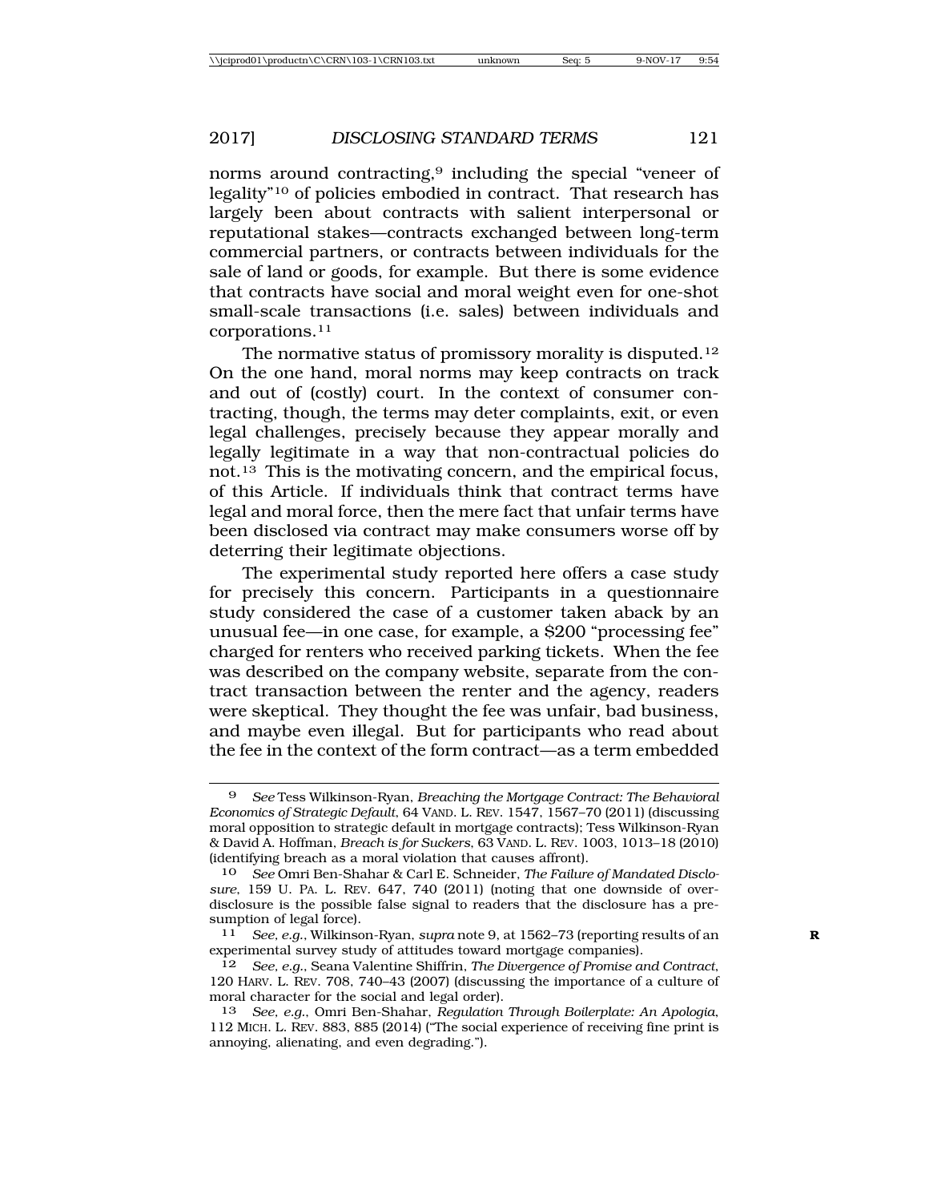norms around contracting,[9] including the special "veneer of legality"[10] of policies embodied in contract. That research has largely been about contracts with salient interpersonal or reputational stakes—contracts exchanged between long-term commercial partners, or contracts between individuals for the sale of land or goods, for example. But there is some evidence that contracts have social and moral weight even for one-shot small-scale transactions (i.e. sales) between individuals and corporations.[11]

The normative status of promissory morality is disputed.[12] On the one hand, moral norms may keep contracts on track and out of (costly) court. In the context of consumer contracting, though, the terms may deter complaints, exit, or even legal challenges, precisely because they appear morally and legally legitimate in a way that non-contractual policies do not.[13] This is the motivating concern, and the empirical focus, of this Article. If individuals think that contract terms have legal and moral force, then the mere fact that unfair terms have been disclosed via contract may make consumers worse off by deterring their legitimate objections.

The experimental study reported here offers a case study for precisely this concern. Participants in a questionnaire study considered the case of a customer taken aback by an unusual fee—in one case, for example, a $200 "processing fee" charged for renters who received parking tickets. When the fee was described on the company website, separate from the contract transaction between the renter and the agency, readers were skeptical. They thought the fee was unfair, bad business, and maybe even illegal. But for participants who read about the fee in the context of the form contract—as a term embedded

---

[9] *See* Tess Wilkinson-Ryan, *Breaching the Mortgage Contract: The Behavioral Economics of Strategic Default*, 64 VAND. L. REV. 1547, 1567–70 (2011) (discussing moral opposition to strategic default in mortgage contracts); Tess Wilkinson-Ryan & David A. Hoffman, *Breach is for Suckers*, 63 VAND. L. REV. 1003, 1013–18 (2010) (identifying breach as a moral violation that causes affront).

[10] *See* Omri Ben-Shahar & Carl E. Schneider, *The Failure of Mandated Disclosure*, 159 U. PA. L. REV. 647, 740 (2011) (noting that one downside of overdisclosure is the possible false signal to readers that the disclosure has a presumption of legal force).

[11] *See, e.g.*, Wilkinson-Ryan, *supra* note 9, at 1562–73 (reporting results of an experimental survey study of attitudes toward mortgage companies).

[12] *See, e.g.*, Seana Valentine Shiffrin, *The Divergence of Promise and Contract*, 120 HARV. L. REV. 708, 740–43 (2007) (discussing the importance of a culture of moral character for the social and legal order).

[13] *See, e.g.*, Omri Ben-Shahar, *Regulation Through Boilerplate: An Apologia*, 112 MICH. L. REV. 883, 885 (2014) ("The social experience of receiving fine print is annoying, alienating, and even degrading.").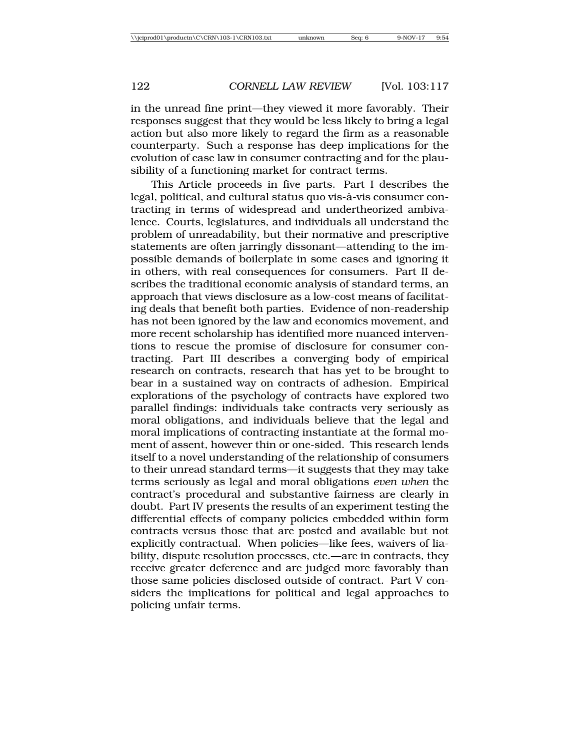in the unread fine print—they viewed it more favorably. Their responses suggest that they would be less likely to bring a legal action but also more likely to regard the firm as a reasonable counterparty. Such a response has deep implications for the evolution of case law in consumer contracting and for the plausibility of a functioning market for contract terms.

This Article proceeds in five parts. Part I describes the legal, political, and cultural status quo vis-à-vis consumer contracting in terms of widespread and undertheorized ambivalence. Courts, legislatures, and individuals all understand the problem of unreadability, but their normative and prescriptive statements are often jarringly dissonant—attending to the impossible demands of boilerplate in some cases and ignoring it in others, with real consequences for consumers. Part II describes the traditional economic analysis of standard terms, an approach that views disclosure as a low-cost means of facilitating deals that benefit both parties. Evidence of non-readership has not been ignored by the law and economics movement, and more recent scholarship has identified more nuanced interventions to rescue the promise of disclosure for consumer contracting. Part III describes a converging body of empirical research on contracts, research that has yet to be brought to bear in a sustained way on contracts of adhesion. Empirical explorations of the psychology of contracts have explored two parallel findings: individuals take contracts very seriously as moral obligations, and individuals believe that the legal and moral implications of contracting instantiate at the formal moment of assent, however thin or one-sided. This research lends itself to a novel understanding of the relationship of consumers to their unread standard terms—it suggests that they may take terms seriously as legal and moral obligations *even when* the contract's procedural and substantive fairness are clearly in doubt. Part IV presents the results of an experiment testing the differential effects of company policies embedded within form contracts versus those that are posted and available but not explicitly contractual. When policies—like fees, waivers of liability, dispute resolution processes, etc.—are in contracts, they receive greater deference and are judged more favorably than those same policies disclosed outside of contract. Part V considers the implications for political and legal approaches to policing unfair terms.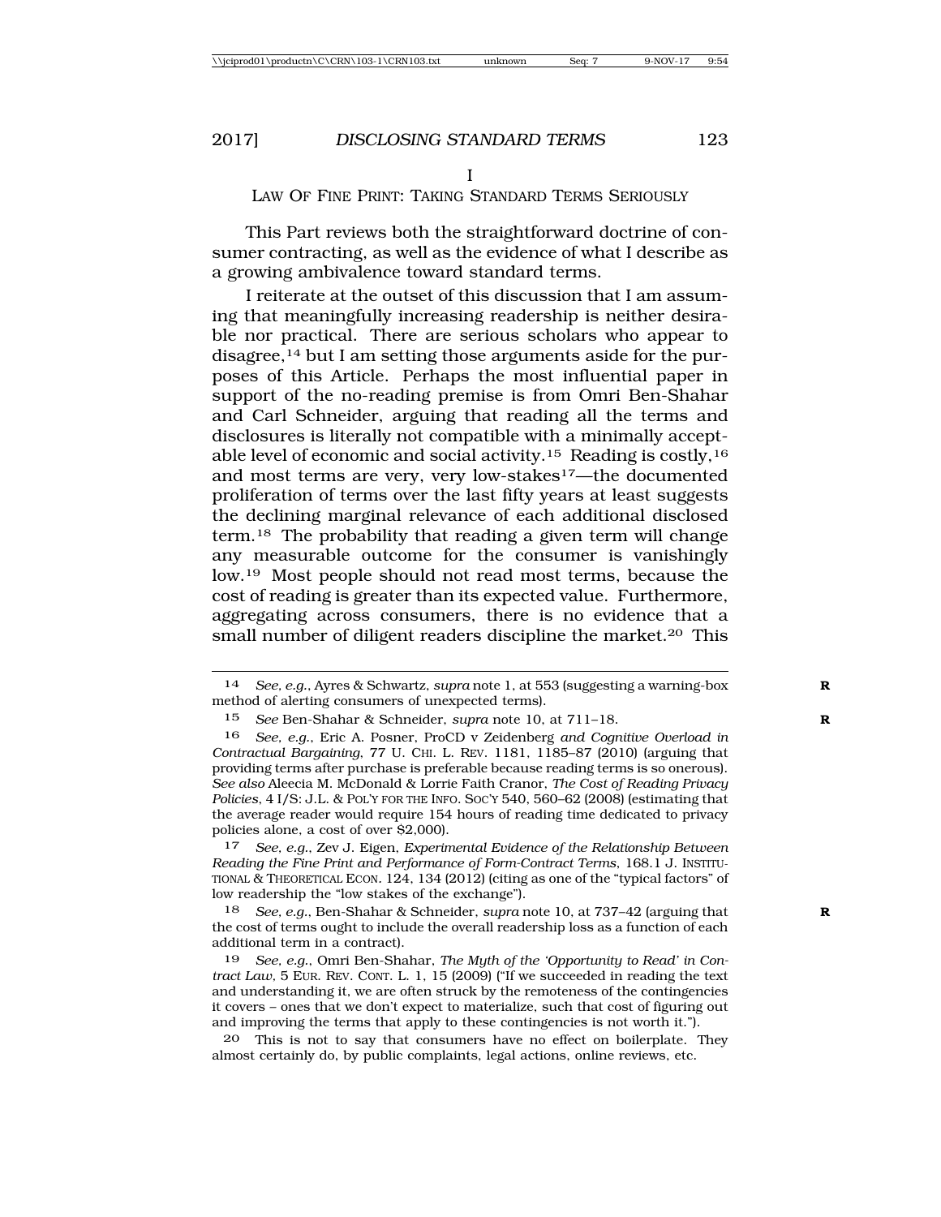# I
## LAW OF FINE PRINT: TAKING STANDARD TERMS SERIOUSLY

This Part reviews both the straightforward doctrine of consumer contracting, as well as the evidence of what I describe as a growing ambivalence toward standard terms.

I reiterate at the outset of this discussion that I am assuming that meaningfully increasing readership is neither desirable nor practical. There are serious scholars who appear to disagree,[14] but I am setting those arguments aside for the purposes of this Article. Perhaps the most influential paper in support of the no-reading premise is from Omri Ben-Shahar and Carl Schneider, arguing that reading all the terms and disclosures is literally not compatible with a minimally acceptable level of economic and social activity.[15] Reading is costly,[16] and most terms are very, very low-stakes[17]—the documented proliferation of terms over the last fifty years at least suggests the declining marginal relevance of each additional disclosed term.[18] The probability that reading a given term will change any measurable outcome for the consumer is vanishingly low.[19] Most people should not read most terms, because the cost of reading is greater than its expected value. Furthermore, aggregating across consumers, there is no evidence that a small number of diligent readers discipline the market.[20] This

---

14 *See, e.g.*, Ayres & Schwartz, *supra* note 1, at 553 (suggesting a warning-box method of alerting consumers of unexpected terms).

15 *See* Ben-Shahar & Schneider, *supra* note 10, at 711–18.

16 *See, e.g.*, Eric A. Posner, *ProCD v Zeidenberg and Cognitive Overload in Contractual Bargaining*, 77 U. CHI. L. REV. 1181, 1185–87 (2010) (arguing that providing terms after purchase is preferable because reading terms is so onerous). *See also* Aleecia M. McDonald & Lorrie Faith Cranor, *The Cost of Reading Privacy Policies*, 4 I/S: J.L. & POL'Y FOR THE INFO. SOC'Y 540, 560–62 (2008) (estimating that the average reader would require 154 hours of reading time dedicated to privacy policies alone, a cost of over $2,000).

17 *See, e.g.*, Zev J. Eigen, *Experimental Evidence of the Relationship Between Reading the Fine Print and Performance of Form-Contract Terms*, 168.1 J. INSTITUTIONAL & THEORETICAL ECON. 124, 134 (2012) (citing as one of the "typical factors" of low readership the "low stakes of the exchange").

18 *See, e.g.*, Ben-Shahar & Schneider, *supra* note 10, at 737–42 (arguing that the cost of terms ought to include the overall readership loss as a function of each additional term in a contract).

19 *See, e.g.*, Omri Ben-Shahar, *The Myth of the 'Opportunity to Read' in Contract Law*, 5 EUR. REV. CONT. L. 1, 15 (2009) ("If we succeeded in reading the text and understanding it, we are often struck by the remoteness of the contingencies it covers – ones that we don't expect to materialize, such that cost of figuring out and improving the terms that apply to these contingencies is not worth it.").

20 This is not to say that consumers have no effect on boilerplate. They almost certainly do, by public complaints, legal actions, online reviews, etc.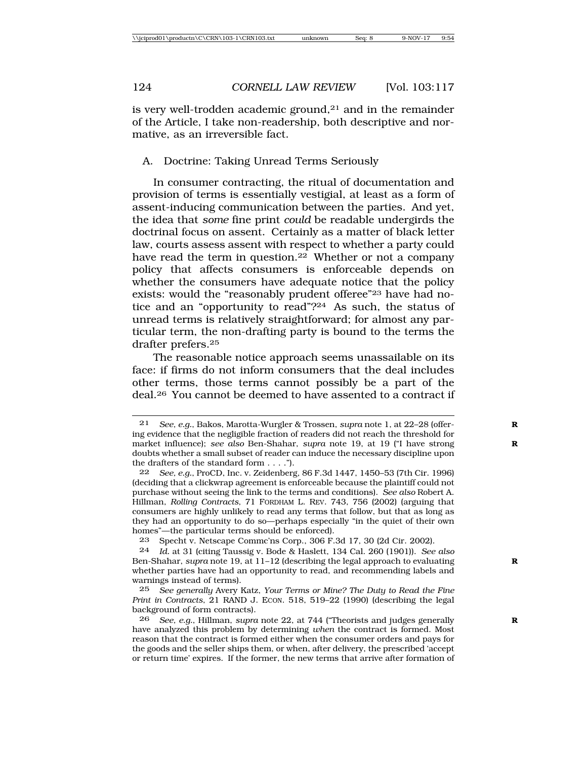is very well-trodden academic ground,[21] and in the remainder of the Article, I take non-readership, both descriptive and normative, as an irreversible fact.

## A. Doctrine: Taking Unread Terms Seriously

In consumer contracting, the ritual of documentation and provision of terms is essentially vestigial, at least as a form of assent-inducing communication between the parties. And yet, the idea that *some* fine print *could* be readable undergirds the doctrinal focus on assent. Certainly as a matter of black letter law, courts assess assent with respect to whether a party could have read the term in question.[22] Whether or not a company policy that affects consumers is enforceable depends on whether the consumers have adequate notice that the policy exists: would the "reasonably prudent offeree"[23] have had notice and an "opportunity to read"?[24] As such, the status of unread terms is relatively straightforward; for almost any particular term, the non-drafting party is bound to the terms the drafter prefers.[25]

The reasonable notice approach seems unassailable on its face: if firms do not inform consumers that the deal includes other terms, those terms cannot possibly be a part of the deal.[26] You cannot be deemed to have assented to a contract if

---

21 *See, e.g.*, Bakos, Marotta-Wurgler & Trossen, *supra* note 1, at 22–28 (offering evidence that the negligible fraction of readers did not reach the threshold for market influence); *see also* Ben-Shahar, *supra* note 19, at 19 ("I have strong doubts whether a small subset of reader can induce the necessary discipline upon the drafters of the standard form . . . .").

22 *See, e.g.*, ProCD, Inc. v. Zeidenberg, 86 F.3d 1447, 1450–53 (7th Cir. 1996) (deciding that a clickwrap agreement is enforceable because the plaintiff could not purchase without seeing the link to the terms and conditions). *See also* Robert A. Hillman, *Rolling Contracts*, 71 FORDHAM L. REV. 743, 756 (2002) (arguing that consumers are highly unlikely to read any terms that follow, but that as long as they had an opportunity to do so—perhaps especially "in the quiet of their own homes"—the particular terms should be enforced).

23 Specht v. Netscape Commc'ns Corp., 306 F.3d 17, 30 (2d Cir. 2002).

24 *Id.* at 31 (citing Taussig v. Bode & Haslett, 134 Cal. 260 (1901)). *See also* Ben-Shahar, *supra* note 19, at 11–12 (describing the legal approach to evaluating whether parties have had an opportunity to read, and recommending labels and warnings instead of terms).

25 *See generally* Avery Katz, *Your Terms or Mine? The Duty to Read the Fine Print in Contracts*, 21 RAND J. ECON. 518, 519–22 (1990) (describing the legal background of form contracts).

26 *See, e.g.*, Hillman, *supra* note 22, at 744 ("Theorists and judges generally have analyzed this problem by determining *when* the contract is formed. Most reason that the contract is formed either when the consumer orders and pays for the goods and the seller ships them, or when, after delivery, the prescribed 'accept or return time' expires. If the former, the new terms that arrive after formation of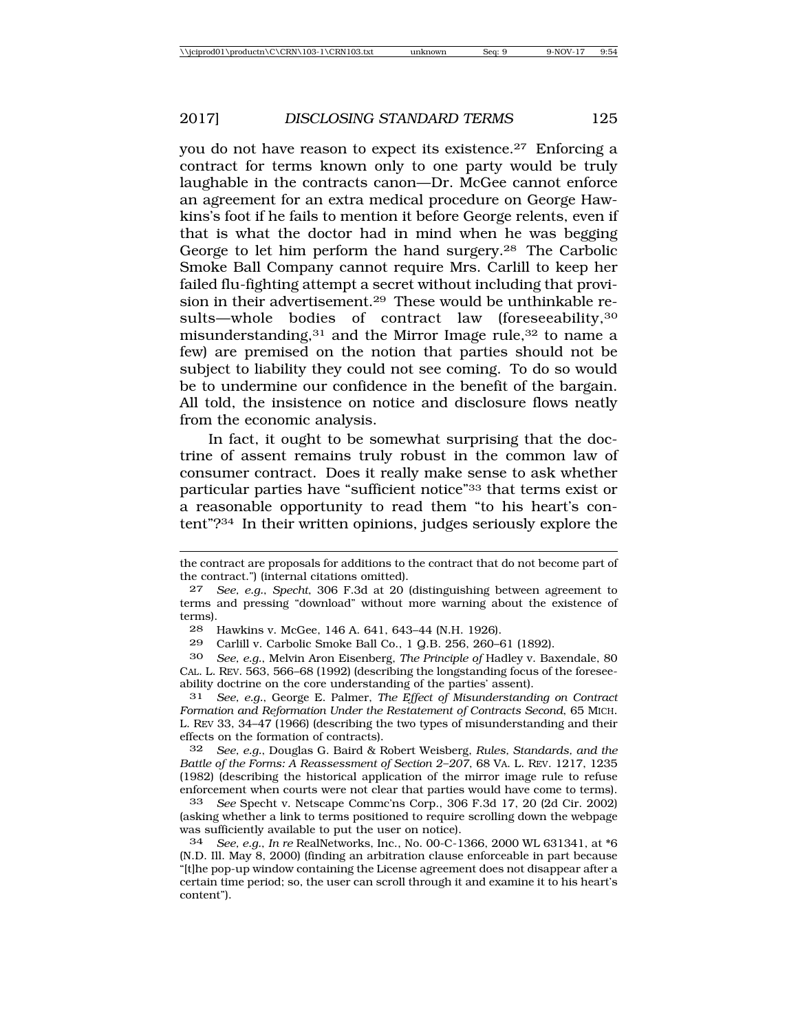you do not have reason to expect its existence.[27] Enforcing a contract for terms known only to one party would be truly laughable in the contracts canon—Dr. McGee cannot enforce an agreement for an extra medical procedure on George Hawkins's foot if he fails to mention it before George relents, even if that is what the doctor had in mind when he was begging George to let him perform the hand surgery.[28] The Carbolic Smoke Ball Company cannot require Mrs. Carlill to keep her failed flu-fighting attempt a secret without including that provision in their advertisement.[29] These would be unthinkable results—whole bodies of contract law (foreseeability,[30] misunderstanding,[31] and the Mirror Image rule,[32] to name a few) are premised on the notion that parties should not be subject to liability they could not see coming. To do so would be to undermine our confidence in the benefit of the bargain. All told, the insistence on notice and disclosure flows neatly from the economic analysis.

In fact, it ought to be somewhat surprising that the doctrine of assent remains truly robust in the common law of consumer contract. Does it really make sense to ask whether particular parties have "sufficient notice"[33] that terms exist or a reasonable opportunity to read them "to his heart's content"?[34] In their written opinions, judges seriously explore the

---

the contract are proposals for additions to the contract that do not become part of the contract.") (internal citations omitted).

27 *See, e.g.*, *Specht*, 306 F.3d at 20 (distinguishing between agreement to terms and pressing "download" without more warning about the existence of terms).

28 Hawkins v. McGee, 146 A. 641, 643–44 (N.H. 1926).

29 Carlill v. Carbolic Smoke Ball Co., 1 Q.B. 256, 260–61 (1892).

30 *See, e.g.*, Melvin Aron Eisenberg, *The Principle of* Hadley v. Baxendale, 80 CAL. L. REV. 563, 566–68 (1992) (describing the longstanding focus of the foreseeability doctrine on the core understanding of the parties' assent).

31 *See, e.g.*, George E. Palmer, *The Effect of Misunderstanding on Contract Formation and Reformation Under the Restatement of Contracts Second*, 65 MICH. L. REV 33, 34–47 (1966) (describing the two types of misunderstanding and their effects on the formation of contracts).

32 *See, e.g.*, Douglas G. Baird & Robert Weisberg, *Rules, Standards, and the Battle of the Forms: A Reassessment of Section 2–207*, 68 VA. L. REV. 1217, 1235 (1982) (describing the historical application of the mirror image rule to refuse enforcement when courts were not clear that parties would have come to terms).

33 *See* Specht v. Netscape Commc'ns Corp., 306 F.3d 17, 20 (2d Cir. 2002) (asking whether a link to terms positioned to require scrolling down the webpage was sufficiently available to put the user on notice).

34 *See, e.g.*, *In re* RealNetworks, Inc., No. 00-C-1366, 2000 WL 631341, at *6 (N.D. Ill. May 8, 2000) (finding an arbitration clause enforceable in part because "[t]he pop-up window containing the License agreement does not disappear after a certain time period; so, the user can scroll through it and examine it to his heart's content").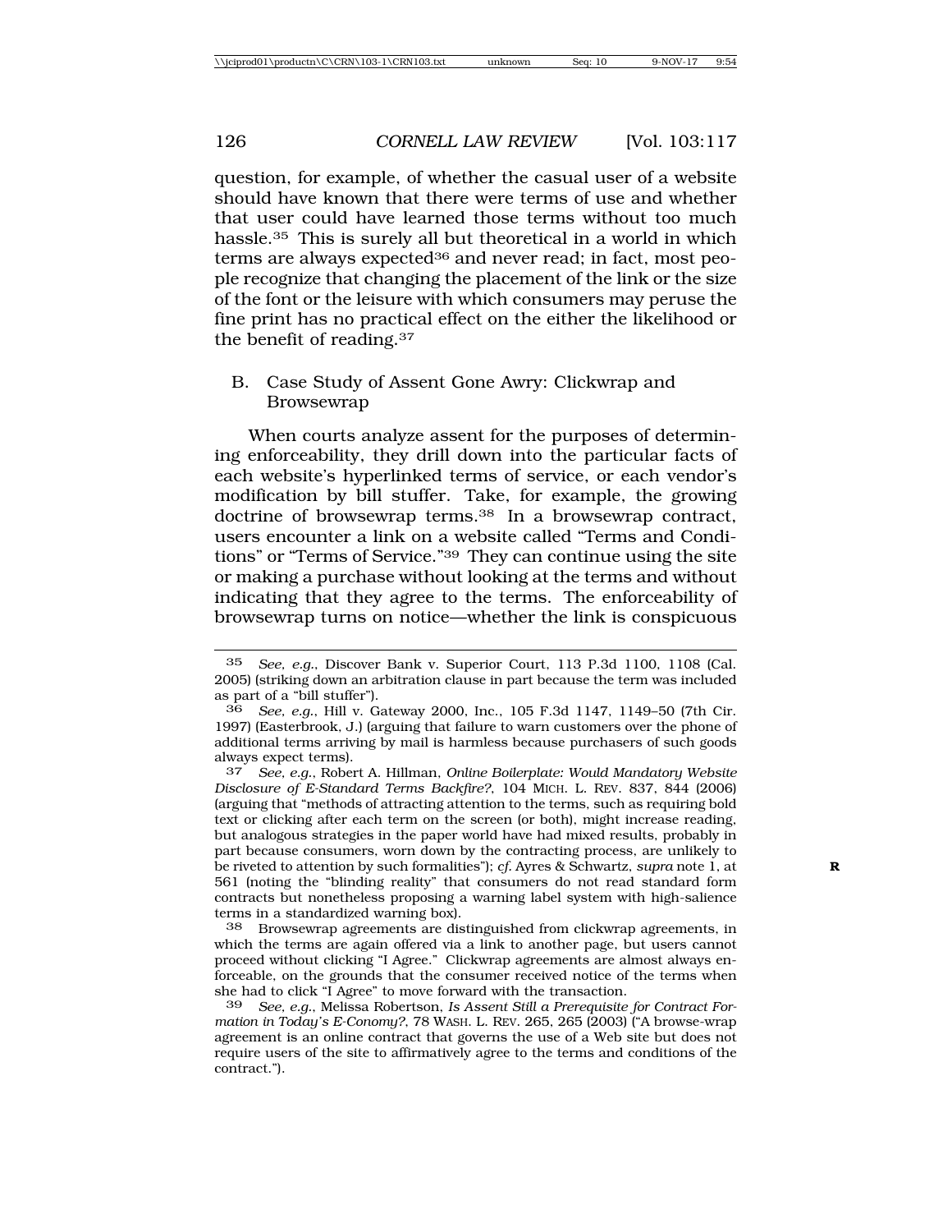question, for example, of whether the casual user of a website should have known that there were terms of use and whether that user could have learned those terms without too much hassle.[35] This is surely all but theoretical in a world in which terms are always expected[36] and never read; in fact, most people recognize that changing the placement of the link or the size of the font or the leisure with which consumers may peruse the fine print has no practical effect on the either the likelihood or the benefit of reading.[37]

### B. Case Study of Assent Gone Awry: Clickwrap and Browsewrap

When courts analyze assent for the purposes of determining enforceability, they drill down into the particular facts of each website's hyperlinked terms of service, or each vendor's modification by bill stuffer. Take, for example, the growing doctrine of browsewrap terms.[38] In a browsewrap contract, users encounter a link on a website called "Terms and Conditions" or "Terms of Service."[39] They can continue using the site or making a purchase without looking at the terms and without indicating that they agree to the terms. The enforceability of browsewrap turns on notice—whether the link is conspicuous

---

35 *See, e.g.*, Discover Bank v. Superior Court, 113 P.3d 1100, 1108 (Cal. 2005) (striking down an arbitration clause in part because the term was included as part of a "bill stuffer").

36 *See, e.g.*, Hill v. Gateway 2000, Inc., 105 F.3d 1147, 1149–50 (7th Cir. 1997) (Easterbrook, J.) (arguing that failure to warn customers over the phone of additional terms arriving by mail is harmless because purchasers of such goods always expect terms).

37 *See, e.g.*, Robert A. Hillman, *Online Boilerplate: Would Mandatory Website Disclosure of E-Standard Terms Backfire?*, 104 MICH. L. REV. 837, 844 (2006) (arguing that "methods of attracting attention to the terms, such as requiring bold text or clicking after each term on the screen (or both), might increase reading, but analogous strategies in the paper world have had mixed results, probably in part because consumers, worn down by the contracting process, are unlikely to be riveted to attention by such formalities"); *cf.* Ayres & Schwartz, *supra* note 1, at 561 (noting the "blinding reality" that consumers do not read standard form contracts but nonetheless proposing a warning label system with high-salience terms in a standardized warning box).

38 Browsewrap agreements are distinguished from clickwrap agreements, in which the terms are again offered via a link to another page, but users cannot proceed without clicking "I Agree." Clickwrap agreements are almost always enforceable, on the grounds that the consumer received notice of the terms when she had to click "I Agree" to move forward with the transaction.

39 *See, e.g.*, Melissa Robertson, *Is Assent Still a Prerequisite for Contract Formation in Today's E-Conomy?*, 78 WASH. L. REV. 265, 265 (2003) ("A browse-wrap agreement is an online contract that governs the use of a Web site but does not require users of the site to affirmatively agree to the terms and conditions of the contract.").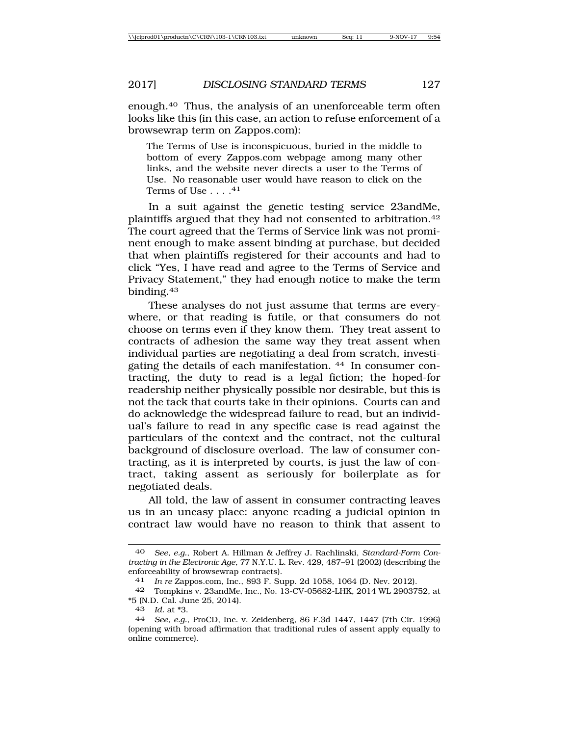enough.[40] Thus, the analysis of an unenforceable term often looks like this (in this case, an action to refuse enforcement of a browsewrap term on Zappos.com):

> The Terms of Use is inconspicuous, buried in the middle to bottom of every Zappos.com webpage among many other links, and the website never directs a user to the Terms of Use. No reasonable user would have reason to click on the Terms of Use . . . .[41]

In a suit against the genetic testing service 23andMe, plaintiffs argued that they had not consented to arbitration.[42] The court agreed that the Terms of Service link was not prominent enough to make assent binding at purchase, but decided that when plaintiffs registered for their accounts and had to click "Yes, I have read and agree to the Terms of Service and Privacy Statement," they had enough notice to make the term binding.[43]

These analyses do not just assume that terms are everywhere, or that reading is futile, or that consumers do not choose on terms even if they know them. They treat assent to contracts of adhesion the same way they treat assent when individual parties are negotiating a deal from scratch, investigating the details of each manifestation. [44] In consumer contracting, the duty to read is a legal fiction; the hoped-for readership neither physically possible nor desirable, but this is not the tack that courts take in their opinions. Courts can and do acknowledge the widespread failure to read, but an individual's failure to read in any specific case is read against the particulars of the context and the contract, not the cultural background of disclosure overload. The law of consumer contracting, as it is interpreted by courts, is just the law of contract, taking assent as seriously for boilerplate as for negotiated deals.

All told, the law of assent in consumer contracting leaves us in an uneasy place: anyone reading a judicial opinion in contract law would have no reason to think that assent to

---

40 *See, e.g.*, Robert A. Hillman & Jeffrey J. Rachlinski, *Standard-Form Contracting in the Electronic Age*, 77 N.Y.U. L. Rev. 429, 487–91 (2002) (describing the enforceability of browsewrap contracts).

41 *In re* Zappos.com, Inc., 893 F. Supp. 2d 1058, 1064 (D. Nev. 2012).

42 Tompkins v. 23andMe, Inc., No. 13-CV-05682-LHK, 2014 WL 2903752, at *5 (N.D. Cal. June 25, 2014).

43 *Id.* at *3.

44 *See, e.g.*, ProCD, Inc. v. Zeidenberg, 86 F.3d 1447, 1447 (7th Cir. 1996) (opening with broad affirmation that traditional rules of assent apply equally to online commerce).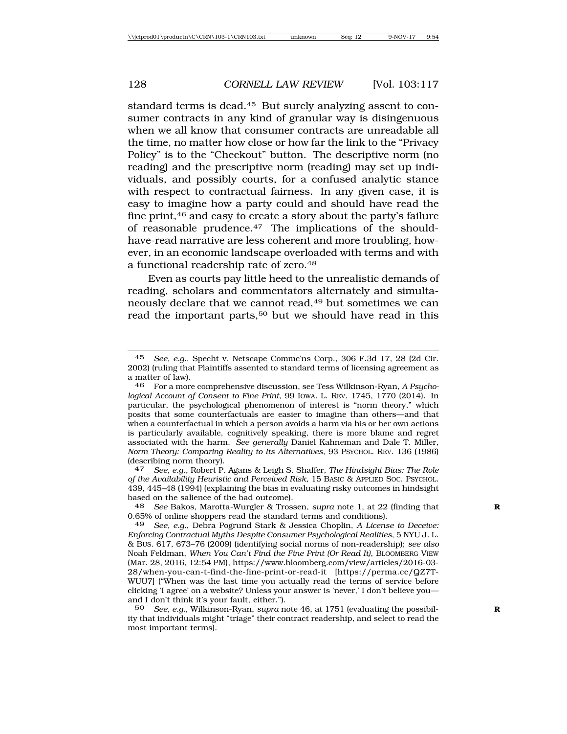standard terms is dead.[45] But surely analyzing assent to consumer contracts in any kind of granular way is disingenuous when we all know that consumer contracts are unreadable all the time, no matter how close or how far the link to the "Privacy Policy" is to the "Checkout" button. The descriptive norm (no reading) and the prescriptive norm (reading) may set up individuals, and possibly courts, for a confused analytic stance with respect to contractual fairness. In any given case, it is easy to imagine how a party could and should have read the fine print,[46] and easy to create a story about the party's failure of reasonable prudence.[47] The implications of the should-have-read narrative are less coherent and more troubling, however, in an economic landscape overloaded with terms and with a functional readership rate of zero.[48]

Even as courts pay little heed to the unrealistic demands of reading, scholars and commentators alternately and simultaneously declare that we cannot read,[49] but sometimes we can read the important parts,[50] but we should have read in this

---

[45] *See, e.g.*, Specht v. Netscape Commc'ns Corp., 306 F.3d 17, 28 (2d Cir. 2002) (ruling that Plaintiffs assented to standard terms of licensing agreement as a matter of law).

[46] For a more comprehensive discussion, see Tess Wilkinson-Ryan, *A Psychological Account of Consent to Fine Print*, 99 IOWA L. REV. 1745, 1770 (2014). In particular, the psychological phenomenon of interest is "norm theory," which posits that some counterfactuals are easier to imagine than others—and that when a counterfactual in which a person avoids a harm via his or her own actions is particularly available, cognitively speaking, there is more blame and regret associated with the harm. *See generally* Daniel Kahneman and Dale T. Miller, *Norm Theory: Comparing Reality to Its Alternatives*, 93 PSYCHOL. REV. 136 (1986) (describing norm theory).

[47] *See, e.g.*, Robert P. Agans & Leigh S. Shaffer, *The Hindsight Bias: The Role of the Availability Heuristic and Perceived Risk*, 15 BASIC & APPLIED SOC. PSYCHOL. 439, 445–48 (1994) (explaining the bias in evaluating risky outcomes in hindsight based on the salience of the bad outcome).

[48] *See* Bakos, Marotta-Wurgler & Trossen, *supra* note 1, at 22 (finding that 0.65% of online shoppers read the standard terms and conditions).

[49] *See, e.g.*, Debra Pogrund Stark & Jessica Choplin, *A License to Deceive: Enforcing Contractual Myths Despite Consumer Psychological Realities*, 5 NYU J. L. & BUS. 617, 673–76 (2009) (identifying social norms of non-readership); *see also* Noah Feldman, *When You Can't Find the Fine Print (Or Read It)*, BLOOMBERG VIEW (Mar. 28, 2016, 12:54 PM), https://www.bloomberg.com/view/articles/2016-03-28/when-you-can-t-find-the-fine-print-or-read-it [https://perma.cc/QZ7T-WUU7] ("When was the last time you actually read the terms of service before clicking 'I agree' on a website? Unless your answer is 'never,' I don't believe you—and I don't think it's your fault, either.").

[50] *See, e.g.*, Wilkinson-Ryan, *supra* note 46, at 1751 (evaluating the possibility that individuals might "triage" their contract readership, and select to read the most important terms).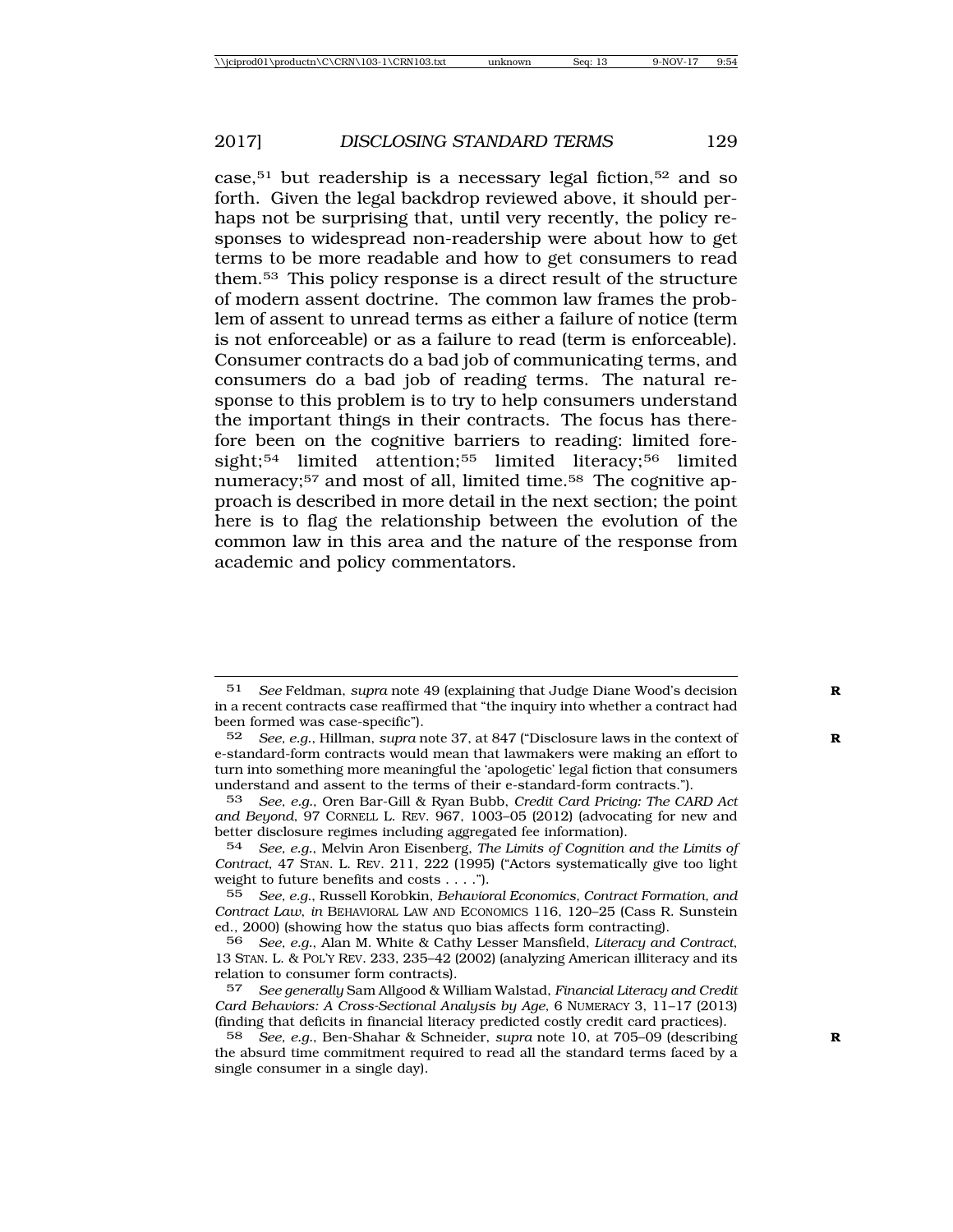case,[51] but readership is a necessary legal fiction,[52] and so forth. Given the legal backdrop reviewed above, it should perhaps not be surprising that, until very recently, the policy responses to widespread non-readership were about how to get terms to be more readable and how to get consumers to read them.[53] This policy response is a direct result of the structure of modern assent doctrine. The common law frames the problem of assent to unread terms as either a failure of notice (term is not enforceable) or as a failure to read (term is enforceable). Consumer contracts do a bad job of communicating terms, and consumers do a bad job of reading terms. The natural response to this problem is to try to help consumers understand the important things in their contracts. The focus has therefore been on the cognitive barriers to reading: limited foresight;[54] limited attention;[55] limited literacy;[56] limited numeracy;[57] and most of all, limited time.[58] The cognitive approach is described in more detail in the next section; the point here is to flag the relationship between the evolution of the common law in this area and the nature of the response from academic and policy commentators.

---

51 *See* Feldman, *supra* note 49 (explaining that Judge Diane Wood's decision in a recent contracts case reaffirmed that "the inquiry into whether a contract had been formed was case-specific").

52 *See, e.g.*, Hillman, *supra* note 37, at 847 ("Disclosure laws in the context of e-standard-form contracts would mean that lawmakers were making an effort to turn into something more meaningful the 'apologetic' legal fiction that consumers understand and assent to the terms of their e-standard-form contracts.").

53 *See, e.g.*, Oren Bar-Gill & Ryan Bubb, *Credit Card Pricing: The CARD Act and Beyond*, 97 CORNELL L. REV. 967, 1003–05 (2012) (advocating for new and better disclosure regimes including aggregated fee information).

54 *See, e.g.*, Melvin Aron Eisenberg, *The Limits of Cognition and the Limits of Contract*, 47 STAN. L. REV. 211, 222 (1995) ("Actors systematically give too light weight to future benefits and costs . . . .").

55 *See, e.g.*, Russell Korobkin, *Behavioral Economics, Contract Formation, and Contract Law*, *in* BEHAVIORAL LAW AND ECONOMICS 116, 120–25 (Cass R. Sunstein ed., 2000) (showing how the status quo bias affects form contracting).

56 *See, e.g.*, Alan M. White & Cathy Lesser Mansfield, *Literacy and Contract*, 13 STAN. L. & POL'Y REV. 233, 235–42 (2002) (analyzing American illiteracy and its relation to consumer form contracts).

57 *See generally* Sam Allgood & William Walstad, *Financial Literacy and Credit Card Behaviors: A Cross-Sectional Analysis by Age*, 6 NUMERACY 3, 11–17 (2013) (finding that deficits in financial literacy predicted costly credit card practices).

58 *See, e.g.*, Ben-Shahar & Schneider, *supra* note 10, at 705–09 (describing the absurd time commitment required to read all the standard terms faced by a single consumer in a single day).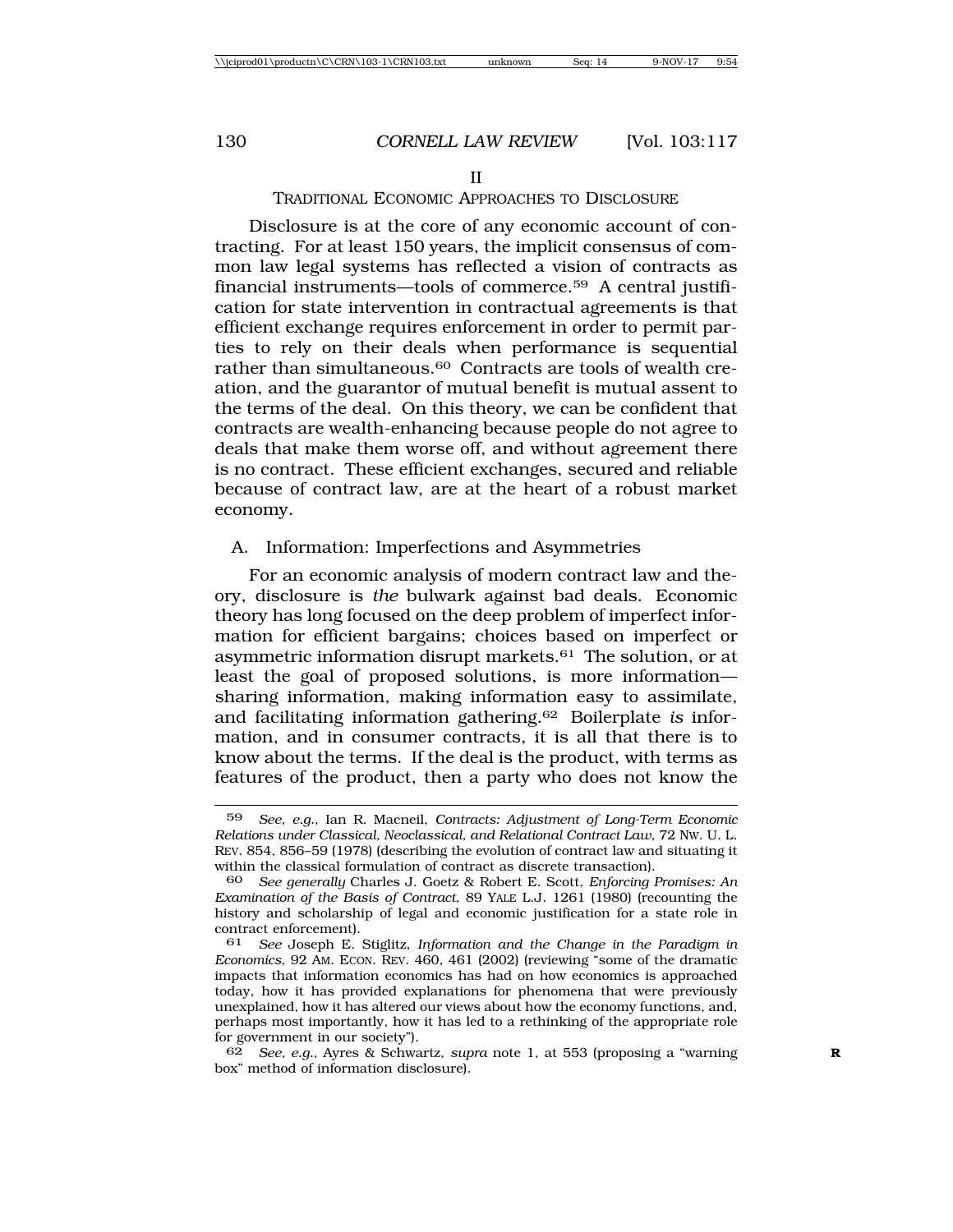## II
## TRADITIONAL ECONOMIC APPROACHES TO DISCLOSURE

Disclosure is at the core of any economic account of contracting. For at least 150 years, the implicit consensus of common law legal systems has reflected a vision of contracts as financial instruments—tools of commerce.[59] A central justification for state intervention in contractual agreements is that efficient exchange requires enforcement in order to permit parties to rely on their deals when performance is sequential rather than simultaneous.[60] Contracts are tools of wealth creation, and the guarantor of mutual benefit is mutual assent to the terms of the deal. On this theory, we can be confident that contracts are wealth-enhancing because people do not agree to deals that make them worse off, and without agreement there is no contract. These efficient exchanges, secured and reliable because of contract law, are at the heart of a robust market economy.

### A. Information: Imperfections and Asymmetries

For an economic analysis of modern contract law and theory, disclosure is *the* bulwark against bad deals. Economic theory has long focused on the deep problem of imperfect information for efficient bargains; choices based on imperfect or asymmetric information disrupt markets.[61] The solution, or at least the goal of proposed solutions, is more information—sharing information, making information easy to assimilate, and facilitating information gathering.[62] Boilerplate *is* information, and in consumer contracts, it is all that there is to know about the terms. If the deal is the product, with terms as features of the product, then a party who does not know the

---

59 *See, e.g.*, Ian R. Macneil, *Contracts: Adjustment of Long-Term Economic Relations under Classical, Neoclassical, and Relational Contract Law*, 72 NW. U. L. REV. 854, 856–59 (1978) (describing the evolution of contract law and situating it within the classical formulation of contract as discrete transaction).

60 *See generally* Charles J. Goetz & Robert E. Scott, *Enforcing Promises: An Examination of the Basis of Contract*, 89 YALE L.J. 1261 (1980) (recounting the history and scholarship of legal and economic justification for a state role in contract enforcement).

61 *See* Joseph E. Stiglitz, *Information and the Change in the Paradigm in Economics*, 92 AM. ECON. REV. 460, 461 (2002) (reviewing "some of the dramatic impacts that information economics has had on how economics is approached today, how it has provided explanations for phenomena that were previously unexplained, how it has altered our views about how the economy functions, and, perhaps most importantly, how it has led to a rethinking of the appropriate role for government in our society").

62 *See, e.g.*, Ayres & Schwartz, *supra* note 1, at 553 (proposing a "warning box" method of information disclosure).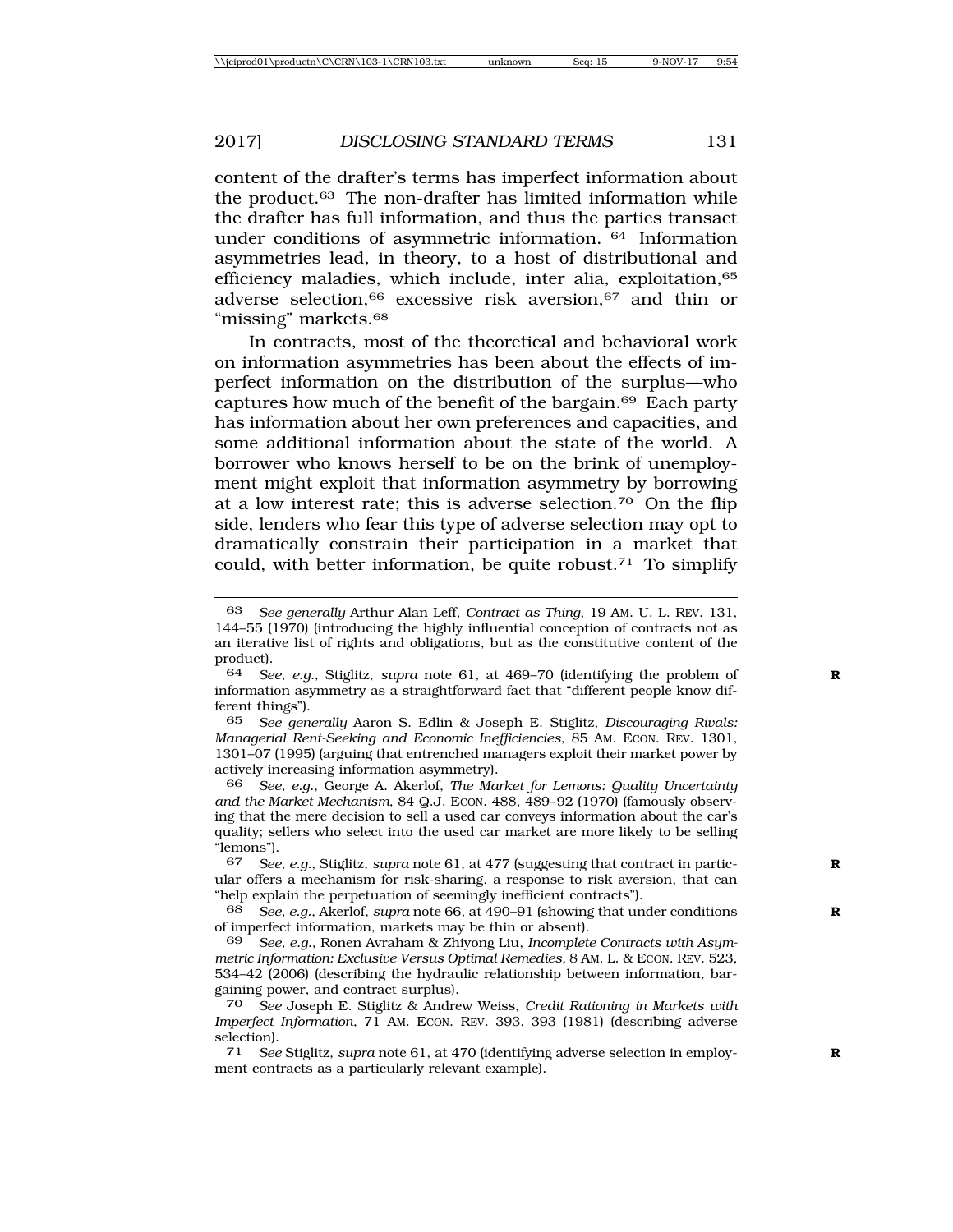content of the drafter's terms has imperfect information about the product.[63] The non-drafter has limited information while the drafter has full information, and thus the parties transact under conditions of asymmetric information. [64] Information asymmetries lead, in theory, to a host of distributional and efficiency maladies, which include, inter alia, exploitation,[65] adverse selection,[66] excessive risk aversion,[67] and thin or "missing" markets.[68]

In contracts, most of the theoretical and behavioral work on information asymmetries has been about the effects of imperfect information on the distribution of the surplus—who captures how much of the benefit of the bargain.[69] Each party has information about her own preferences and capacities, and some additional information about the state of the world. A borrower who knows herself to be on the brink of unemployment might exploit that information asymmetry by borrowing at a low interest rate; this is adverse selection.[70] On the flip side, lenders who fear this type of adverse selection may opt to dramatically constrain their participation in a market that could, with better information, be quite robust.[71] To simplify

---

63 *See generally* Arthur Alan Leff, *Contract as Thing*, 19 AM. U. L. REV. 131, 144–55 (1970) (introducing the highly influential conception of contracts not as an iterative list of rights and obligations, but as the constitutive content of the product).

64 *See, e.g.*, Stiglitz, *supra* note 61, at 469–70 (identifying the problem of information asymmetry as a straightforward fact that "different people know different things").

65 *See generally* Aaron S. Edlin & Joseph E. Stiglitz, *Discouraging Rivals: Managerial Rent-Seeking and Economic Inefficiencies*, 85 AM. ECON. REV. 1301, 1301–07 (1995) (arguing that entrenched managers exploit their market power by actively increasing information asymmetry).

66 *See, e.g.*, George A. Akerlof, *The Market for Lemons: Quality Uncertainty and the Market Mechanism*, 84 Q.J. ECON. 488, 489–92 (1970) (famously observing that the mere decision to sell a used car conveys information about the car's quality; sellers who select into the used car market are more likely to be selling "lemons").

67 *See, e.g.*, Stiglitz, *supra* note 61, at 477 (suggesting that contract in particular offers a mechanism for risk-sharing, a response to risk aversion, that can "help explain the perpetuation of seemingly inefficient contracts").

68 *See, e.g.*, Akerlof, *supra* note 66, at 490–91 (showing that under conditions of imperfect information, markets may be thin or absent).

69 *See, e.g.*, Ronen Avraham & Zhiyong Liu, *Incomplete Contracts with Asymmetric Information: Exclusive Versus Optimal Remedies*, 8 AM. L. & ECON. REV. 523, 534–42 (2006) (describing the hydraulic relationship between information, bargaining power, and contract surplus).

70 *See* Joseph E. Stiglitz & Andrew Weiss, *Credit Rationing in Markets with Imperfect Information*, 71 AM. ECON. REV. 393, 393 (1981) (describing adverse selection).

71 *See* Stiglitz, *supra* note 61, at 470 (identifying adverse selection in employment contracts as a particularly relevant example).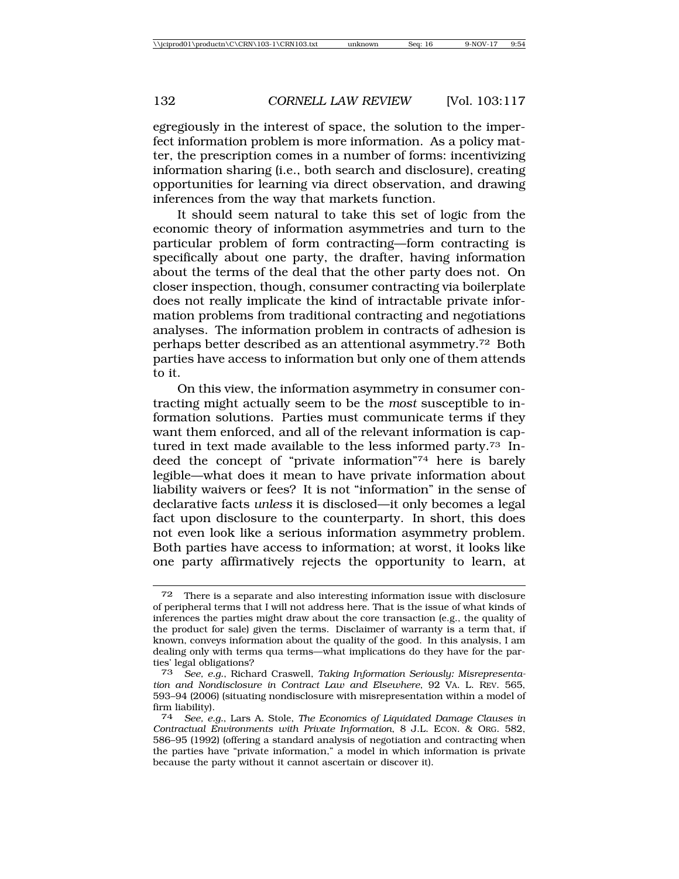egregiously in the interest of space, the solution to the imperfect information problem is more information. As a policy matter, the prescription comes in a number of forms: incentivizing information sharing (i.e., both search and disclosure), creating opportunities for learning via direct observation, and drawing inferences from the way that markets function.

It should seem natural to take this set of logic from the economic theory of information asymmetries and turn to the particular problem of form contracting—form contracting is specifically about one party, the drafter, having information about the terms of the deal that the other party does not. On closer inspection, though, consumer contracting via boilerplate does not really implicate the kind of intractable private information problems from traditional contracting and negotiations analyses. The information problem in contracts of adhesion is perhaps better described as an attentional asymmetry.[72] Both parties have access to information but only one of them attends to it.

On this view, the information asymmetry in consumer contracting might actually seem to be the *most* susceptible to information solutions. Parties must communicate terms if they want them enforced, and all of the relevant information is captured in text made available to the less informed party.[73] Indeed the concept of "private information"[74] here is barely legible—what does it mean to have private information about liability waivers or fees? It is not "information" in the sense of declarative facts *unless* it is disclosed—it only becomes a legal fact upon disclosure to the counterparty. In short, this does not even look like a serious information asymmetry problem. Both parties have access to information; at worst, it looks like one party affirmatively rejects the opportunity to learn, at

---

72 There is a separate and also interesting information issue with disclosure of peripheral terms that I will not address here. That is the issue of what kinds of inferences the parties might draw about the core transaction (e.g., the quality of the product for sale) given the terms. Disclaimer of warranty is a term that, if known, conveys information about the quality of the good. In this analysis, I am dealing only with terms qua terms—what implications do they have for the parties' legal obligations?

73 *See, e.g.*, Richard Craswell, *Taking Information Seriously: Misrepresentation and Nondisclosure in Contract Law and Elsewhere*, 92 VA. L. REV. 565, 593–94 (2006) (situating nondisclosure with misrepresentation within a model of firm liability).

74 *See, e.g.*, Lars A. Stole, *The Economics of Liquidated Damage Clauses in Contractual Environments with Private Information*, 8 J.L. ECON. & ORG. 582, 586–95 (1992) (offering a standard analysis of negotiation and contracting when the parties have "private information," a model in which information is private because the party without it cannot ascertain or discover it).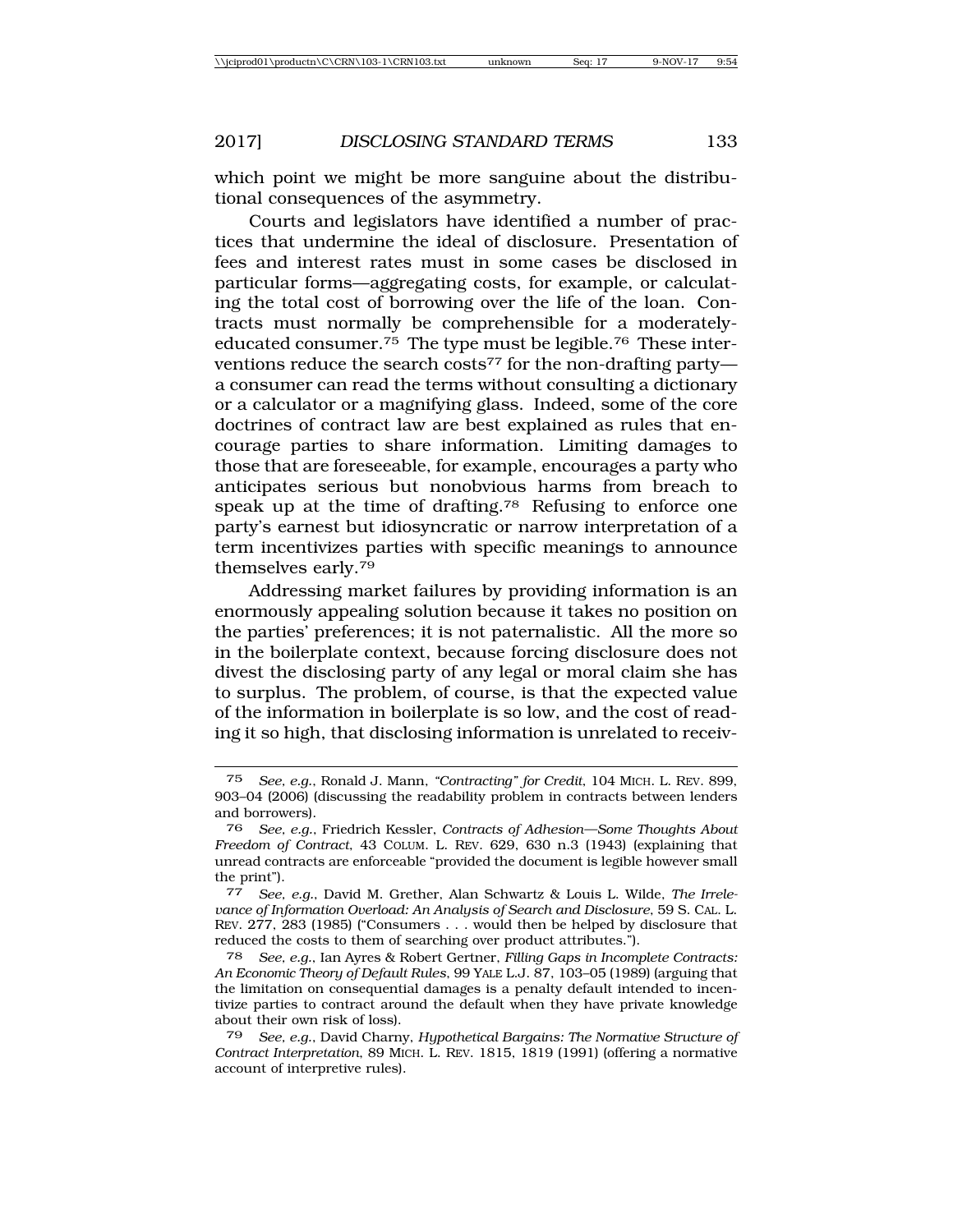which point we might be more sanguine about the distributional consequences of the asymmetry.

Courts and legislators have identified a number of practices that undermine the ideal of disclosure. Presentation of fees and interest rates must in some cases be disclosed in particular forms—aggregating costs, for example, or calculating the total cost of borrowing over the life of the loan. Contracts must normally be comprehensible for a moderately-educated consumer.[75] The type must be legible.[76] These interventions reduce the search costs[77] for the non-drafting party—a consumer can read the terms without consulting a dictionary or a calculator or a magnifying glass. Indeed, some of the core doctrines of contract law are best explained as rules that encourage parties to share information. Limiting damages to those that are foreseeable, for example, encourages a party who anticipates serious but nonobvious harms from breach to speak up at the time of drafting.[78] Refusing to enforce one party's earnest but idiosyncratic or narrow interpretation of a term incentivizes parties with specific meanings to announce themselves early.[79]

Addressing market failures by providing information is an enormously appealing solution because it takes no position on the parties' preferences; it is not paternalistic. All the more so in the boilerplate context, because forcing disclosure does not divest the disclosing party of any legal or moral claim she has to surplus. The problem, of course, is that the expected value of the information in boilerplate is so low, and the cost of reading it so high, that disclosing information is unrelated to receiv-

---

75 *See, e.g.*, Ronald J. Mann, *"Contracting" for Credit*, 104 MICH. L. REV. 899, 903–04 (2006) (discussing the readability problem in contracts between lenders and borrowers).

76 *See, e.g.*, Friedrich Kessler, *Contracts of Adhesion—Some Thoughts About Freedom of Contract*, 43 COLUM. L. REV. 629, 630 n.3 (1943) (explaining that unread contracts are enforceable "provided the document is legible however small the print").

77 *See, e.g.*, David M. Grether, Alan Schwartz & Louis L. Wilde, *The Irrelevance of Information Overload: An Analysis of Search and Disclosure*, 59 S. CAL. L. REV. 277, 283 (1985) ("Consumers . . . would then be helped by disclosure that reduced the costs to them of searching over product attributes.").

78 *See, e.g.*, Ian Ayres & Robert Gertner, *Filling Gaps in Incomplete Contracts: An Economic Theory of Default Rules*, 99 YALE L.J. 87, 103–05 (1989) (arguing that the limitation on consequential damages is a penalty default intended to incentivize parties to contract around the default when they have private knowledge about their own risk of loss).

79 *See, e.g.*, David Charny, *Hypothetical Bargains: The Normative Structure of Contract Interpretation*, 89 MICH. L. REV. 1815, 1819 (1991) (offering a normative account of interpretive rules).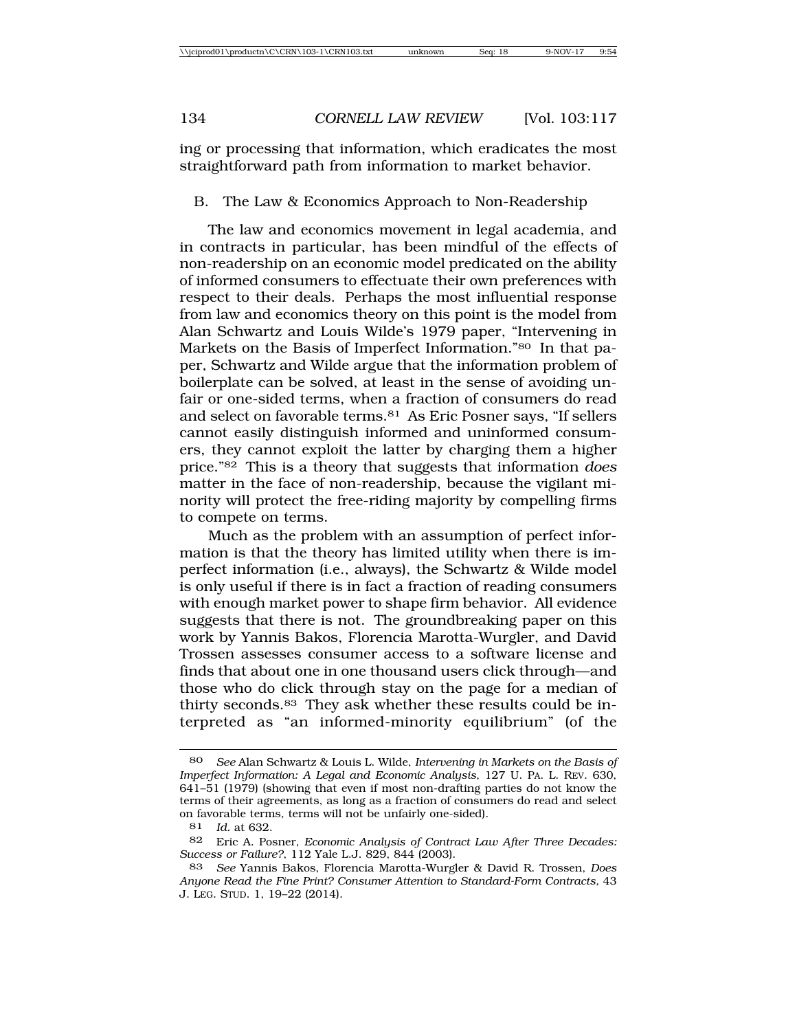ing or processing that information, which eradicates the most straightforward path from information to market behavior.

## B. The Law & Economics Approach to Non-Readership

The law and economics movement in legal academia, and in contracts in particular, has been mindful of the effects of non-readership on an economic model predicated on the ability of informed consumers to effectuate their own preferences with respect to their deals. Perhaps the most influential response from law and economics theory on this point is the model from Alan Schwartz and Louis Wilde's 1979 paper, "Intervening in Markets on the Basis of Imperfect Information."[80] In that paper, Schwartz and Wilde argue that the information problem of boilerplate can be solved, at least in the sense of avoiding unfair or one-sided terms, when a fraction of consumers do read and select on favorable terms.[81] As Eric Posner says, "If sellers cannot easily distinguish informed and uninformed consumers, they cannot exploit the latter by charging them a higher price."[82] This is a theory that suggests that information *does* matter in the face of non-readership, because the vigilant minority will protect the free-riding majority by compelling firms to compete on terms.

Much as the problem with an assumption of perfect information is that the theory has limited utility when there is imperfect information (i.e., always), the Schwartz & Wilde model is only useful if there is in fact a fraction of reading consumers with enough market power to shape firm behavior. All evidence suggests that there is not. The groundbreaking paper on this work by Yannis Bakos, Florencia Marotta-Wurgler, and David Trossen assesses consumer access to a software license and finds that about one in one thousand users click through—and those who do click through stay on the page for a median of thirty seconds.[83] They ask whether these results could be interpreted as "an informed-minority equilibrium" (of the

---

80 *See* Alan Schwartz & Louis L. Wilde, *Intervening in Markets on the Basis of Imperfect Information: A Legal and Economic Analysis*, 127 U. PA. L. REV. 630, 641–51 (1979) (showing that even if most non-drafting parties do not know the terms of their agreements, as long as a fraction of consumers do read and select on favorable terms, terms will not be unfairly one-sided).

81 *Id.* at 632.

82 Eric A. Posner, *Economic Analysis of Contract Law After Three Decades: Success or Failure?*, 112 Yale L.J. 829, 844 (2003).

83 *See* Yannis Bakos, Florencia Marotta-Wurgler & David R. Trossen, *Does Anyone Read the Fine Print? Consumer Attention to Standard-Form Contracts*, 43 J. LEG. STUD. 1, 19–22 (2014).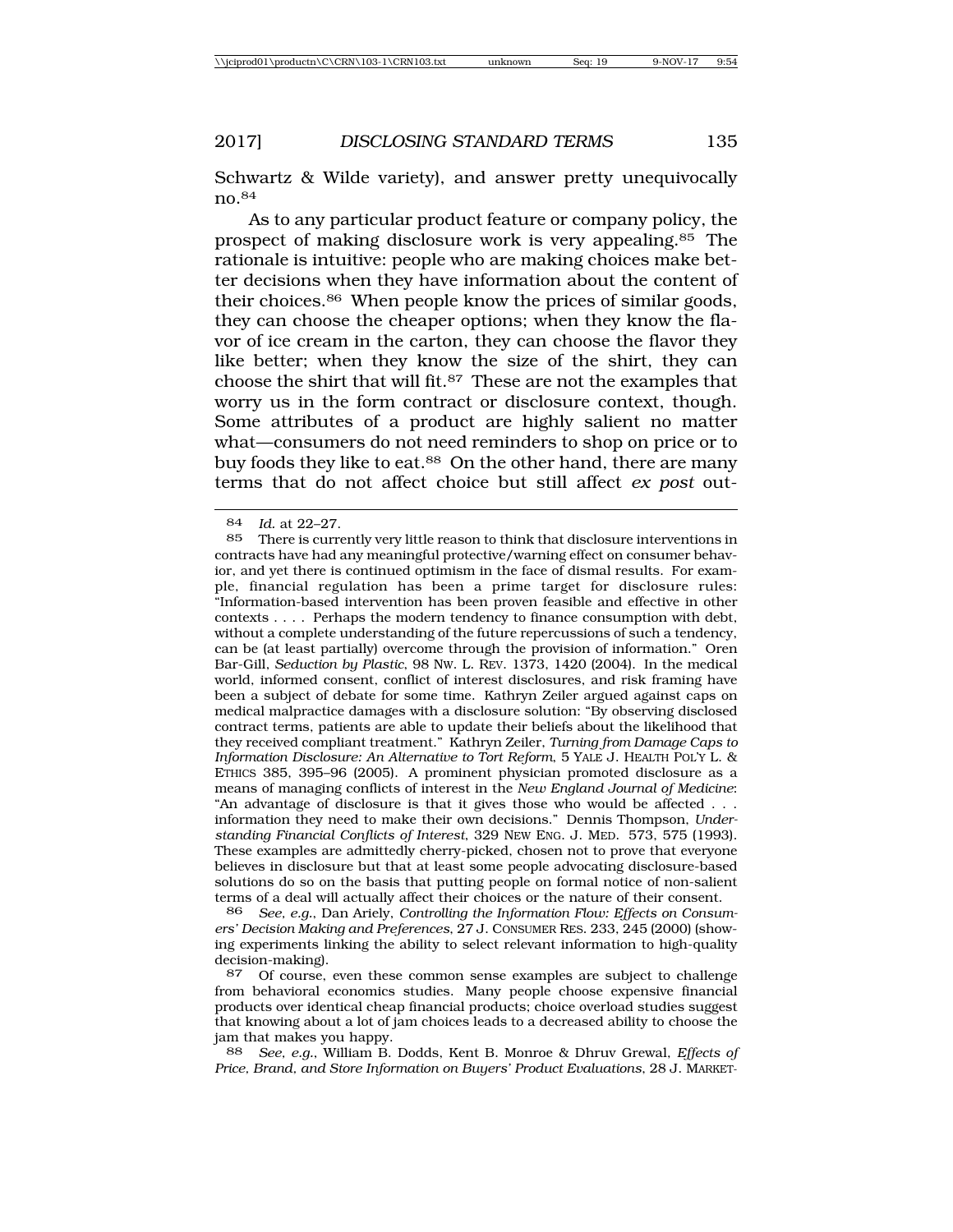Schwartz & Wilde variety), and answer pretty unequivocally no.[84]

As to any particular product feature or company policy, the prospect of making disclosure work is very appealing.[85] The rationale is intuitive: people who are making choices make better decisions when they have information about the content of their choices.[86] When people know the prices of similar goods, they can choose the cheaper options; when they know the flavor of ice cream in the carton, they can choose the flavor they like better; when they know the size of the shirt, they can choose the shirt that will fit.[87] These are not the examples that worry us in the form contract or disclosure context, though. Some attributes of a product are highly salient no matter what—consumers do not need reminders to shop on price or to buy foods they like to eat.[88] On the other hand, there are many terms that do not affect choice but still affect *ex post* out-

---

84 *Id.* at 22–27.

85 There is currently very little reason to think that disclosure interventions in contracts have had any meaningful protective/warning effect on consumer behavior, and yet there is continued optimism in the face of dismal results. For example, financial regulation has been a prime target for disclosure rules: "Information-based intervention has been proven feasible and effective in other contexts . . . . Perhaps the modern tendency to finance consumption with debt, without a complete understanding of the future repercussions of such a tendency, can be (at least partially) overcome through the provision of information." Oren Bar-Gill, *Seduction by Plastic*, 98 NW. L. REV. 1373, 1420 (2004). In the medical world, informed consent, conflict of interest disclosures, and risk framing have been a subject of debate for some time. Kathryn Zeiler argued against caps on medical malpractice damages with a disclosure solution: "By observing disclosed contract terms, patients are able to update their beliefs about the likelihood that they received compliant treatment." Kathryn Zeiler, *Turning from Damage Caps to Information Disclosure: An Alternative to Tort Reform*, 5 YALE J. HEALTH POL'Y L. & ETHICS 385, 395–96 (2005). A prominent physician promoted disclosure as a means of managing conflicts of interest in the *New England Journal of Medicine*: "An advantage of disclosure is that it gives those who would be affected . . . information they need to make their own decisions." Dennis Thompson, *Understanding Financial Conflicts of Interest*, 329 NEW ENG. J. MED. 573, 575 (1993). These examples are admittedly cherry-picked, chosen not to prove that everyone believes in disclosure but that at least some people advocating disclosure-based solutions do so on the basis that putting people on formal notice of non-salient terms of a deal will actually affect their choices or the nature of their consent.

86 *See, e.g.*, Dan Ariely, *Controlling the Information Flow: Effects on Consumers' Decision Making and Preferences*, 27 J. CONSUMER RES. 233, 245 (2000) (showing experiments linking the ability to select relevant information to high-quality decision-making).

87 Of course, even these common sense examples are subject to challenge from behavioral economics studies. Many people choose expensive financial products over identical cheap financial products; choice overload studies suggest that knowing about a lot of jam choices leads to a decreased ability to choose the jam that makes you happy.

88 *See, e.g.*, William B. Dodds, Kent B. Monroe & Dhruv Grewal, *Effects of Price, Brand, and Store Information on Buyers' Product Evaluations*, 28 J. MARKET-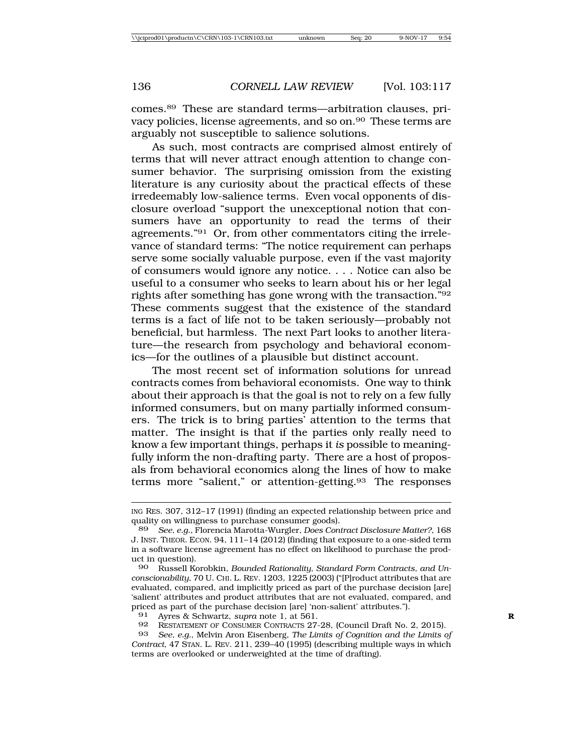comes.[89] These are standard terms—arbitration clauses, privacy policies, license agreements, and so on.[90] These terms are arguably not susceptible to salience solutions.

As such, most contracts are comprised almost entirely of terms that will never attract enough attention to change consumer behavior. The surprising omission from the existing literature is any curiosity about the practical effects of these irredeemably low-salience terms. Even vocal opponents of disclosure overload "support the unexceptional notion that consumers have an opportunity to read the terms of their agreements."[91] Or, from other commentators citing the irrelevance of standard terms: "The notice requirement can perhaps serve some socially valuable purpose, even if the vast majority of consumers would ignore any notice. . . . Notice can also be useful to a consumer who seeks to learn about his or her legal rights after something has gone wrong with the transaction."[92] These comments suggest that the existence of the standard terms is a fact of life not to be taken seriously—probably not beneficial, but harmless. The next Part looks to another literature—the research from psychology and behavioral economics—for the outlines of a plausible but distinct account.

The most recent set of information solutions for unread contracts comes from behavioral economists. One way to think about their approach is that the goal is not to rely on a few fully informed consumers, but on many partially informed consumers. The trick is to bring parties' attention to the terms that matter. The insight is that if the parties only really need to know a few important things, perhaps it *is* possible to meaningfully inform the non-drafting party. There are a host of proposals from behavioral economics along the lines of how to make terms more "salient," or attention-getting.[93] The responses

---

ING RES. 307, 312–17 (1991) (finding an expected relationship between price and quality on willingness to purchase consumer goods).

89 *See, e.g.*, Florencia Marotta-Wurgler, *Does Contract Disclosure Matter?*, 168 J. INST. THEOR. ECON. 94, 111–14 (2012) (finding that exposure to a one-sided term in a software license agreement has no effect on likelihood to purchase the product in question).

90 Russell Korobkin, *Bounded Rationality, Standard Form Contracts, and Unconscionability*, 70 U. CHI. L. REV. 1203, 1225 (2003) ("[P]roduct attributes that are evaluated, compared, and implicitly priced as part of the purchase decision [are] 'salient' attributes and product attributes that are not evaluated, compared, and priced as part of the purchase decision [are] 'non-salient' attributes.").

91 Ayres & Schwartz, *supra* note 1, at 561.

92 RESTATEMENT OF CONSUMER CONTRACTS 27-28, (Council Draft No. 2, 2015).

93 *See, e.g.*, Melvin Aron Eisenberg, *The Limits of Cognition and the Limits of Contract*, 47 STAN. L. REV. 211, 239–40 (1995) (describing multiple ways in which terms are overlooked or underweighted at the time of drafting).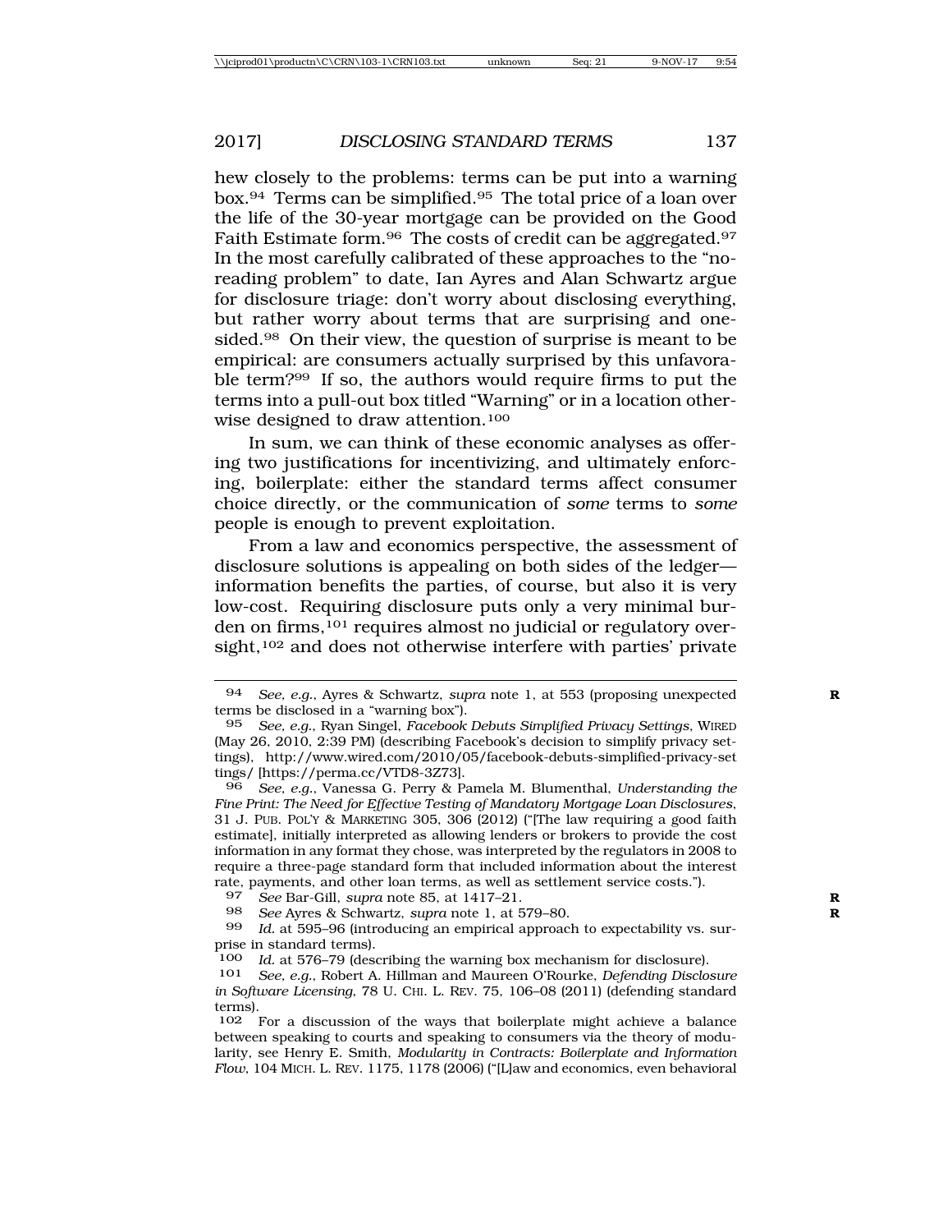hew closely to the problems: terms can be put into a warning box.[94] Terms can be simplified.[95] The total price of a loan over the life of the 30-year mortgage can be provided on the Good Faith Estimate form.[96] The costs of credit can be aggregated.[97] In the most carefully calibrated of these approaches to the "no-reading problem" to date, Ian Ayres and Alan Schwartz argue for disclosure triage: don't worry about disclosing everything, but rather worry about terms that are surprising and one-sided.[98] On their view, the question of surprise is meant to be empirical: are consumers actually surprised by this unfavorable term?[99] If so, the authors would require firms to put the terms into a pull-out box titled "Warning" or in a location otherwise designed to draw attention.[100]

In sum, we can think of these economic analyses as offering two justifications for incentivizing, and ultimately enforcing, boilerplate: either the standard terms affect consumer choice directly, or the communication of *some* terms to *some* people is enough to prevent exploitation.

From a law and economics perspective, the assessment of disclosure solutions is appealing on both sides of the ledger—information benefits the parties, of course, but also it is very low-cost. Requiring disclosure puts only a very minimal burden on firms,[101] requires almost no judicial or regulatory oversight,[102] and does not otherwise interfere with parties' private

---

[94] *See, e.g.*, Ayres & Schwartz, *supra* note 1, at 553 (proposing unexpected terms be disclosed in a "warning box").

[95] *See, e.g.*, Ryan Singel, *Facebook Debuts Simplified Privacy Settings*, WIRED (May 26, 2010, 2:39 PM) (describing Facebook's decision to simplify privacy settings), http://www.wired.com/2010/05/facebook-debuts-simplified-privacy-settings/ [https://perma.cc/VTD8-3Z73].

[96] *See, e.g.*, Vanessa G. Perry & Pamela M. Blumenthal, *Understanding the Fine Print: The Need for Effective Testing of Mandatory Mortgage Loan Disclosures*, 31 J. PUB. POL'Y & MARKETING 305, 306 (2012) ("[The law requiring a good faith estimate], initially interpreted as allowing lenders or brokers to provide the cost information in any format they chose, was interpreted by the regulators in 2008 to require a three-page standard form that included information about the interest rate, payments, and other loan terms, as well as settlement service costs.").

[97] *See* Bar-Gill, *supra* note 85, at 1417–21.

[98] *See* Ayres & Schwartz, *supra* note 1, at 579–80.

[99] *Id.* at 595–96 (introducing an empirical approach to expectability vs. surprise in standard terms).

[100] *Id.* at 576–79 (describing the warning box mechanism for disclosure).

[101] *See, e.g.*, Robert A. Hillman and Maureen O'Rourke, *Defending Disclosure in Software Licensing*, 78 U. CHI. L. REV. 75, 106–08 (2011) (defending standard terms).

[102] For a discussion of the ways that boilerplate might achieve a balance between speaking to courts and speaking to consumers via the theory of modularity, see Henry E. Smith, *Modularity in Contracts: Boilerplate and Information Flow*, 104 MICH. L. REV. 1175, 1178 (2006) ("[L]aw and economics, even behavioral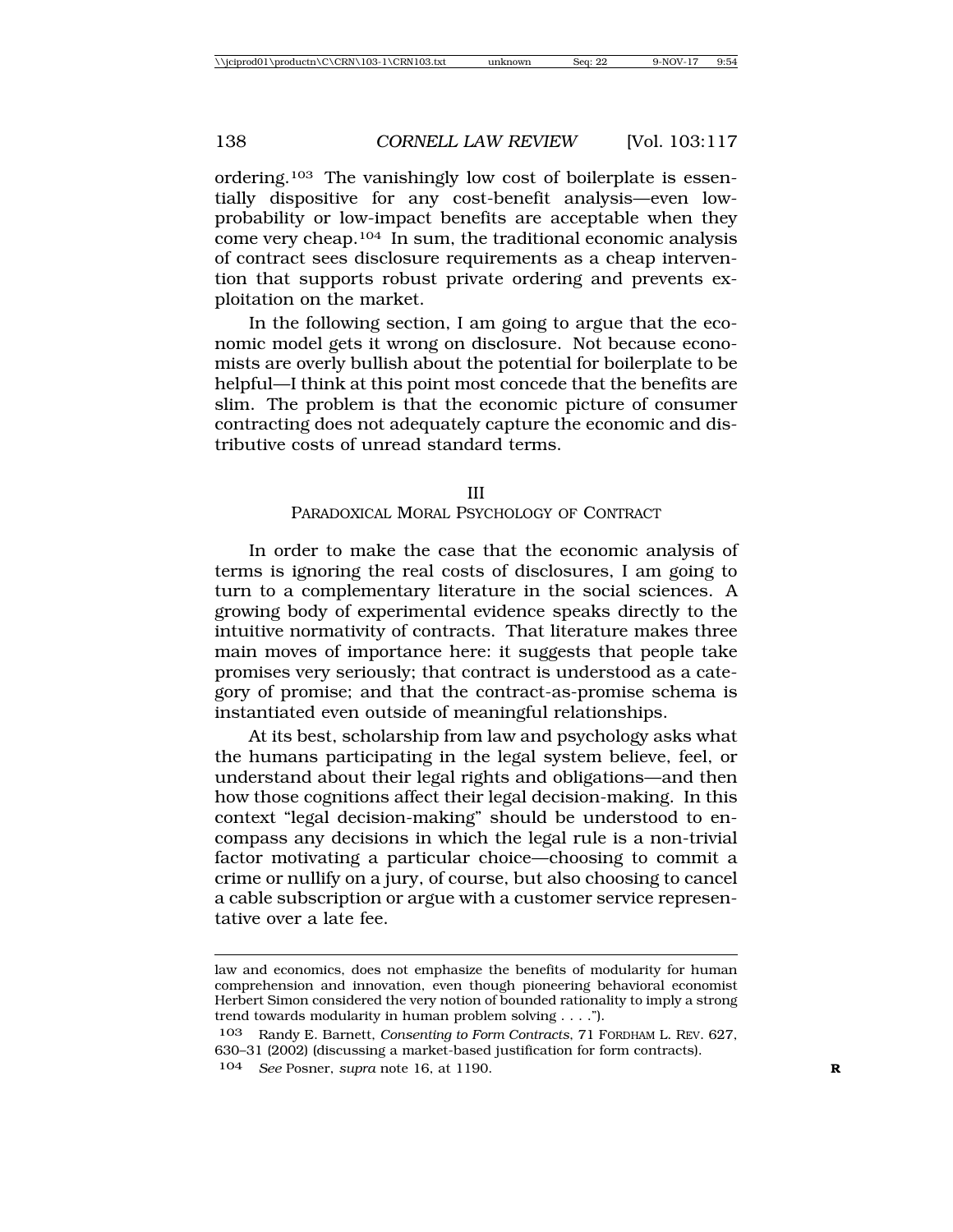ordering.[103] The vanishingly low cost of boilerplate is essentially dispositive for any cost-benefit analysis—even low-probability or low-impact benefits are acceptable when they come very cheap.[104] In sum, the traditional economic analysis of contract sees disclosure requirements as a cheap intervention that supports robust private ordering and prevents exploitation on the market.

In the following section, I am going to argue that the economic model gets it wrong on disclosure. Not because economists are overly bullish about the potential for boilerplate to be helpful—I think at this point most concede that the benefits are slim. The problem is that the economic picture of consumer contracting does not adequately capture the economic and distributive costs of unread standard terms.

## III
## PARADOXICAL MORAL PSYCHOLOGY OF CONTRACT

In order to make the case that the economic analysis of terms is ignoring the real costs of disclosures, I am going to turn to a complementary literature in the social sciences. A growing body of experimental evidence speaks directly to the intuitive normativity of contracts. That literature makes three main moves of importance here: it suggests that people take promises very seriously; that contract is understood as a category of promise; and that the contract-as-promise schema is instantiated even outside of meaningful relationships.

At its best, scholarship from law and psychology asks what the humans participating in the legal system believe, feel, or understand about their legal rights and obligations—and then how those cognitions affect their legal decision-making. In this context "legal decision-making" should be understood to encompass any decisions in which the legal rule is a non-trivial factor motivating a particular choice—choosing to commit a crime or nullify on a jury, of course, but also choosing to cancel a cable subscription or argue with a customer service representative over a late fee.

---

law and economics, does not emphasize the benefits of modularity for human comprehension and innovation, even though pioneering behavioral economist Herbert Simon considered the very notion of bounded rationality to imply a strong trend towards modularity in human problem solving . . . .").

[103] Randy E. Barnett, *Consenting to Form Contracts*, 71 FORDHAM L. REV. 627, 630–31 (2002) (discussing a market-based justification for form contracts).

[104] *See* Posner, *supra* note 16, at 1190.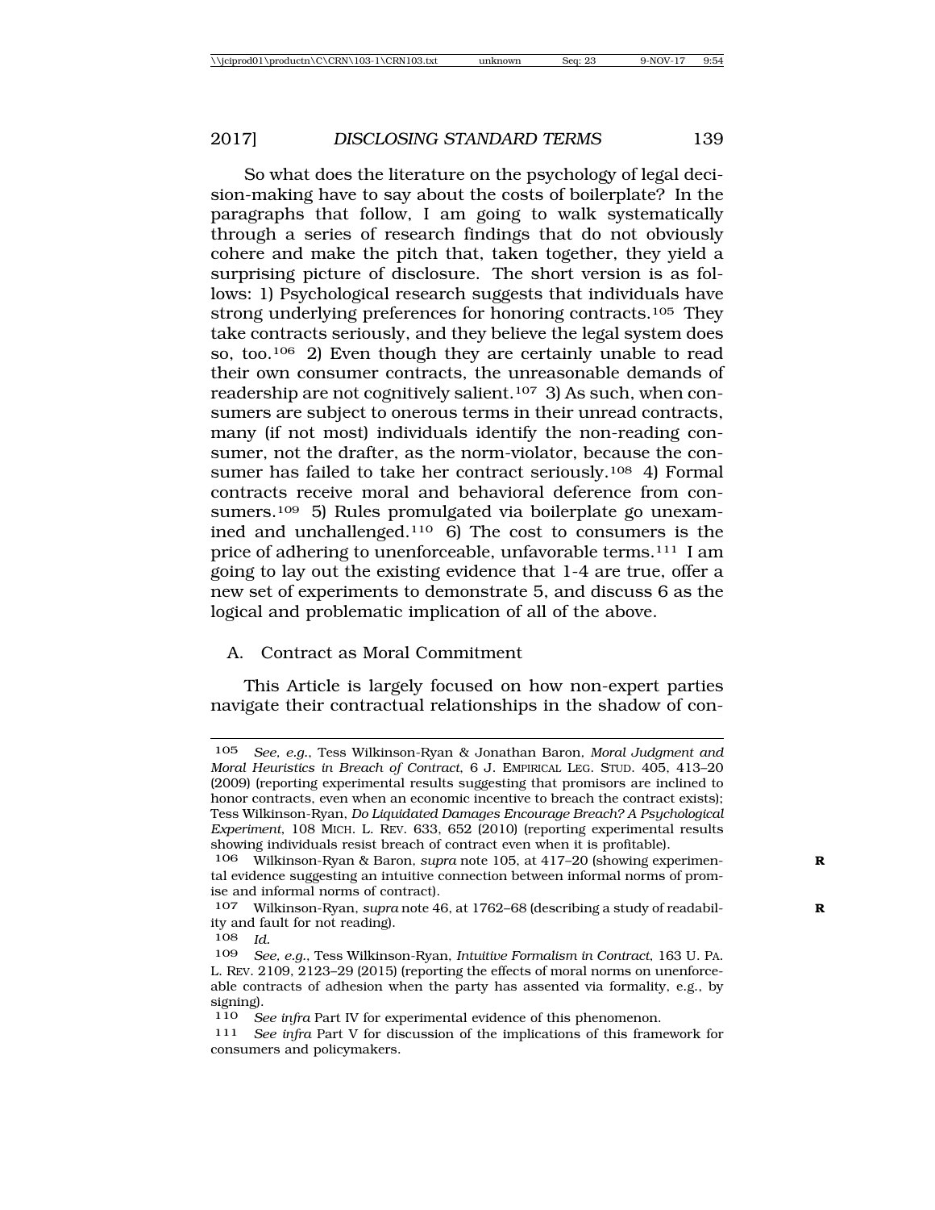So what does the literature on the psychology of legal decision-making have to say about the costs of boilerplate? In the paragraphs that follow, I am going to walk systematically through a series of research findings that do not obviously cohere and make the pitch that, taken together, they yield a surprising picture of disclosure. The short version is as follows: 1) Psychological research suggests that individuals have strong underlying preferences for honoring contracts.[105] They take contracts seriously, and they believe the legal system does so, too.[106] 2) Even though they are certainly unable to read their own consumer contracts, the unreasonable demands of readership are not cognitively salient.[107] 3) As such, when consumers are subject to onerous terms in their unread contracts, many (if not most) individuals identify the non-reading consumer, not the drafter, as the norm-violator, because the consumer has failed to take her contract seriously.[108] 4) Formal contracts receive moral and behavioral deference from consumers.[109] 5) Rules promulgated via boilerplate go unexamined and unchallenged.[110] 6) The cost to consumers is the price of adhering to unenforceable, unfavorable terms.[111] I am going to lay out the existing evidence that 1-4 are true, offer a new set of experiments to demonstrate 5, and discuss 6 as the logical and problematic implication of all of the above.

## A. Contract as Moral Commitment

This Article is largely focused on how non-expert parties navigate their contractual relationships in the shadow of con-

---

[105] *See, e.g.*, Tess Wilkinson-Ryan & Jonathan Baron, *Moral Judgment and Moral Heuristics in Breach of Contract*, 6 J. EMPIRICAL LEG. STUD. 405, 413–20 (2009) (reporting experimental results suggesting that promisors are inclined to honor contracts, even when an economic incentive to breach the contract exists); Tess Wilkinson-Ryan, *Do Liquidated Damages Encourage Breach? A Psychological Experiment*, 108 MICH. L. REV. 633, 652 (2010) (reporting experimental results showing individuals resist breach of contract even when it is profitable).

[106] Wilkinson-Ryan & Baron, *supra* note 105, at 417–20 (showing experimental evidence suggesting an intuitive connection between informal norms of promise and informal norms of contract).

[107] Wilkinson-Ryan, *supra* note 46, at 1762–68 (describing a study of readability and fault for not reading).

[108] *Id.*

[109] *See, e.g.*, Tess Wilkinson-Ryan, *Intuitive Formalism in Contract*, 163 U. PA. L. REV. 2109, 2123–29 (2015) (reporting the effects of moral norms on unenforceable contracts of adhesion when the party has assented via formality, e.g., by signing).

[110] *See infra* Part IV for experimental evidence of this phenomenon.

[111] *See infra* Part V for discussion of the implications of this framework for consumers and policymakers.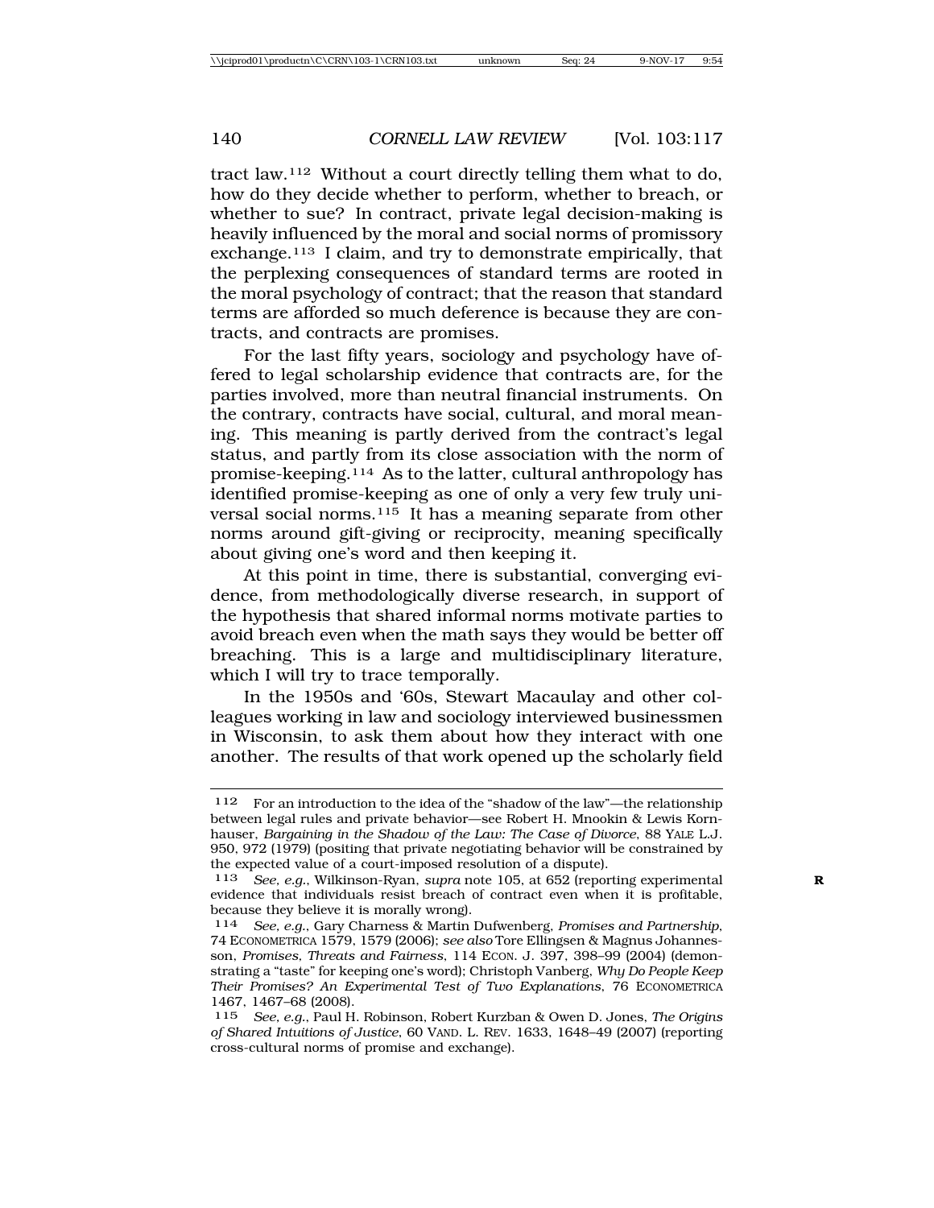tract law.[112] Without a court directly telling them what to do, how do they decide whether to perform, whether to breach, or whether to sue? In contract, private legal decision-making is heavily influenced by the moral and social norms of promissory exchange.[113] I claim, and try to demonstrate empirically, that the perplexing consequences of standard terms are rooted in the moral psychology of contract; that the reason that standard terms are afforded so much deference is because they are contracts, and contracts are promises.

For the last fifty years, sociology and psychology have offered to legal scholarship evidence that contracts are, for the parties involved, more than neutral financial instruments. On the contrary, contracts have social, cultural, and moral meaning. This meaning is partly derived from the contract's legal status, and partly from its close association with the norm of promise-keeping.[114] As to the latter, cultural anthropology has identified promise-keeping as one of only a very few truly universal social norms.[115] It has a meaning separate from other norms around gift-giving or reciprocity, meaning specifically about giving one's word and then keeping it.

At this point in time, there is substantial, converging evidence, from methodologically diverse research, in support of the hypothesis that shared informal norms motivate parties to avoid breach even when the math says they would be better off breaching. This is a large and multidisciplinary literature, which I will try to trace temporally.

In the 1950s and '60s, Stewart Macaulay and other colleagues working in law and sociology interviewed businessmen in Wisconsin, to ask them about how they interact with one another. The results of that work opened up the scholarly field

---

112 For an introduction to the idea of the "shadow of the law"—the relationship between legal rules and private behavior—see Robert H. Mnookin & Lewis Kornhauser, *Bargaining in the Shadow of the Law: The Case of Divorce*, 88 YALE L.J. 950, 972 (1979) (positing that private negotiating behavior will be constrained by the expected value of a court-imposed resolution of a dispute).

113 *See, e.g.*, Wilkinson-Ryan, *supra* note 105, at 652 (reporting experimental evidence that individuals resist breach of contract even when it is profitable, because they believe it is morally wrong).

114 *See, e.g.*, Gary Charness & Martin Dufwenberg, *Promises and Partnership*, 74 ECONOMETRICA 1579, 1579 (2006); *see also* Tore Ellingsen & Magnus Johannesson, *Promises, Threats and Fairness*, 114 ECON. J. 397, 398–99 (2004) (demonstrating a "taste" for keeping one's word); Christoph Vanberg, *Why Do People Keep Their Promises? An Experimental Test of Two Explanations*, 76 ECONOMETRICA 1467, 1467–68 (2008).

115 *See, e.g.*, Paul H. Robinson, Robert Kurzban & Owen D. Jones, *The Origins of Shared Intuitions of Justice*, 60 VAND. L. REV. 1633, 1648–49 (2007) (reporting cross-cultural norms of promise and exchange).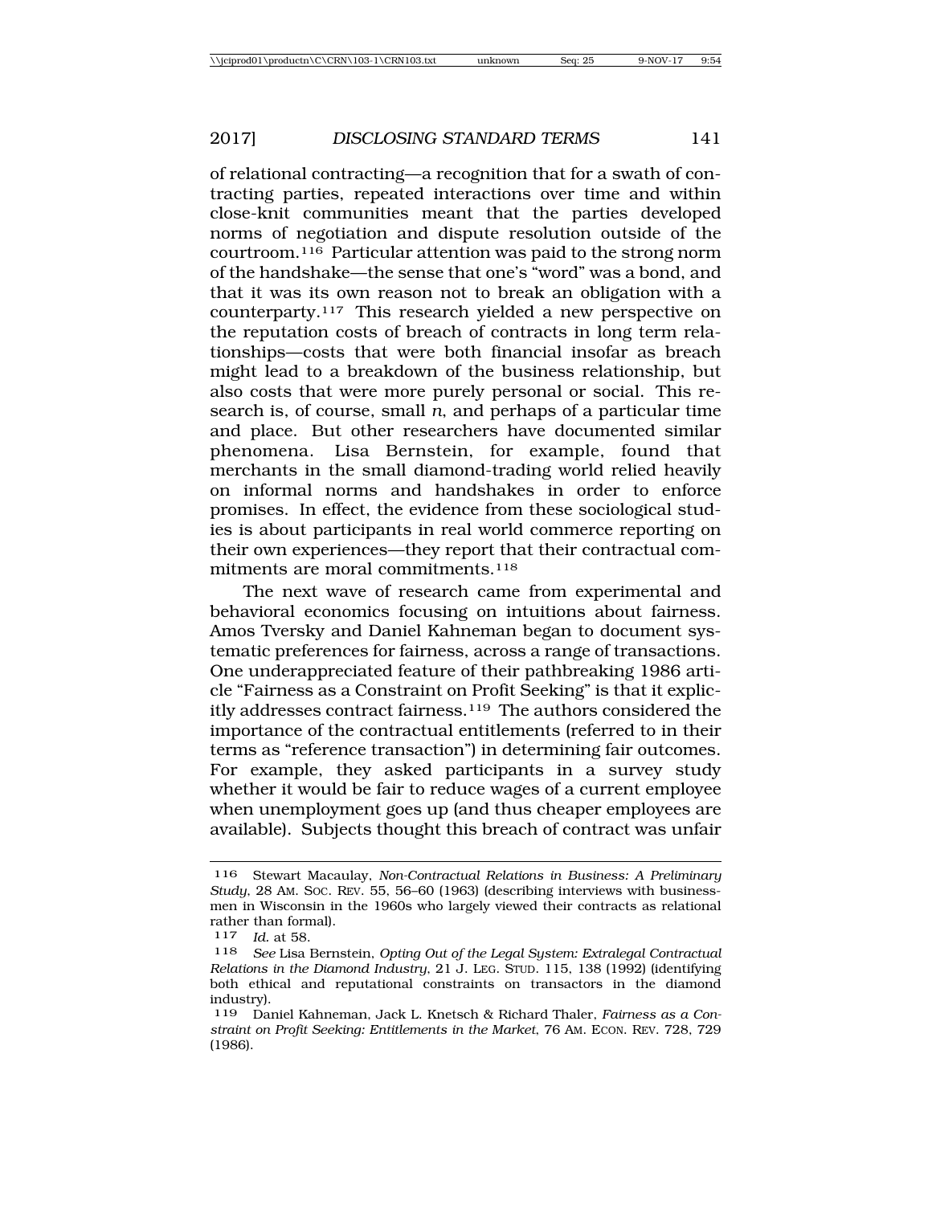of relational contracting—a recognition that for a swath of contracting parties, repeated interactions over time and within close-knit communities meant that the parties developed norms of negotiation and dispute resolution outside of the courtroom.[116] Particular attention was paid to the strong norm of the handshake—the sense that one's "word" was a bond, and that it was its own reason not to break an obligation with a counterparty.[117] This research yielded a new perspective on the reputation costs of breach of contracts in long term relationships—costs that were both financial insofar as breach might lead to a breakdown of the business relationship, but also costs that were more purely personal or social. This research is, of course, small *n*, and perhaps of a particular time and place. But other researchers have documented similar phenomena. Lisa Bernstein, for example, found that merchants in the small diamond-trading world relied heavily on informal norms and handshakes in order to enforce promises. In effect, the evidence from these sociological studies is about participants in real world commerce reporting on their own experiences—they report that their contractual commitments are moral commitments.[118]

The next wave of research came from experimental and behavioral economics focusing on intuitions about fairness. Amos Tversky and Daniel Kahneman began to document systematic preferences for fairness, across a range of transactions. One underappreciated feature of their pathbreaking 1986 article "Fairness as a Constraint on Profit Seeking" is that it explicitly addresses contract fairness.[119] The authors considered the importance of the contractual entitlements (referred to in their terms as "reference transaction") in determining fair outcomes. For example, they asked participants in a survey study whether it would be fair to reduce wages of a current employee when unemployment goes up (and thus cheaper employees are available). Subjects thought this breach of contract was unfair

---

116 Stewart Macaulay, *Non-Contractual Relations in Business: A Preliminary Study*, 28 AM. SOC. REV. 55, 56–60 (1963) (describing interviews with businessmen in Wisconsin in the 1960s who largely viewed their contracts as relational rather than formal).

117 *Id.* at 58.

118 *See* Lisa Bernstein, *Opting Out of the Legal System: Extralegal Contractual Relations in the Diamond Industry*, 21 J. LEG. STUD. 115, 138 (1992) (identifying both ethical and reputational constraints on transactors in the diamond industry).

119 Daniel Kahneman, Jack L. Knetsch & Richard Thaler, *Fairness as a Constraint on Profit Seeking: Entitlements in the Market*, 76 AM. ECON. REV. 728, 729 (1986).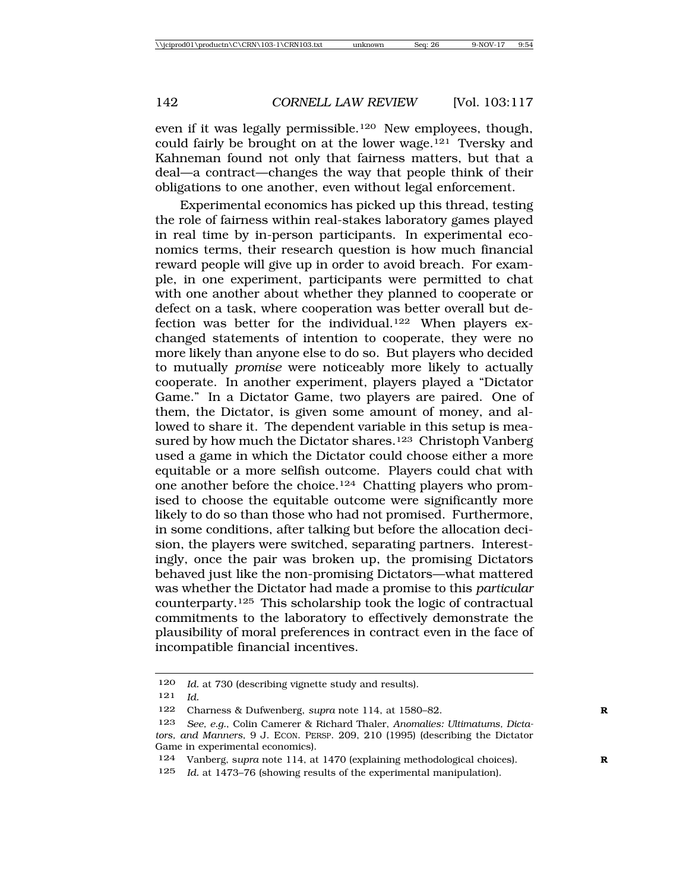even if it was legally permissible.[120] New employees, though, could fairly be brought on at the lower wage.[121] Tversky and Kahneman found not only that fairness matters, but that a deal—a contract—changes the way that people think of their obligations to one another, even without legal enforcement.

Experimental economics has picked up this thread, testing the role of fairness within real-stakes laboratory games played in real time by in-person participants. In experimental economics terms, their research question is how much financial reward people will give up in order to avoid breach. For example, in one experiment, participants were permitted to chat with one another about whether they planned to cooperate or defect on a task, where cooperation was better overall but defection was better for the individual.[122] When players exchanged statements of intention to cooperate, they were no more likely than anyone else to do so. But players who decided to mutually *promise* were noticeably more likely to actually cooperate. In another experiment, players played a "Dictator Game." In a Dictator Game, two players are paired. One of them, the Dictator, is given some amount of money, and allowed to share it. The dependent variable in this setup is measured by how much the Dictator shares.[123] Christoph Vanberg used a game in which the Dictator could choose either a more equitable or a more selfish outcome. Players could chat with one another before the choice.[124] Chatting players who promised to choose the equitable outcome were significantly more likely to do so than those who had not promised. Furthermore, in some conditions, after talking but before the allocation decision, the players were switched, separating partners. Interestingly, once the pair was broken up, the promising Dictators behaved just like the non-promising Dictators—what mattered was whether the Dictator had made a promise to this *particular* counterparty.[125] This scholarship took the logic of contractual commitments to the laboratory to effectively demonstrate the plausibility of moral preferences in contract even in the face of incompatible financial incentives.

---

120 *Id.* at 730 (describing vignette study and results).

121 *Id.*

122 Charness & Dufwenberg, *supra* note 114, at 1580–82.

123 *See, e.g.*, Colin Camerer & Richard Thaler, *Anomalies: Ultimatums, Dictators, and Manners*, 9 J. ECON. PERSP. 209, 210 (1995) (describing the Dictator Game in experimental economics).

124 Vanberg, *supra* note 114, at 1470 (explaining methodological choices).

125 *Id.* at 1473–76 (showing results of the experimental manipulation).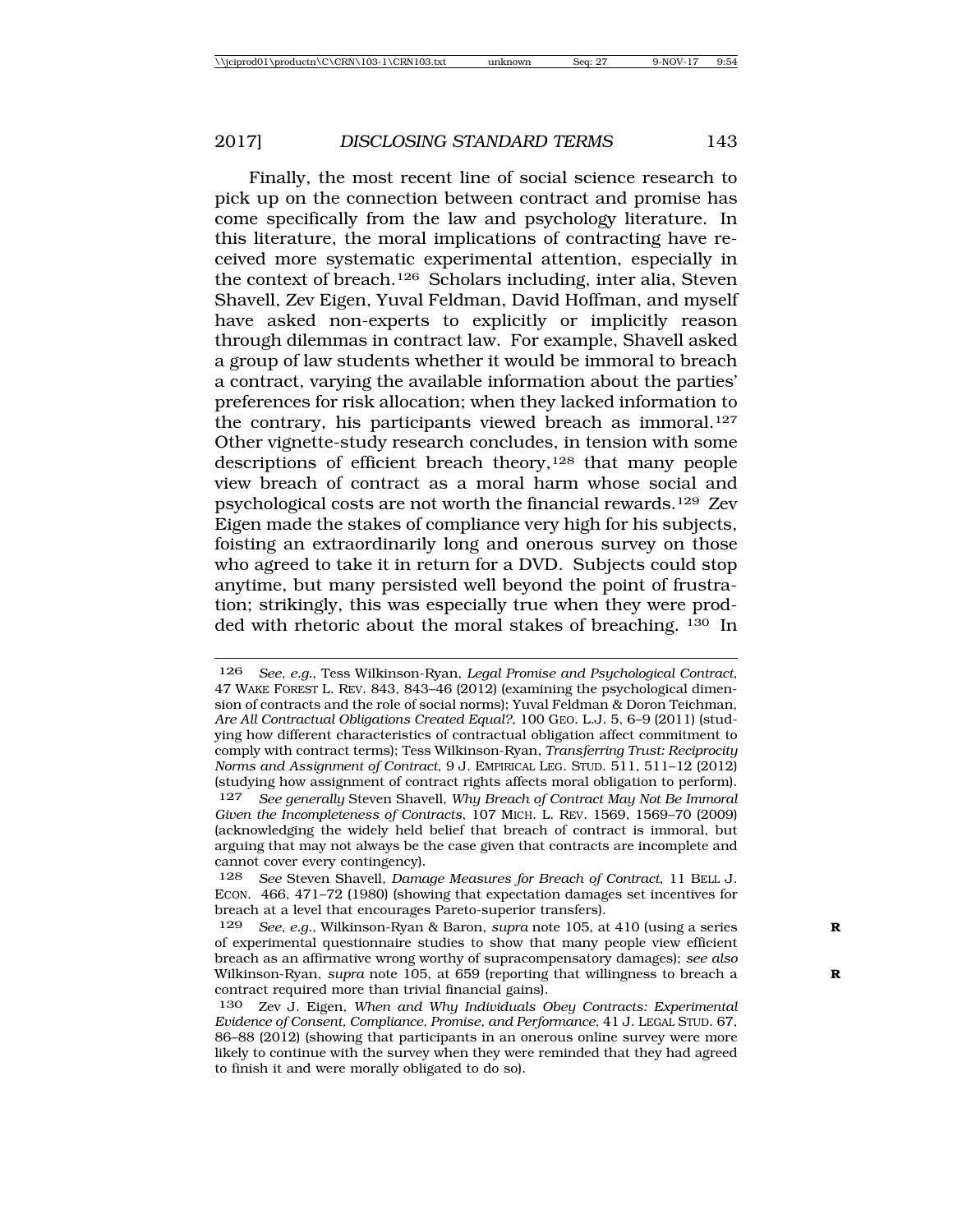Finally, the most recent line of social science research to pick up on the connection between contract and promise has come specifically from the law and psychology literature. In this literature, the moral implications of contracting have received more systematic experimental attention, especially in the context of breach.[126] Scholars including, inter alia, Steven Shavell, Zev Eigen, Yuval Feldman, David Hoffman, and myself have asked non-experts to explicitly or implicitly reason through dilemmas in contract law. For example, Shavell asked a group of law students whether it would be immoral to breach a contract, varying the available information about the parties' preferences for risk allocation; when they lacked information to the contrary, his participants viewed breach as immoral.[127] Other vignette-study research concludes, in tension with some descriptions of efficient breach theory,[128] that many people view breach of contract as a moral harm whose social and psychological costs are not worth the financial rewards.[129] Zev Eigen made the stakes of compliance very high for his subjects, foisting an extraordinarily long and onerous survey on those who agreed to take it in return for a DVD. Subjects could stop anytime, but many persisted well beyond the point of frustration; strikingly, this was especially true when they were prodded with rhetoric about the moral stakes of breaching. [130] In

---

126 *See, e.g.*, Tess Wilkinson-Ryan, *Legal Promise and Psychological Contract*, 47 WAKE FOREST L. REV. 843, 843–46 (2012) (examining the psychological dimension of contracts and the role of social norms); Yuval Feldman & Doron Teichman, *Are All Contractual Obligations Created Equal?*, 100 GEO. L.J. 5, 6–9 (2011) (studying how different characteristics of contractual obligation affect commitment to comply with contract terms); Tess Wilkinson-Ryan, *Transferring Trust: Reciprocity Norms and Assignment of Contract*, 9 J. EMPIRICAL LEG. STUD. 511, 511–12 (2012) (studying how assignment of contract rights affects moral obligation to perform).

127 *See generally* Steven Shavell, *Why Breach of Contract May Not Be Immoral Given the Incompleteness of Contracts*, 107 MICH. L. REV. 1569, 1569–70 (2009) (acknowledging the widely held belief that breach of contract is immoral, but arguing that may not always be the case given that contracts are incomplete and cannot cover every contingency).

128 *See* Steven Shavell, *Damage Measures for Breach of Contract*, 11 BELL J. ECON. 466, 471–72 (1980) (showing that expectation damages set incentives for breach at a level that encourages Pareto-superior transfers).

129 *See, e.g.*, Wilkinson-Ryan & Baron, *supra* note 105, at 410 (using a series of experimental questionnaire studies to show that many people view efficient breach as an affirmative wrong worthy of supracompensatory damages); *see also* Wilkinson-Ryan, *supra* note 105, at 659 (reporting that willingness to breach a contract required more than trivial financial gains).

130 Zev J. Eigen, *When and Why Individuals Obey Contracts: Experimental Evidence of Consent, Compliance, Promise, and Performance*, 41 J. LEGAL STUD. 67, 86–88 (2012) (showing that participants in an onerous online survey were more likely to continue with the survey when they were reminded that they had agreed to finish it and were morally obligated to do so).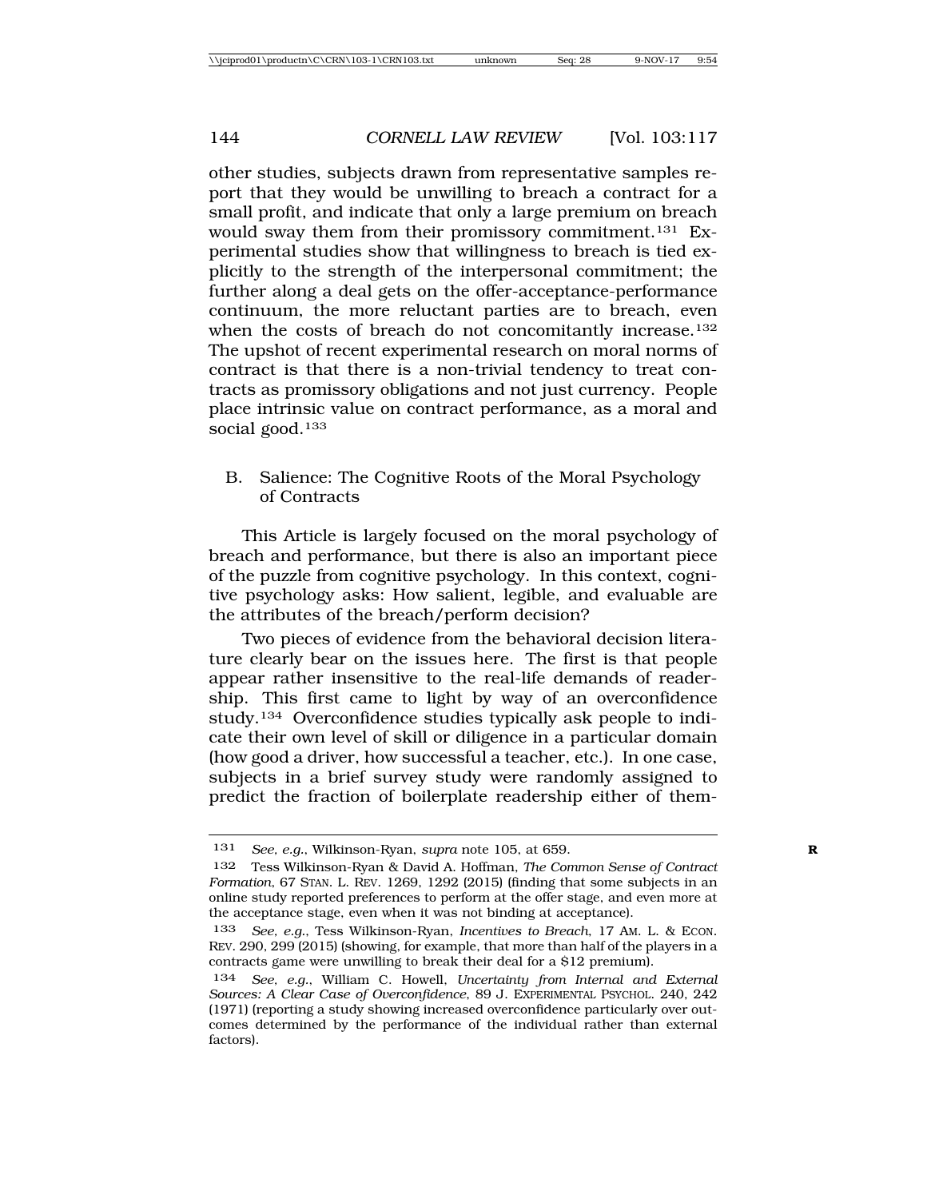other studies, subjects drawn from representative samples report that they would be unwilling to breach a contract for a small profit, and indicate that only a large premium on breach would sway them from their promissory commitment.[131] Experimental studies show that willingness to breach is tied explicitly to the strength of the interpersonal commitment; the further along a deal gets on the offer-acceptance-performance continuum, the more reluctant parties are to breach, even when the costs of breach do not concomitantly increase.[132] The upshot of recent experimental research on moral norms of contract is that there is a non-trivial tendency to treat contracts as promissory obligations and not just currency. People place intrinsic value on contract performance, as a moral and social good.[133]

### B. Salience: The Cognitive Roots of the Moral Psychology of Contracts

This Article is largely focused on the moral psychology of breach and performance, but there is also an important piece of the puzzle from cognitive psychology. In this context, cognitive psychology asks: How salient, legible, and evaluable are the attributes of the breach/perform decision?

Two pieces of evidence from the behavioral decision literature clearly bear on the issues here. The first is that people appear rather insensitive to the real-life demands of readership. This first came to light by way of an overconfidence study.[134] Overconfidence studies typically ask people to indicate their own level of skill or diligence in a particular domain (how good a driver, how successful a teacher, etc.). In one case, subjects in a brief survey study were randomly assigned to predict the fraction of boilerplate readership either of them-

---

131 *See, e.g.*, Wilkinson-Ryan, *supra* note 105, at 659.

132 Tess Wilkinson-Ryan & David A. Hoffman, *The Common Sense of Contract Formation*, 67 STAN. L. REV. 1269, 1292 (2015) (finding that some subjects in an online study reported preferences to perform at the offer stage, and even more at the acceptance stage, even when it was not binding at acceptance).

133 *See, e.g.*, Tess Wilkinson-Ryan, *Incentives to Breach*, 17 AM. L. & ECON. REV. 290, 299 (2015) (showing, for example, that more than half of the players in a contracts game were unwilling to break their deal for a $12 premium).

134 *See, e.g.*, William C. Howell, *Uncertainty from Internal and External Sources: A Clear Case of Overconfidence*, 89 J. EXPERIMENTAL PSYCHOL. 240, 242 (1971) (reporting a study showing increased overconfidence particularly over outcomes determined by the performance of the individual rather than external factors).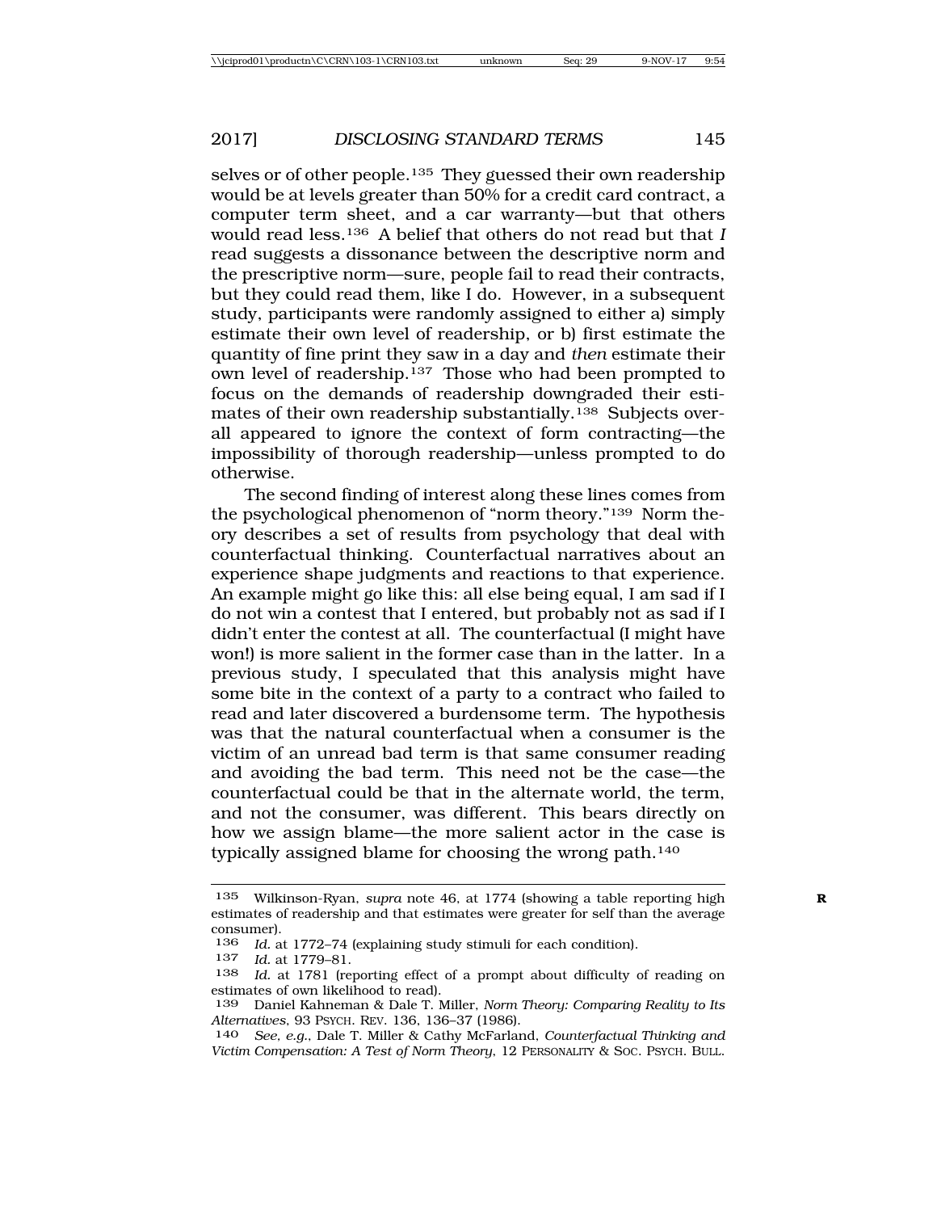selves or of other people.[135] They guessed their own readership would be at levels greater than 50% for a credit card contract, a computer term sheet, and a car warranty—but that others would read less.[136] A belief that others do not read but that *I* read suggests a dissonance between the descriptive norm and the prescriptive norm—sure, people fail to read their contracts, but they could read them, like I do. However, in a subsequent study, participants were randomly assigned to either a) simply estimate their own level of readership, or b) first estimate the quantity of fine print they saw in a day and *then* estimate their own level of readership.[137] Those who had been prompted to focus on the demands of readership downgraded their estimates of their own readership substantially.[138] Subjects overall appeared to ignore the context of form contracting—the impossibility of thorough readership—unless prompted to do otherwise.

The second finding of interest along these lines comes from the psychological phenomenon of "norm theory."[139] Norm theory describes a set of results from psychology that deal with counterfactual thinking. Counterfactual narratives about an experience shape judgments and reactions to that experience. An example might go like this: all else being equal, I am sad if I do not win a contest that I entered, but probably not as sad if I didn't enter the contest at all. The counterfactual (I might have won!) is more salient in the former case than in the latter. In a previous study, I speculated that this analysis might have some bite in the context of a party to a contract who failed to read and later discovered a burdensome term. The hypothesis was that the natural counterfactual when a consumer is the victim of an unread bad term is that same consumer reading and avoiding the bad term. This need not be the case—the counterfactual could be that in the alternate world, the term, and not the consumer, was different. This bears directly on how we assign blame—the more salient actor in the case is typically assigned blame for choosing the wrong path.[140]

---

135 Wilkinson-Ryan, *supra* note 46, at 1774 (showing a table reporting high estimates of readership and that estimates were greater for self than the average consumer).

136 *Id.* at 1772–74 (explaining study stimuli for each condition).

137 *Id.* at 1779–81.

138 *Id.* at 1781 (reporting effect of a prompt about difficulty of reading on estimates of own likelihood to read).

139 Daniel Kahneman & Dale T. Miller, *Norm Theory: Comparing Reality to Its Alternatives*, 93 PSYCH. REV. 136, 136–37 (1986).

140 *See, e.g.*, Dale T. Miller & Cathy McFarland, *Counterfactual Thinking and Victim Compensation: A Test of Norm Theory*, 12 PERSONALITY & SOC. PSYCH. BULL.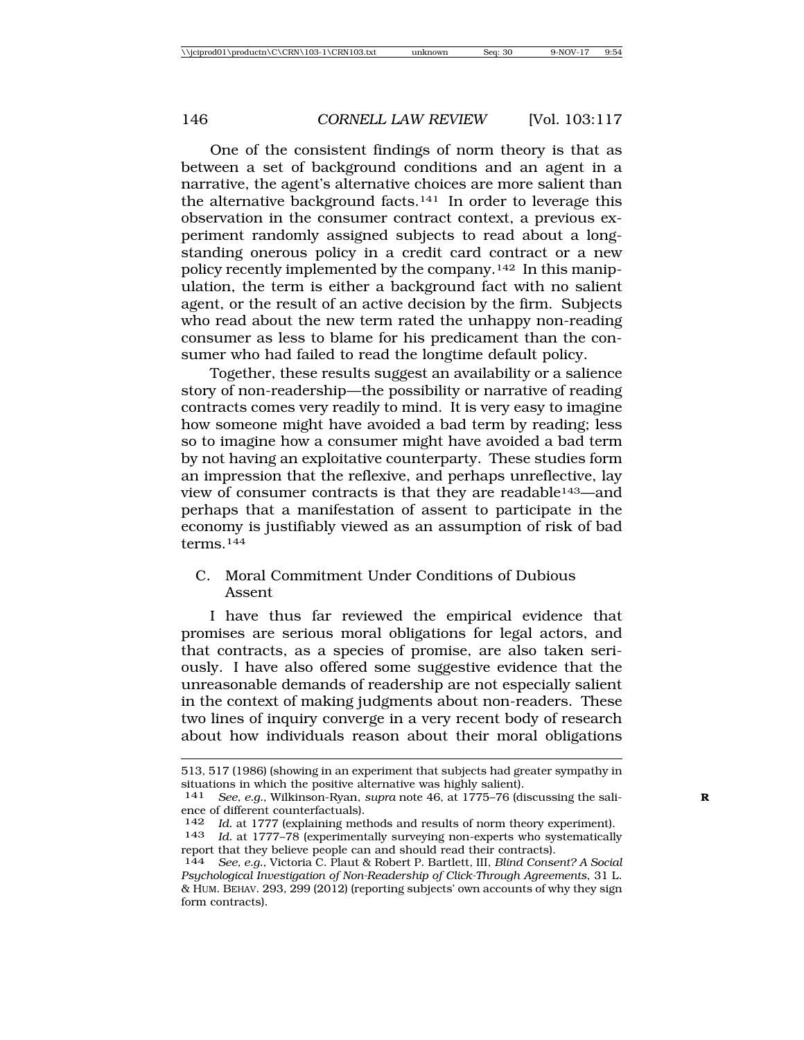One of the consistent findings of norm theory is that as between a set of background conditions and an agent in a narrative, the agent's alternative choices are more salient than the alternative background facts.[141] In order to leverage this observation in the consumer contract context, a previous experiment randomly assigned subjects to read about a long-standing onerous policy in a credit card contract or a new policy recently implemented by the company.[142] In this manipulation, the term is either a background fact with no salient agent, or the result of an active decision by the firm. Subjects who read about the new term rated the unhappy non-reading consumer as less to blame for his predicament than the consumer who had failed to read the longtime default policy.

Together, these results suggest an availability or a salience story of non-readership—the possibility or narrative of reading contracts comes very readily to mind. It is very easy to imagine how someone might have avoided a bad term by reading; less so to imagine how a consumer might have avoided a bad term by not having an exploitative counterparty. These studies form an impression that the reflexive, and perhaps unreflective, lay view of consumer contracts is that they are readable[143]—and perhaps that a manifestation of assent to participate in the economy is justifiably viewed as an assumption of risk of bad terms.[144]

## C. Moral Commitment Under Conditions of Dubious Assent

I have thus far reviewed the empirical evidence that promises are serious moral obligations for legal actors, and that contracts, as a species of promise, are also taken seriously. I have also offered some suggestive evidence that the unreasonable demands of readership are not especially salient in the context of making judgments about non-readers. These two lines of inquiry converge in a very recent body of research about how individuals reason about their moral obligations

---

513, 517 (1986) (showing in an experiment that subjects had greater sympathy in situations in which the positive alternative was highly salient).

141 *See, e.g.*, Wilkinson-Ryan, *supra* note 46, at 1775–76 (discussing the salience of different counterfactuals).

142 *Id.* at 1777 (explaining methods and results of norm theory experiment).

143 *Id.* at 1777–78 (experimentally surveying non-experts who systematically report that they believe people can and should read their contracts).

144 *See, e.g.*, Victoria C. Plaut & Robert P. Bartlett, III, *Blind Consent? A Social Psychological Investigation of Non-Readership of Click-Through Agreements*, 31 L. & HUM. BEHAV. 293, 299 (2012) (reporting subjects' own accounts of why they sign form contracts).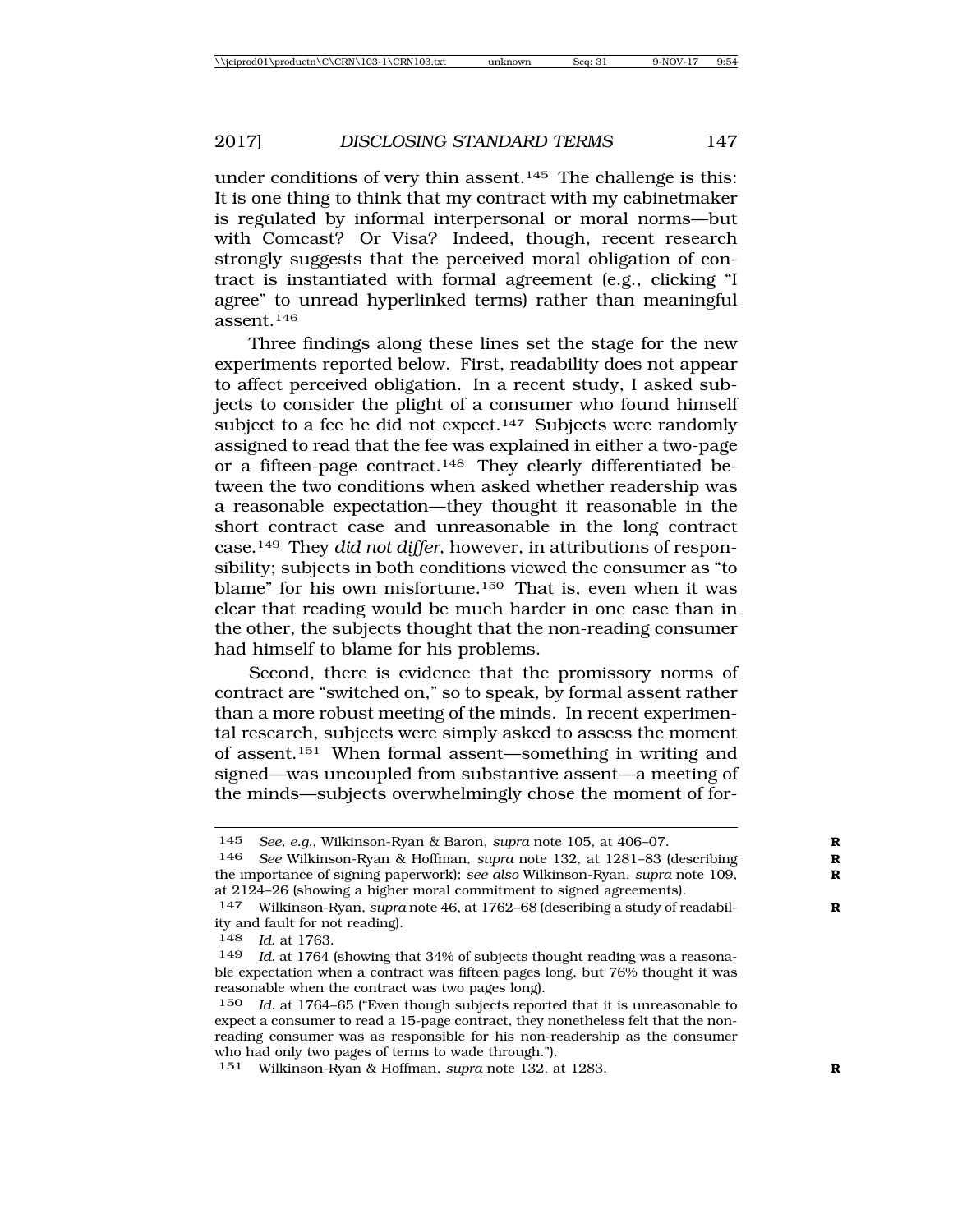under conditions of very thin assent.[145] The challenge is this: It is one thing to think that my contract with my cabinetmaker is regulated by informal interpersonal or moral norms—but with Comcast? Or Visa? Indeed, though, recent research strongly suggests that the perceived moral obligation of contract is instantiated with formal agreement (e.g., clicking "I agree" to unread hyperlinked terms) rather than meaningful assent.[146]

Three findings along these lines set the stage for the new experiments reported below. First, readability does not appear to affect perceived obligation. In a recent study, I asked subjects to consider the plight of a consumer who found himself subject to a fee he did not expect.[147] Subjects were randomly assigned to read that the fee was explained in either a two-page or a fifteen-page contract.[148] They clearly differentiated between the two conditions when asked whether readership was a reasonable expectation—they thought it reasonable in the short contract case and unreasonable in the long contract case.[149] They *did not differ*, however, in attributions of responsibility; subjects in both conditions viewed the consumer as "to blame" for his own misfortune.[150] That is, even when it was clear that reading would be much harder in one case than in the other, the subjects thought that the non-reading consumer had himself to blame for his problems.

Second, there is evidence that the promissory norms of contract are "switched on," so to speak, by formal assent rather than a more robust meeting of the minds. In recent experimental research, subjects were simply asked to assess the moment of assent.[151] When formal assent—something in writing and signed—was uncoupled from substantive assent—a meeting of the minds—subjects overwhelmingly chose the moment of for-

---

145 *See, e.g.*, Wilkinson-Ryan & Baron, *supra* note 105, at 406–07.

146 *See* Wilkinson-Ryan & Hoffman, *supra* note 132, at 1281–83 (describing the importance of signing paperwork); *see also* Wilkinson-Ryan, *supra* note 109, at 2124–26 (showing a higher moral commitment to signed agreements).

147 Wilkinson-Ryan, *supra* note 46, at 1762–68 (describing a study of readability and fault for not reading).

148 *Id.* at 1763.

149 *Id.* at 1764 (showing that 34% of subjects thought reading was a reasonable expectation when a contract was fifteen pages long, but 76% thought it was reasonable when the contract was two pages long).

150 *Id.* at 1764–65 ("Even though subjects reported that it is unreasonable to expect a consumer to read a 15-page contract, they nonetheless felt that the non-reading consumer was as responsible for his non-readership as the consumer who had only two pages of terms to wade through.").

151 Wilkinson-Ryan & Hoffman, *supra* note 132, at 1283.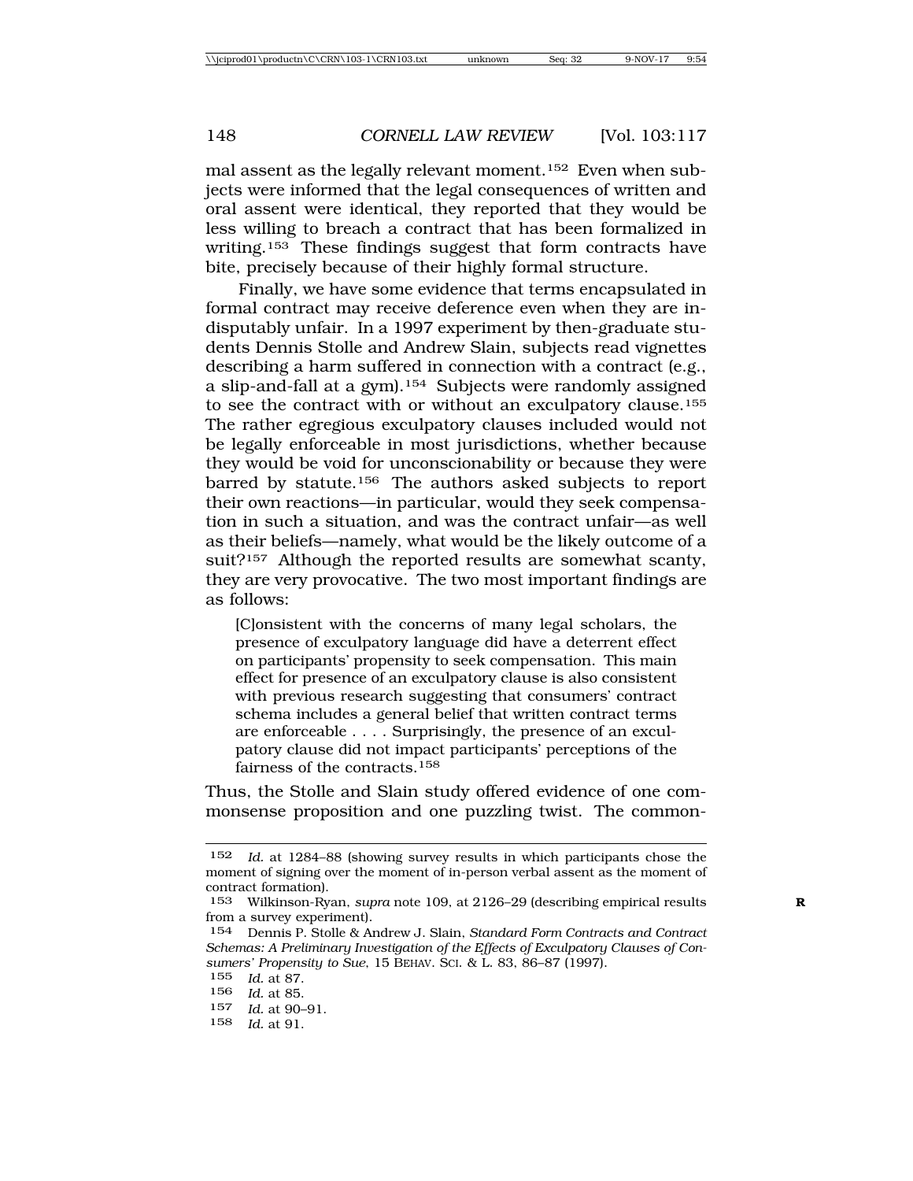mal assent as the legally relevant moment.[152] Even when subjects were informed that the legal consequences of written and oral assent were identical, they reported that they would be less willing to breach a contract that has been formalized in writing.[153] These findings suggest that form contracts have bite, precisely because of their highly formal structure.

Finally, we have some evidence that terms encapsulated in formal contract may receive deference even when they are indisputably unfair. In a 1997 experiment by then-graduate students Dennis Stolle and Andrew Slain, subjects read vignettes describing a harm suffered in connection with a contract (e.g., a slip-and-fall at a gym).[154] Subjects were randomly assigned to see the contract with or without an exculpatory clause.[155] The rather egregious exculpatory clauses included would not be legally enforceable in most jurisdictions, whether because they would be void for unconscionability or because they were barred by statute.[156] The authors asked subjects to report their own reactions—in particular, would they seek compensation in such a situation, and was the contract unfair—as well as their beliefs—namely, what would be the likely outcome of a suit?[157] Although the reported results are somewhat scanty, they are very provocative. The two most important findings are as follows:

> [C]onsistent with the concerns of many legal scholars, the presence of exculpatory language did have a deterrent effect on participants' propensity to seek compensation. This main effect for presence of an exculpatory clause is also consistent with previous research suggesting that consumers' contract schema includes a general belief that written contract terms are enforceable . . . . Surprisingly, the presence of an exculpatory clause did not impact participants' perceptions of the fairness of the contracts.[158]

Thus, the Stolle and Slain study offered evidence of one commonsense proposition and one puzzling twist. The common-

---

[152] *Id.* at 1284–88 (showing survey results in which participants chose the moment of signing over the moment of in-person verbal assent as the moment of contract formation).

[153] Wilkinson-Ryan, *supra* note 109, at 2126–29 (describing empirical results from a survey experiment).

[154] Dennis P. Stolle & Andrew J. Slain, *Standard Form Contracts and Contract Schemas: A Preliminary Investigation of the Effects of Exculpatory Clauses of Consumers' Propensity to Sue*, 15 BEHAV. SCI. & L. 83, 86–87 (1997).

[155] *Id.* at 87.

[156] *Id.* at 85.

[157] *Id.* at 90–91.

[158] *Id.* at 91.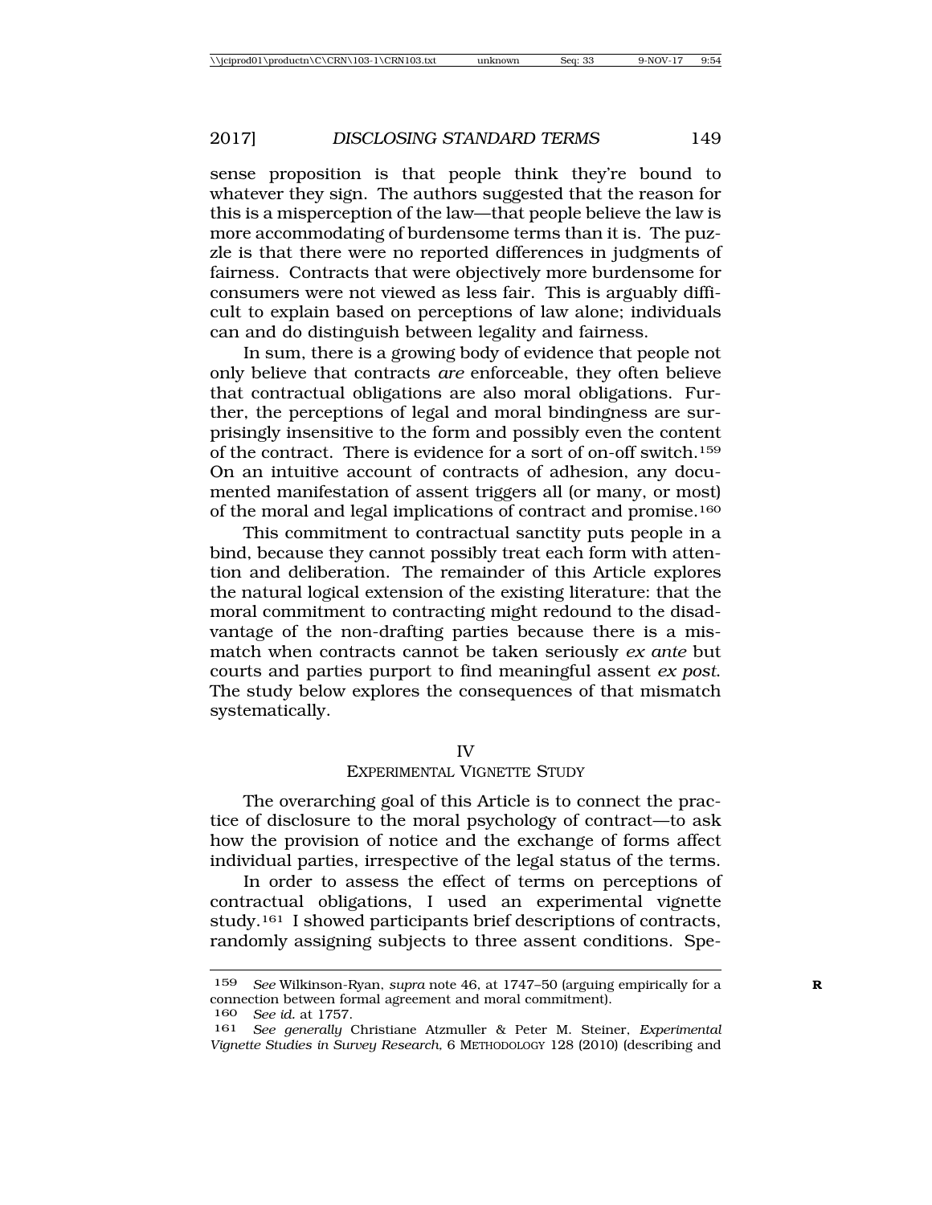sense proposition is that people think they're bound to whatever they sign. The authors suggested that the reason for this is a misperception of the law—that people believe the law is more accommodating of burdensome terms than it is. The puzzle is that there were no reported differences in judgments of fairness. Contracts that were objectively more burdensome for consumers were not viewed as less fair. This is arguably difficult to explain based on perceptions of law alone; individuals can and do distinguish between legality and fairness.

In sum, there is a growing body of evidence that people not only believe that contracts *are* enforceable, they often believe that contractual obligations are also moral obligations. Further, the perceptions of legal and moral bindingness are surprisingly insensitive to the form and possibly even the content of the contract. There is evidence for a sort of on-off switch.[159] On an intuitive account of contracts of adhesion, any documented manifestation of assent triggers all (or many, or most) of the moral and legal implications of contract and promise.[160]

This commitment to contractual sanctity puts people in a bind, because they cannot possibly treat each form with attention and deliberation. The remainder of this Article explores the natural logical extension of the existing literature: that the moral commitment to contracting might redound to the disadvantage of the non-drafting parties because there is a mismatch when contracts cannot be taken seriously *ex ante* but courts and parties purport to find meaningful assent *ex post*. The study below explores the consequences of that mismatch systematically.

## IV
## EXPERIMENTAL VIGNETTE STUDY

The overarching goal of this Article is to connect the practice of disclosure to the moral psychology of contract—to ask how the provision of notice and the exchange of forms affect individual parties, irrespective of the legal status of the terms.

In order to assess the effect of terms on perceptions of contractual obligations, I used an experimental vignette study.[161] I showed participants brief descriptions of contracts, randomly assigning subjects to three assent conditions. Spe-

---

159 *See* Wilkinson-Ryan, *supra* note 46, at 1747–50 (arguing empirically for a connection between formal agreement and moral commitment).

160 *See id.* at 1757.

161 *See generally* Christiane Atzmuller & Peter M. Steiner, *Experimental Vignette Studies in Survey Research*, 6 METHODOLOGY 128 (2010) (describing and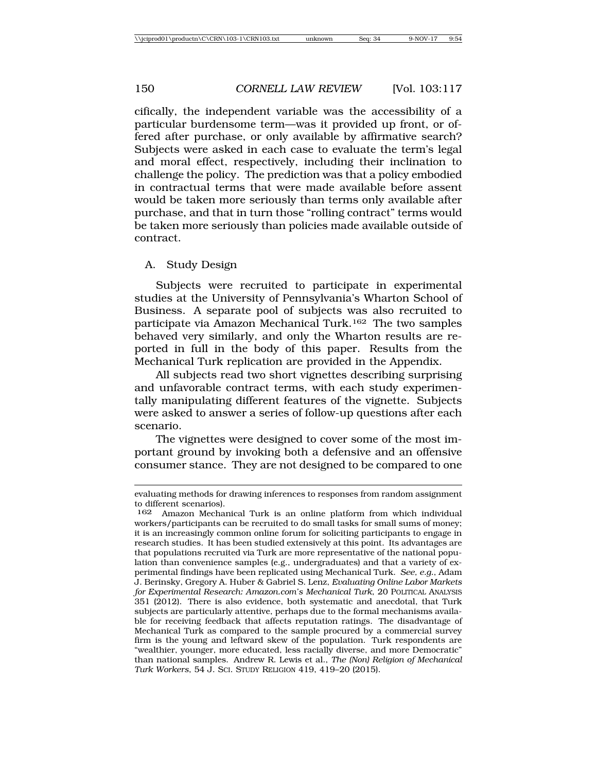cifically, the independent variable was the accessibility of a particular burdensome term—was it provided up front, or offered after purchase, or only available by affirmative search? Subjects were asked in each case to evaluate the term's legal and moral effect, respectively, including their inclination to challenge the policy. The prediction was that a policy embodied in contractual terms that were made available before assent would be taken more seriously than terms only available after purchase, and that in turn those "rolling contract" terms would be taken more seriously than policies made available outside of contract.

## A. Study Design

Subjects were recruited to participate in experimental studies at the University of Pennsylvania's Wharton School of Business. A separate pool of subjects was also recruited to participate via Amazon Mechanical Turk.[162] The two samples behaved very similarly, and only the Wharton results are reported in full in the body of this paper. Results from the Mechanical Turk replication are provided in the Appendix.

All subjects read two short vignettes describing surprising and unfavorable contract terms, with each study experimentally manipulating different features of the vignette. Subjects were asked to answer a series of follow-up questions after each scenario.

The vignettes were designed to cover some of the most important ground by invoking both a defensive and an offensive consumer stance. They are not designed to be compared to one

---

evaluating methods for drawing inferences to responses from random assignment to different scenarios).

[162] Amazon Mechanical Turk is an online platform from which individual workers/participants can be recruited to do small tasks for small sums of money; it is an increasingly common online forum for soliciting participants to engage in research studies. It has been studied extensively at this point. Its advantages are that populations recruited via Turk are more representative of the national population than convenience samples (e.g., undergraduates) and that a variety of experimental findings have been replicated using Mechanical Turk. *See, e.g.*, Adam J. Berinsky, Gregory A. Huber & Gabriel S. Lenz, *Evaluating Online Labor Markets for Experimental Research: Amazon.com's Mechanical Turk*, 20 POLITICAL ANALYSIS 351 (2012). There is also evidence, both systematic and anecdotal, that Turk subjects are particularly attentive, perhaps due to the formal mechanisms available for receiving feedback that affects reputation ratings. The disadvantage of Mechanical Turk as compared to the sample procured by a commercial survey firm is the young and leftward skew of the population. Turk respondents are "wealthier, younger, more educated, less racially diverse, and more Democratic" than national samples. Andrew R. Lewis et al., *The (Non) Religion of Mechanical Turk Workers*, 54 J. SCI. STUDY RELIGION 419, 419–20 (2015).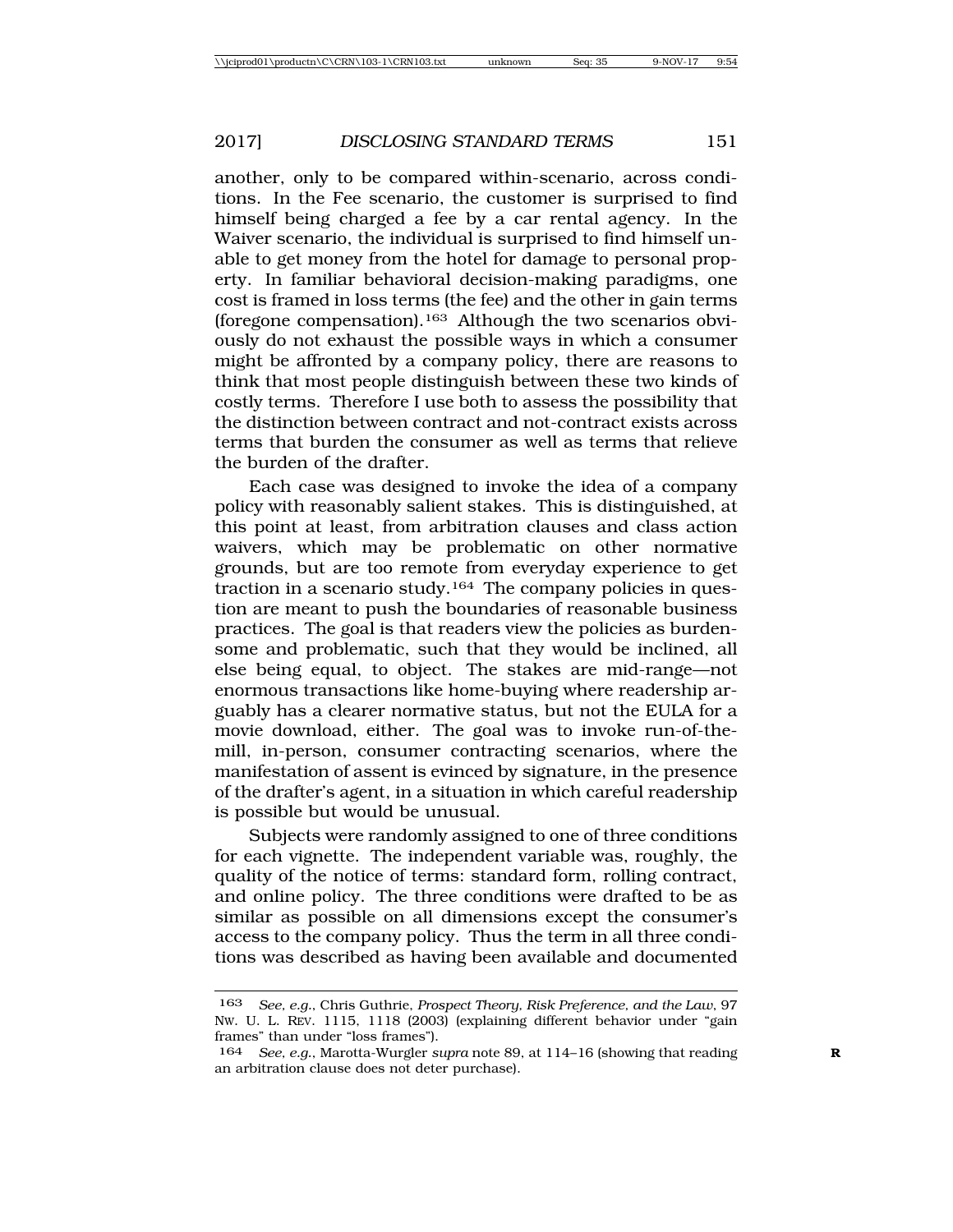another, only to be compared within-scenario, across conditions. In the Fee scenario, the customer is surprised to find himself being charged a fee by a car rental agency. In the Waiver scenario, the individual is surprised to find himself unable to get money from the hotel for damage to personal property. In familiar behavioral decision-making paradigms, one cost is framed in loss terms (the fee) and the other in gain terms (foregone compensation).[163] Although the two scenarios obviously do not exhaust the possible ways in which a consumer might be affronted by a company policy, there are reasons to think that most people distinguish between these two kinds of costly terms. Therefore I use both to assess the possibility that the distinction between contract and not-contract exists across terms that burden the consumer as well as terms that relieve the burden of the drafter.

Each case was designed to invoke the idea of a company policy with reasonably salient stakes. This is distinguished, at this point at least, from arbitration clauses and class action waivers, which may be problematic on other normative grounds, but are too remote from everyday experience to get traction in a scenario study.[164] The company policies in question are meant to push the boundaries of reasonable business practices. The goal is that readers view the policies as burdensome and problematic, such that they would be inclined, all else being equal, to object. The stakes are mid-range—not enormous transactions like home-buying where readership arguably has a clearer normative status, but not the EULA for a movie download, either. The goal was to invoke run-of-the-mill, in-person, consumer contracting scenarios, where the manifestation of assent is evinced by signature, in the presence of the drafter's agent, in a situation in which careful readership is possible but would be unusual.

Subjects were randomly assigned to one of three conditions for each vignette. The independent variable was, roughly, the quality of the notice of terms: standard form, rolling contract, and online policy. The three conditions were drafted to be as similar as possible on all dimensions except the consumer's access to the company policy. Thus the term in all three conditions was described as having been available and documented

---

163 *See, e.g.*, Chris Guthrie, *Prospect Theory, Risk Preference, and the Law*, 97 NW. U. L. REV. 1115, 1118 (2003) (explaining different behavior under "gain frames" than under "loss frames").

164 *See, e.g.*, Marotta-Wurgler *supra* note 89, at 114–16 (showing that reading an arbitration clause does not deter purchase).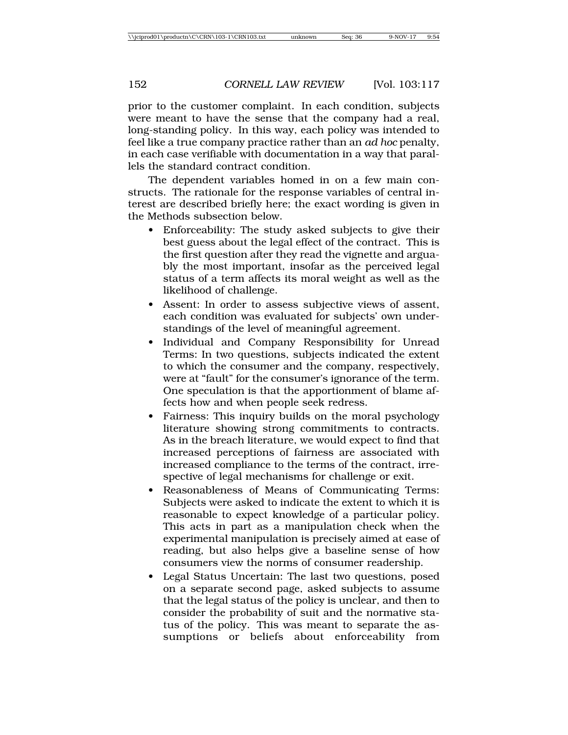prior to the customer complaint. In each condition, subjects were meant to have the sense that the company had a real, long-standing policy. In this way, each policy was intended to feel like a true company practice rather than an *ad hoc* penalty, in each case verifiable with documentation in a way that parallels the standard contract condition.

The dependent variables homed in on a few main constructs. The rationale for the response variables of central interest are described briefly here; the exact wording is given in the Methods subsection below.

- Enforceability: The study asked subjects to give their best guess about the legal effect of the contract. This is the first question after they read the vignette and arguably the most important, insofar as the perceived legal status of a term affects its moral weight as well as the likelihood of challenge.
- Assent: In order to assess subjective views of assent, each condition was evaluated for subjects' own understandings of the level of meaningful agreement.
- Individual and Company Responsibility for Unread Terms: In two questions, subjects indicated the extent to which the consumer and the company, respectively, were at "fault" for the consumer's ignorance of the term. One speculation is that the apportionment of blame affects how and when people seek redress.
- Fairness: This inquiry builds on the moral psychology literature showing strong commitments to contracts. As in the breach literature, we would expect to find that increased perceptions of fairness are associated with increased compliance to the terms of the contract, irrespective of legal mechanisms for challenge or exit.
- Reasonableness of Means of Communicating Terms: Subjects were asked to indicate the extent to which it is reasonable to expect knowledge of a particular policy. This acts in part as a manipulation check when the experimental manipulation is precisely aimed at ease of reading, but also helps give a baseline sense of how consumers view the norms of consumer readership.
- Legal Status Uncertain: The last two questions, posed on a separate second page, asked subjects to assume that the legal status of the policy is unclear, and then to consider the probability of suit and the normative status of the policy. This was meant to separate the assumptions or beliefs about enforceability from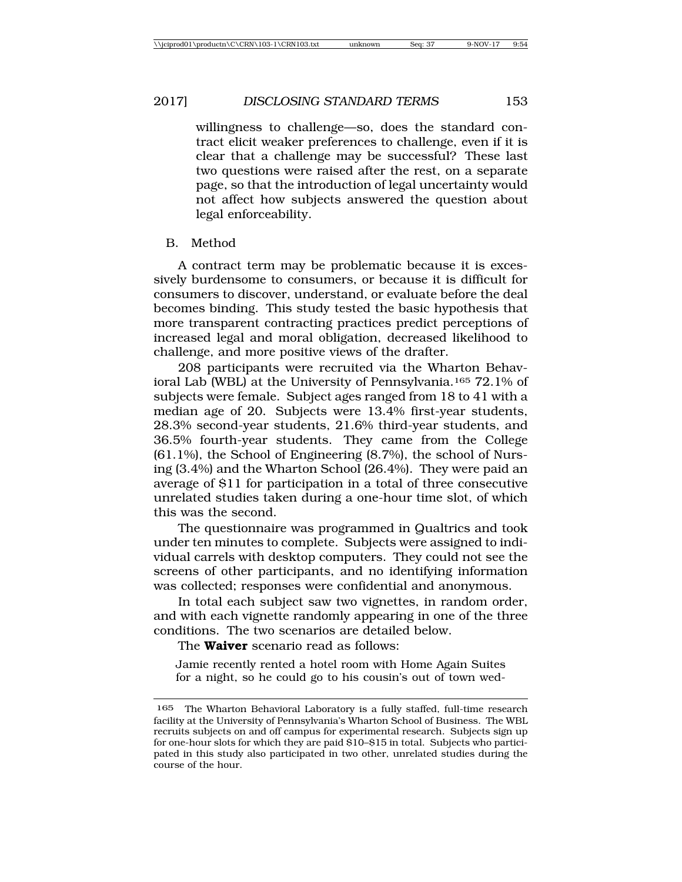willingness to challenge—so, does the standard contract elicit weaker preferences to challenge, even if it is clear that a challenge may be successful? These last two questions were raised after the rest, on a separate page, so that the introduction of legal uncertainty would not affect how subjects answered the question about legal enforceability.

## B. Method

A contract term may be problematic because it is excessively burdensome to consumers, or because it is difficult for consumers to discover, understand, or evaluate before the deal becomes binding. This study tested the basic hypothesis that more transparent contracting practices predict perceptions of increased legal and moral obligation, decreased likelihood to challenge, and more positive views of the drafter.

208 participants were recruited via the Wharton Behavioral Lab (WBL) at the University of Pennsylvania.[165] 72.1% of subjects were female. Subject ages ranged from 18 to 41 with a median age of 20. Subjects were 13.4% first-year students, 28.3% second-year students, 21.6% third-year students, and 36.5% fourth-year students. They came from the College (61.1%), the School of Engineering (8.7%), the school of Nursing (3.4%) and the Wharton School (26.4%). They were paid an average of $11 for participation in a total of three consecutive unrelated studies taken during a one-hour time slot, of which this was the second.

The questionnaire was programmed in Qualtrics and took under ten minutes to complete. Subjects were assigned to individual carrels with desktop computers. They could not see the screens of other participants, and no identifying information was collected; responses were confidential and anonymous.

In total each subject saw two vignettes, in random order, and with each vignette randomly appearing in one of the three conditions. The two scenarios are detailed below.

The **Waiver** scenario read as follows:

> Jamie recently rented a hotel room with Home Again Suites for a night, so he could go to his cousin's out of town wed-

---

165 The Wharton Behavioral Laboratory is a fully staffed, full-time research facility at the University of Pennsylvania's Wharton School of Business. The WBL recruits subjects on and off campus for experimental research. Subjects sign up for one-hour slots for which they are paid $10–$15 in total. Subjects who participated in this study also participated in two other, unrelated studies during the course of the hour.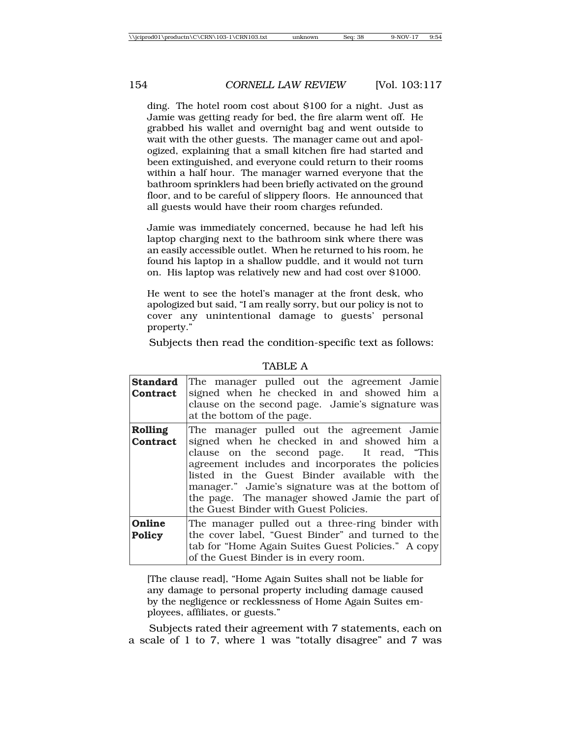ding. The hotel room cost about $100 for a night. Just as Jamie was getting ready for bed, the fire alarm went off. He grabbed his wallet and overnight bag and went outside to wait with the other guests. The manager came out and apologized, explaining that a small kitchen fire had started and been extinguished, and everyone could return to their rooms within a half hour. The manager warned everyone that the bathroom sprinklers had been briefly activated on the ground floor, and to be careful of slippery floors. He announced that all guests would have their room charges refunded.

Jamie was immediately concerned, because he had left his laptop charging next to the bathroom sink where there was an easily accessible outlet. When he returned to his room, he found his laptop in a shallow puddle, and it would not turn on. His laptop was relatively new and had cost over $1000.

He went to see the hotel's manager at the front desk, who apologized but said, "I am really sorry, but our policy is not to cover any unintentional damage to guests' personal property."

Subjects then read the condition-specific text as follows:

TABLE A

| | |
|---|---|
| **Standard Contract** | The manager pulled out the agreement Jamie signed when he checked in and showed him a clause on the second page. Jamie's signature was at the bottom of the page. |
| **Rolling Contract** | The manager pulled out the agreement Jamie signed when he checked in and showed him a clause on the second page. It read, "This agreement includes and incorporates the policies listed in the Guest Binder available with the manager." Jamie's signature was at the bottom of the page. The manager showed Jamie the part of the Guest Binder with Guest Policies. |
| **Online Policy** | The manager pulled out a three-ring binder with the cover label, "Guest Binder" and turned to the tab for "Home Again Suites Guest Policies." A copy of the Guest Binder is in every room. |

[The clause read], "Home Again Suites shall not be liable for any damage to personal property including damage caused by the negligence or recklessness of Home Again Suites employees, affiliates, or guests."

Subjects rated their agreement with 7 statements, each on a scale of 1 to 7, where 1 was "totally disagree" and 7 was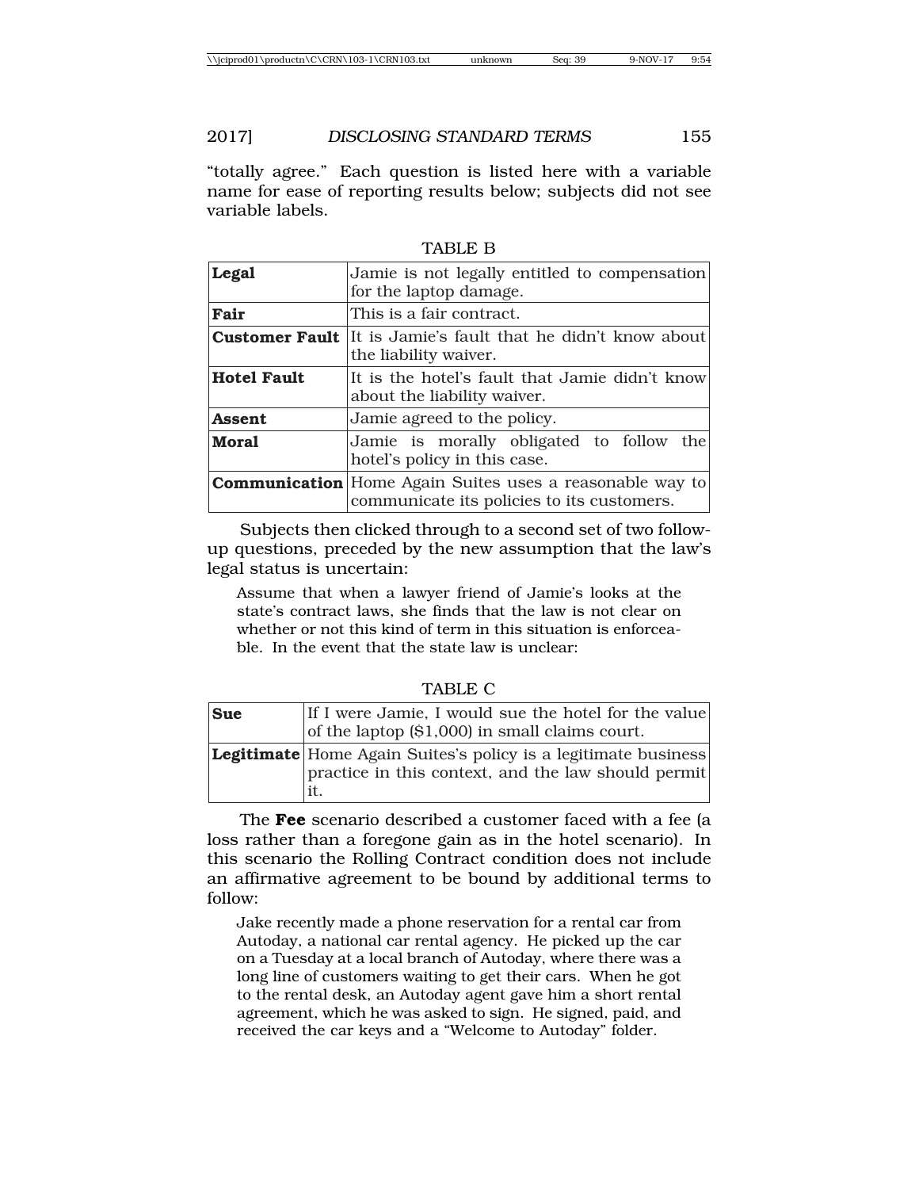"totally agree." Each question is listed here with a variable name for ease of reporting results below; subjects did not see variable labels.

TABLE B

| | |
|---|---|
| **Legal** | Jamie is not legally entitled to compensation for the laptop damage. |
| **Fair** | This is a fair contract. |
| **Customer Fault** | It is Jamie's fault that he didn't know about the liability waiver. |
| **Hotel Fault** | It is the hotel's fault that Jamie didn't know about the liability waiver. |
| **Assent** | Jamie agreed to the policy. |
| **Moral** | Jamie is morally obligated to follow the hotel's policy in this case. |
| **Communication** | Home Again Suites uses a reasonable way to communicate its policies to its customers. |

Subjects then clicked through to a second set of two follow-up questions, preceded by the new assumption that the law's legal status is uncertain:

> Assume that when a lawyer friend of Jamie's looks at the state's contract laws, she finds that the law is not clear on whether or not this kind of term in this situation is enforceable. In the event that the state law is unclear:

TABLE C

| | |
|---|---|
| **Sue** | If I were Jamie, I would sue the hotel for the value of the laptop ($1,000) in small claims court. |
| **Legitimate** | Home Again Suites's policy is a legitimate business practice in this context, and the law should permit it. |

The **Fee** scenario described a customer faced with a fee (a loss rather than a foregone gain as in the hotel scenario). In this scenario the Rolling Contract condition does not include an affirmative agreement to be bound by additional terms to follow:

> Jake recently made a phone reservation for a rental car from Autoday, a national car rental agency. He picked up the car on a Tuesday at a local branch of Autoday, where there was a long line of customers waiting to get their cars. When he got to the rental desk, an Autoday agent gave him a short rental agreement, which he was asked to sign. He signed, paid, and received the car keys and a "Welcome to Autoday" folder.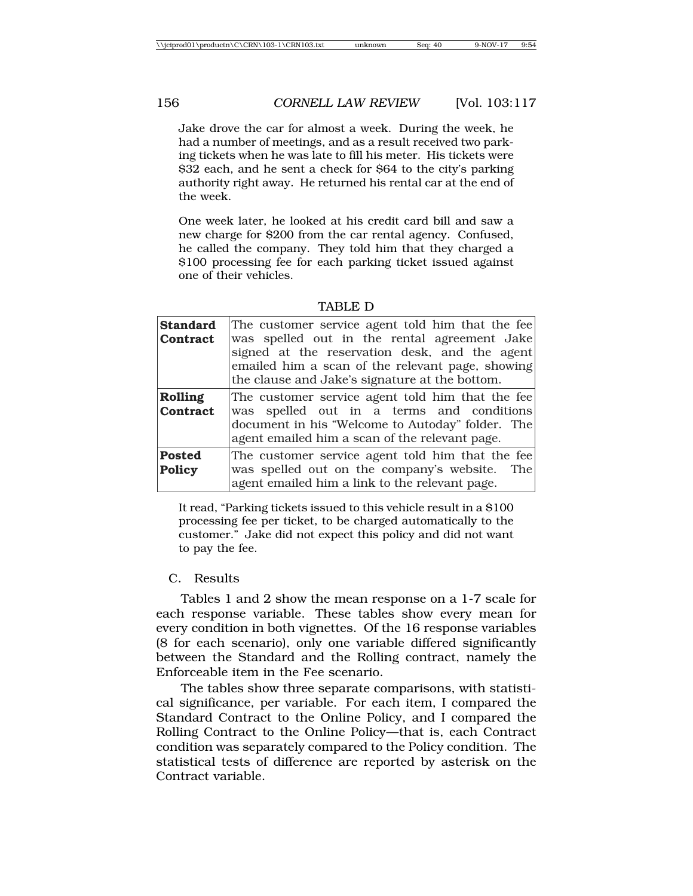Jake drove the car for almost a week. During the week, he had a number of meetings, and as a result received two parking tickets when he was late to fill his meter. His tickets were $32 each, and he sent a check for $64 to the city's parking authority right away. He returned his rental car at the end of the week.

One week later, he looked at his credit card bill and saw a new charge for $200 from the car rental agency. Confused, he called the company. They told him that they charged a $100 processing fee for each parking ticket issued against one of their vehicles.

TABLE D

| | |
|---|---|
| **Standard Contract** | The customer service agent told him that the fee was spelled out in the rental agreement Jake signed at the reservation desk, and the agent emailed him a scan of the relevant page, showing the clause and Jake's signature at the bottom. |
| **Rolling Contract** | The customer service agent told him that the fee was spelled out in a terms and conditions document in his "Welcome to Autoday" folder. The agent emailed him a scan of the relevant page. |
| **Posted Policy** | The customer service agent told him that the fee was spelled out on the company's website. The agent emailed him a link to the relevant page. |

It read, "Parking tickets issued to this vehicle result in a $100 processing fee per ticket, to be charged automatically to the customer." Jake did not expect this policy and did not want to pay the fee.

## C. Results

Tables 1 and 2 show the mean response on a 1-7 scale for each response variable. These tables show every mean for every condition in both vignettes. Of the 16 response variables (8 for each scenario), only one variable differed significantly between the Standard and the Rolling contract, namely the Enforceable item in the Fee scenario.

The tables show three separate comparisons, with statistical significance, per variable. For each item, I compared the Standard Contract to the Online Policy, and I compared the Rolling Contract to the Online Policy—that is, each Contract condition was separately compared to the Policy condition. The statistical tests of difference are reported by asterisk on the Contract variable.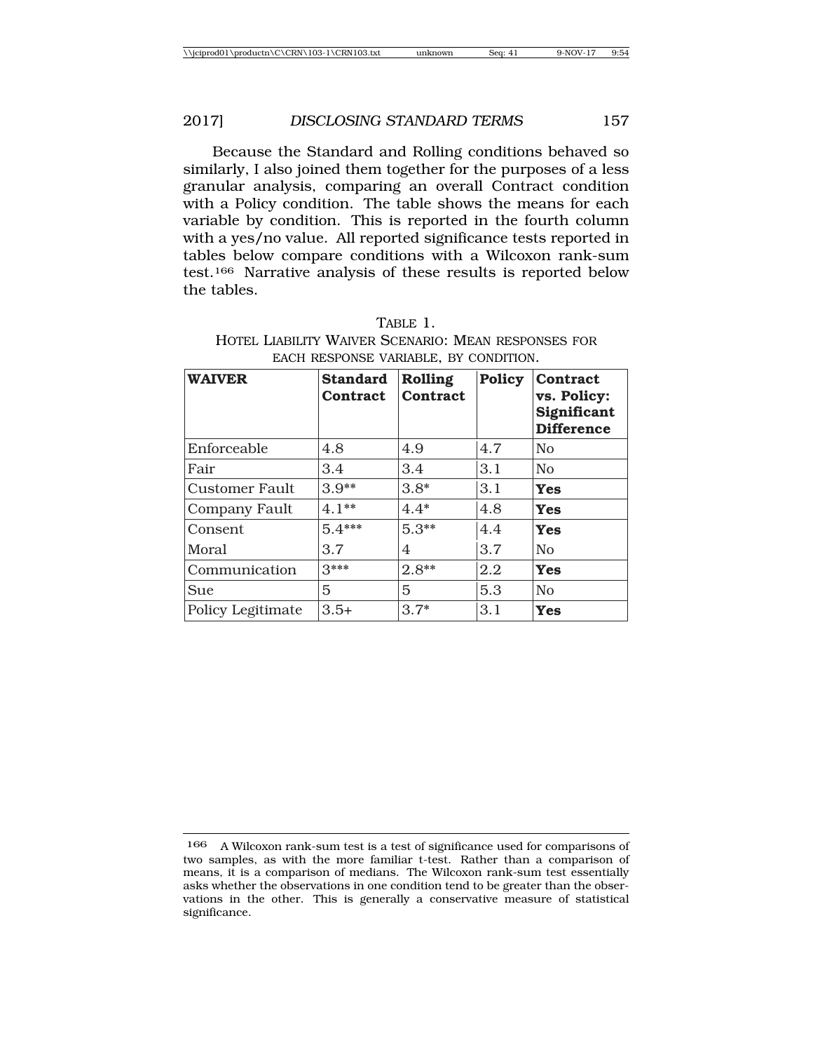Because the Standard and Rolling conditions behaved so similarly, I also joined them together for the purposes of a less granular analysis, comparing an overall Contract condition with a Policy condition. The table shows the means for each variable by condition. This is reported in the fourth column with a yes/no value. All reported significance tests reported in tables below compare conditions with a Wilcoxon rank-sum test.[166] Narrative analysis of these results is reported below the tables.

TABLE 1.
HOTEL LIABILITY WAIVER SCENARIO: MEAN RESPONSES FOR EACH RESPONSE VARIABLE, BY CONDITION.

| **WAIVER** | **Standard Contract** | **Rolling Contract** | **Policy** | **Contract vs. Policy: Significant Difference** |
|---|---|---|---|---|
| Enforceable | 4.8 | 4.9 | 4.7 | No |
| Fair | 3.4 | 3.4 | 3.1 | No |
| Customer Fault | 3.9** | 3.8* | 3.1 | **Yes** |
| Company Fault | 4.1** | 4.4* | 4.8 | **Yes** |
| Consent | 5.4*** | 5.3** | 4.4 | **Yes** |
| Moral | 3.7 | 4 | 3.7 | No |
| Communication | 3*** | 2.8** | 2.2 | **Yes** |
| Sue | 5 | 5 | 5.3 | No |
| Policy Legitimate | 3.5+ | 3.7* | 3.1 | **Yes** |

[166] A Wilcoxon rank-sum test is a test of significance used for comparisons of two samples, as with the more familiar t-test. Rather than a comparison of means, it is a comparison of medians. The Wilcoxon rank-sum test essentially asks whether the observations in one condition tend to be greater than the observations in the other. This is generally a conservative measure of statistical significance.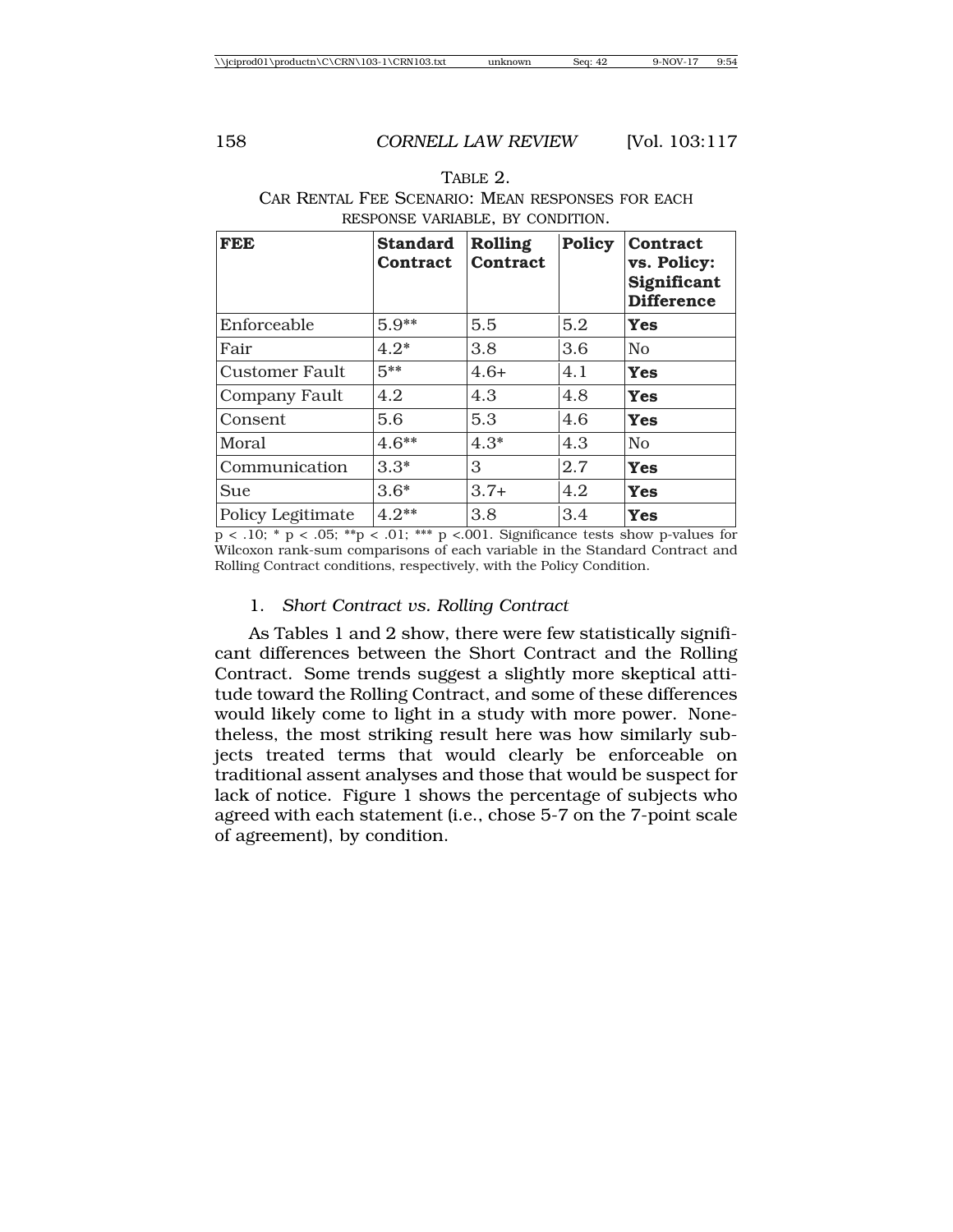TABLE 2.
CAR RENTAL FEE SCENARIO: MEAN RESPONSES FOR EACH RESPONSE VARIABLE, BY CONDITION.

| **FEE** | **Standard Contract** | **Rolling Contract** | **Policy** | **Contract vs. Policy: Significant Difference** |
|---|---|---|---|---|
| Enforceable | 5.9** | 5.5 | 5.2 | **Yes** |
| Fair | 4.2* | 3.8 | 3.6 | No |
| Customer Fault | 5** | 4.6+ | 4.1 | **Yes** |
| Company Fault | 4.2 | 4.3 | 4.8 | **Yes** |
| Consent | 5.6 | 5.3 | 4.6 | **Yes** |
| Moral | 4.6** | 4.3* | 4.3 | No |
| Communication | 3.3* | 3 | 2.7 | **Yes** |
| Sue | 3.6* | 3.7+ | 4.2 | **Yes** |
| Policy Legitimate | 4.2** | 3.8 | 3.4 | **Yes** |

p < .10; * p < .05; **p < .01; *** p <.001. Significance tests show p-values for Wilcoxon rank-sum comparisons of each variable in the Standard Contract and Rolling Contract conditions, respectively, with the Policy Condition.

### 1. *Short Contract vs. Rolling Contract*

As Tables 1 and 2 show, there were few statistically significant differences between the Short Contract and the Rolling Contract. Some trends suggest a slightly more skeptical attitude toward the Rolling Contract, and some of these differences would likely come to light in a study with more power. Nonetheless, the most striking result here was how similarly subjects treated terms that would clearly be enforceable on traditional assent analyses and those that would be suspect for lack of notice. Figure 1 shows the percentage of subjects who agreed with each statement (i.e., chose 5-7 on the 7-point scale of agreement), by condition.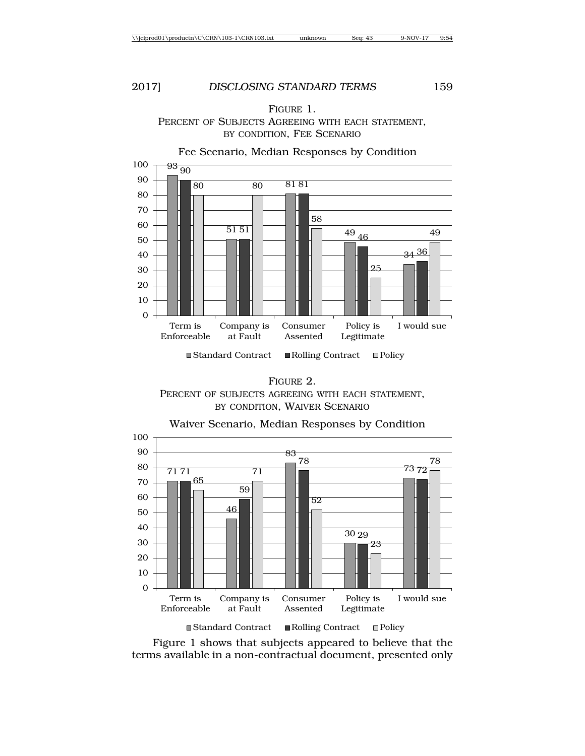FIGURE 1.
PERCENT OF SUBJECTS AGREEING WITH EACH STATEMENT, BY CONDITION, FEE SCENARIO

Fee Scenario, Median Responses by Condition

| | Standard Contract | Rolling Contract | Policy |
|---|---|---|---|
| Term is Enforceable | 93 | 90 | 80 |
| Company is at Fault | 51 | 51 | 80 |
| Consumer Assented | 81 | 81 | 58 |
| Policy is Legitimate | 49 | 46 | 25 |
| I would sue | 34 | 36 | 49 |

FIGURE 2.
PERCENT OF SUBJECTS AGREEING WITH EACH STATEMENT, BY CONDITION, WAIVER SCENARIO

Waiver Scenario, Median Responses by Condition

| | Standard Contract | Rolling Contract | Policy |
|---|---|---|---|
| Term is Enforceable | 71 | 71 | 65 |
| Company is at Fault | 46 | 59 | 71 |
| Consumer Assented | 83 | 78 | 52 |
| Policy is Legitimate | 30 | 29 | 23 |
| I would sue | 73 | 72 | 78 |

Figure 1 shows that subjects appeared to believe that the terms available in a non-contractual document, presented only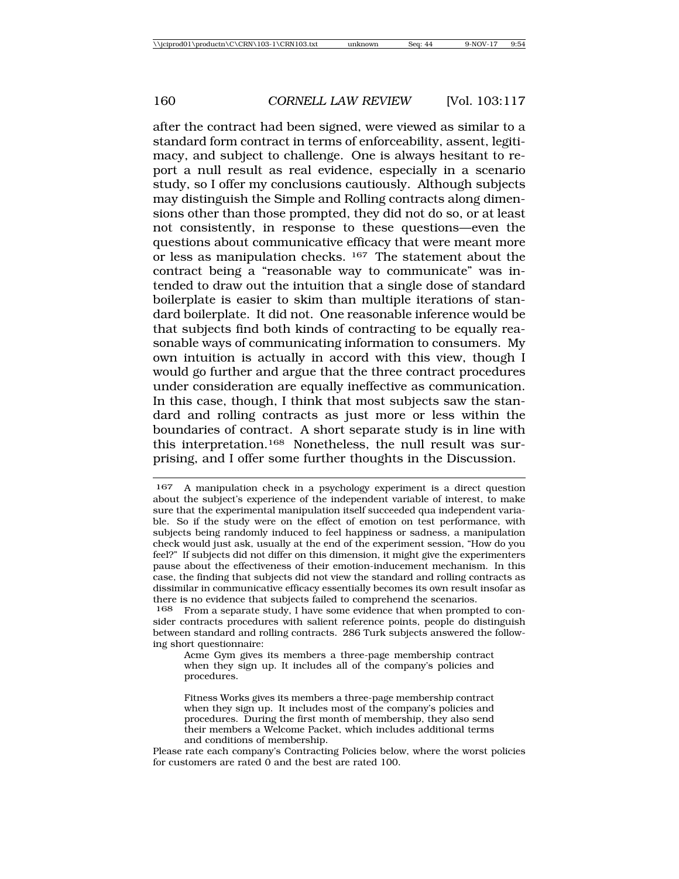after the contract had been signed, were viewed as similar to a standard form contract in terms of enforceability, assent, legitimacy, and subject to challenge. One is always hesitant to report a null result as real evidence, especially in a scenario study, so I offer my conclusions cautiously. Although subjects may distinguish the Simple and Rolling contracts along dimensions other than those prompted, they did not do so, or at least not consistently, in response to these questions—even the questions about communicative efficacy that were meant more or less as manipulation checks.[167] The statement about the contract being a "reasonable way to communicate" was intended to draw out the intuition that a single dose of standard boilerplate is easier to skim than multiple iterations of standard boilerplate. It did not. One reasonable inference would be that subjects find both kinds of contracting to be equally reasonable ways of communicating information to consumers. My own intuition is actually in accord with this view, though I would go further and argue that the three contract procedures under consideration are equally ineffective as communication. In this case, though, I think that most subjects saw the standard and rolling contracts as just more or less within the boundaries of contract. A short separate study is in line with this interpretation.[168] Nonetheless, the null result was surprising, and I offer some further thoughts in the Discussion.

---

[167] A manipulation check in a psychology experiment is a direct question about the subject's experience of the independent variable of interest, to make sure that the experimental manipulation itself succeeded qua independent variable. So if the study were on the effect of emotion on test performance, with subjects being randomly induced to feel happiness or sadness, a manipulation check would just ask, usually at the end of the experiment session, "How do you feel?" If subjects did not differ on this dimension, it might give the experimenters pause about the effectiveness of their emotion-inducement mechanism. In this case, the finding that subjects did not view the standard and rolling contracts as dissimilar in communicative efficacy essentially becomes its own result insofar as there is no evidence that subjects failed to comprehend the scenarios.

[168] From a separate study, I have some evidence that when prompted to consider contracts procedures with salient reference points, people do distinguish between standard and rolling contracts. 286 Turk subjects answered the following short questionnaire:

> Acme Gym gives its members a three-page membership contract when they sign up. It includes all of the company's policies and procedures.
>
> Fitness Works gives its members a three-page membership contract when they sign up. It includes most of the company's policies and procedures. During the first month of membership, they also send their members a Welcome Packet, which includes additional terms and conditions of membership.

Please rate each company's Contracting Policies below, where the worst policies for customers are rated 0 and the best are rated 100.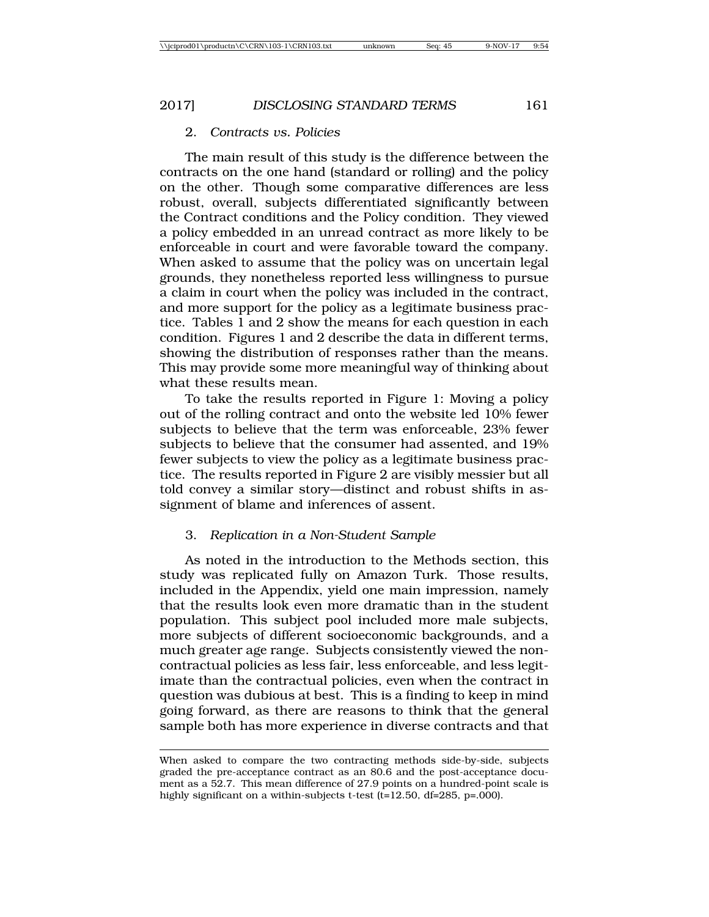### 2. *Contracts vs. Policies*

The main result of this study is the difference between the contracts on the one hand (standard or rolling) and the policy on the other. Though some comparative differences are less robust, overall, subjects differentiated significantly between the Contract conditions and the Policy condition. They viewed a policy embedded in an unread contract as more likely to be enforceable in court and were favorable toward the company. When asked to assume that the policy was on uncertain legal grounds, they nonetheless reported less willingness to pursue a claim in court when the policy was included in the contract, and more support for the policy as a legitimate business practice. Tables 1 and 2 show the means for each question in each condition. Figures 1 and 2 describe the data in different terms, showing the distribution of responses rather than the means. This may provide some more meaningful way of thinking about what these results mean.

To take the results reported in Figure 1: Moving a policy out of the rolling contract and onto the website led 10% fewer subjects to believe that the term was enforceable, 23% fewer subjects to believe that the consumer had assented, and 19% fewer subjects to view the policy as a legitimate business practice. The results reported in Figure 2 are visibly messier but all told convey a similar story—distinct and robust shifts in assignment of blame and inferences of assent.

### 3. *Replication in a Non-Student Sample*

As noted in the introduction to the Methods section, this study was replicated fully on Amazon Turk. Those results, included in the Appendix, yield one main impression, namely that the results look even more dramatic than in the student population. This subject pool included more male subjects, more subjects of different socioeconomic backgrounds, and a much greater age range. Subjects consistently viewed the non-contractual policies as less fair, less enforceable, and less legitimate than the contractual policies, even when the contract in question was dubious at best. This is a finding to keep in mind going forward, as there are reasons to think that the general sample both has more experience in diverse contracts and that

---

When asked to compare the two contracting methods side-by-side, subjects graded the pre-acceptance contract as an 80.6 and the post-acceptance document as a 52.7. This mean difference of 27.9 points on a hundred-point scale is highly significant on a within-subjects t-test ($t=12.50$, $df=285$, $p=.000$).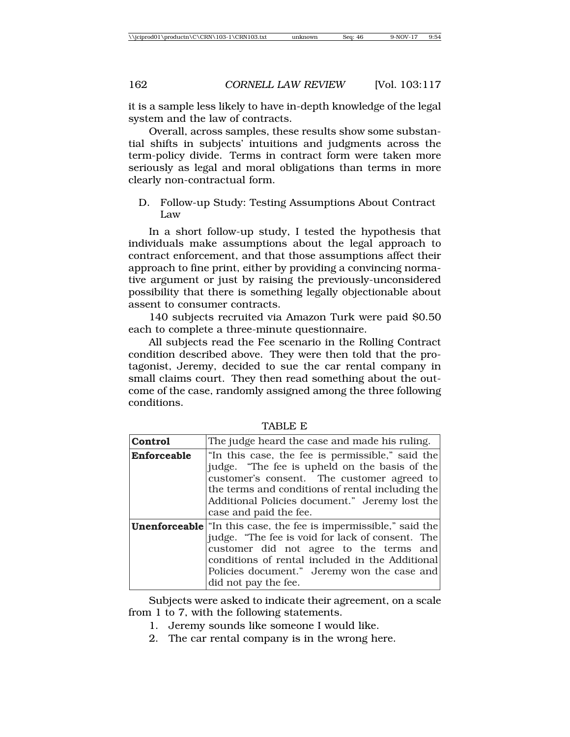it is a sample less likely to have in-depth knowledge of the legal system and the law of contracts.

Overall, across samples, these results show some substantial shifts in subjects' intuitions and judgments across the term-policy divide. Terms in contract form were taken more seriously as legal and moral obligations than terms in more clearly non-contractual form.

## D. Follow-up Study: Testing Assumptions About Contract Law

In a short follow-up study, I tested the hypothesis that individuals make assumptions about the legal approach to contract enforcement, and that those assumptions affect their approach to fine print, either by providing a convincing normative argument or just by raising the previously-unconsidered possibility that there is something legally objectionable about assent to consumer contracts.

140 subjects recruited via Amazon Turk were paid $0.50 each to complete a three-minute questionnaire.

All subjects read the Fee scenario in the Rolling Contract condition described above. They were then told that the protagonist, Jeremy, decided to sue the car rental company in small claims court. They then read something about the outcome of the case, randomly assigned among the three following conditions.

TABLE E

| | |
|---|---|
| **Control** | The judge heard the case and made his ruling. |
| **Enforceable** | "In this case, the fee is permissible," said the judge. "The fee is upheld on the basis of the customer's consent. The customer agreed to the terms and conditions of rental including the Additional Policies document." Jeremy lost the case and paid the fee. |
| **Unenforceable** | "In this case, the fee is impermissible," said the judge. "The fee is void for lack of consent. The customer did not agree to the terms and conditions of rental included in the Additional Policies document." Jeremy won the case and did not pay the fee. |

Subjects were asked to indicate their agreement, on a scale from 1 to 7, with the following statements.

1. Jeremy sounds like someone I would like.
2. The car rental company is in the wrong here.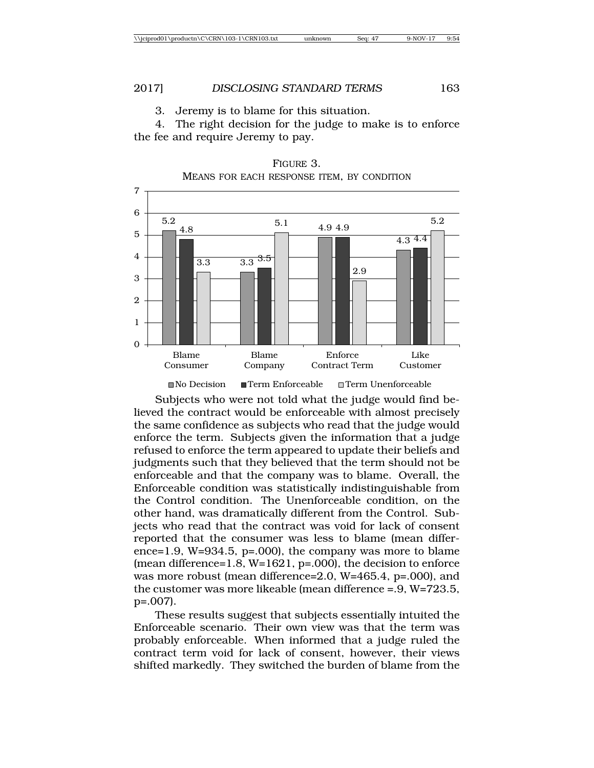3. Jeremy is to blame for this situation.

4. The right decision for the judge to make is to enforce the fee and require Jeremy to pay.

FIGURE 3.
MEANS FOR EACH RESPONSE ITEM, BY CONDITION

| | No Decision | Term Enforceable | Term Unenforceable |
|---|---|---|---|
| Blame Consumer | 5.2 | 4.8 | 3.3 |
| Blame Company | 3.3 | 3.5 | 5.1 |
| Enforce Contract Term | 4.9 | 4.9 | 2.9 |
| Like Customer | 4.3 | 4.4 | 5.2 |

Subjects who were not told what the judge would find believed the contract would be enforceable with almost precisely the same confidence as subjects who read that the judge would enforce the term. Subjects given the information that a judge refused to enforce the term appeared to update their beliefs and judgments such that they believed that the term should not be enforceable and that the company was to blame. Overall, the Enforceable condition was statistically indistinguishable from the Control condition. The Unenforceable condition, on the other hand, was dramatically different from the Control. Subjects who read that the contract was void for lack of consent reported that the consumer was less to blame (mean difference=1.9, W=934.5, p=.000), the company was more to blame (mean difference=1.8, W=1621, p=.000), the decision to enforce was more robust (mean difference=2.0, W=465.4, p=.000), and the customer was more likeable (mean difference =.9, W=723.5, p=.007).

These results suggest that subjects essentially intuited the Enforceable scenario. Their own view was that the term was probably enforceable. When informed that a judge ruled the contract term void for lack of consent, however, their views shifted markedly. They switched the burden of blame from the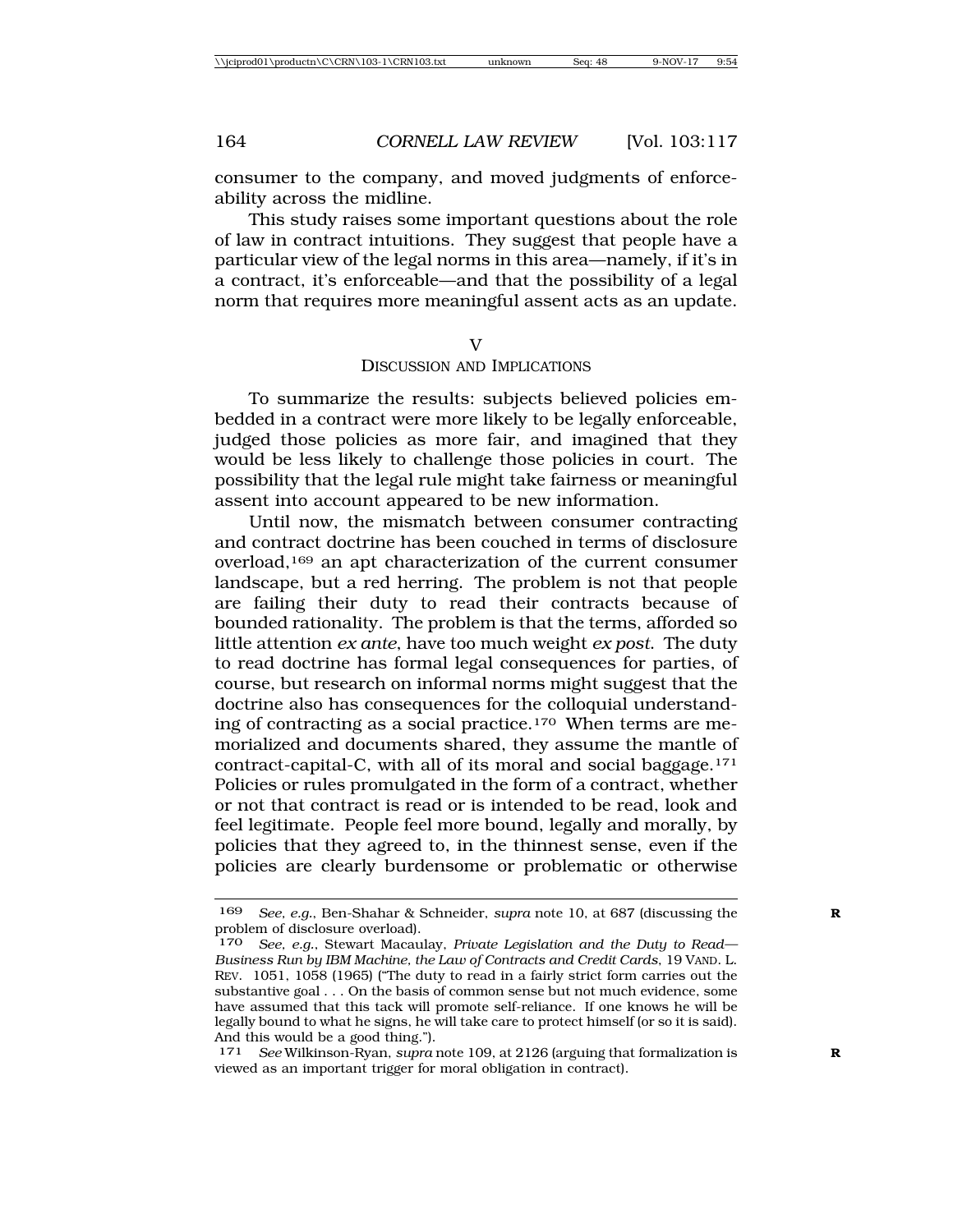consumer to the company, and moved judgments of enforceability across the midline.

This study raises some important questions about the role of law in contract intuitions. They suggest that people have a particular view of the legal norms in this area—namely, if it's in a contract, it's enforceable—and that the possibility of a legal norm that requires more meaningful assent acts as an update.

## V
## DISCUSSION AND IMPLICATIONS

To summarize the results: subjects believed policies embedded in a contract were more likely to be legally enforceable, judged those policies as more fair, and imagined that they would be less likely to challenge those policies in court. The possibility that the legal rule might take fairness or meaningful assent into account appeared to be new information.

Until now, the mismatch between consumer contracting and contract doctrine has been couched in terms of disclosure overload,[169] an apt characterization of the current consumer landscape, but a red herring. The problem is not that people are failing their duty to read their contracts because of bounded rationality. The problem is that the terms, afforded so little attention *ex ante*, have too much weight *ex post*. The duty to read doctrine has formal legal consequences for parties, of course, but research on informal norms might suggest that the doctrine also has consequences for the colloquial understanding of contracting as a social practice.[170] When terms are memorialized and documents shared, they assume the mantle of contract-capital-C, with all of its moral and social baggage.[171] Policies or rules promulgated in the form of a contract, whether or not that contract is read or is intended to be read, look and feel legitimate. People feel more bound, legally and morally, by policies that they agreed to, in the thinnest sense, even if the policies are clearly burdensome or problematic or otherwise

---

169 *See, e.g.*, Ben-Shahar & Schneider, *supra* note 10, at 687 (discussing the problem of disclosure overload).

170 *See, e.g.*, Stewart Macaulay, *Private Legislation and the Duty to Read—Business Run by IBM Machine, the Law of Contracts and Credit Cards*, 19 VAND. L. REV. 1051, 1058 (1965) ("The duty to read in a fairly strict form carries out the substantive goal . . . On the basis of common sense but not much evidence, some have assumed that this tack will promote self-reliance. If one knows he will be legally bound to what he signs, he will take care to protect himself (or so it is said). And this would be a good thing.").

171 *See* Wilkinson-Ryan, *supra* note 109, at 2126 (arguing that formalization is viewed as an important trigger for moral obligation in contract).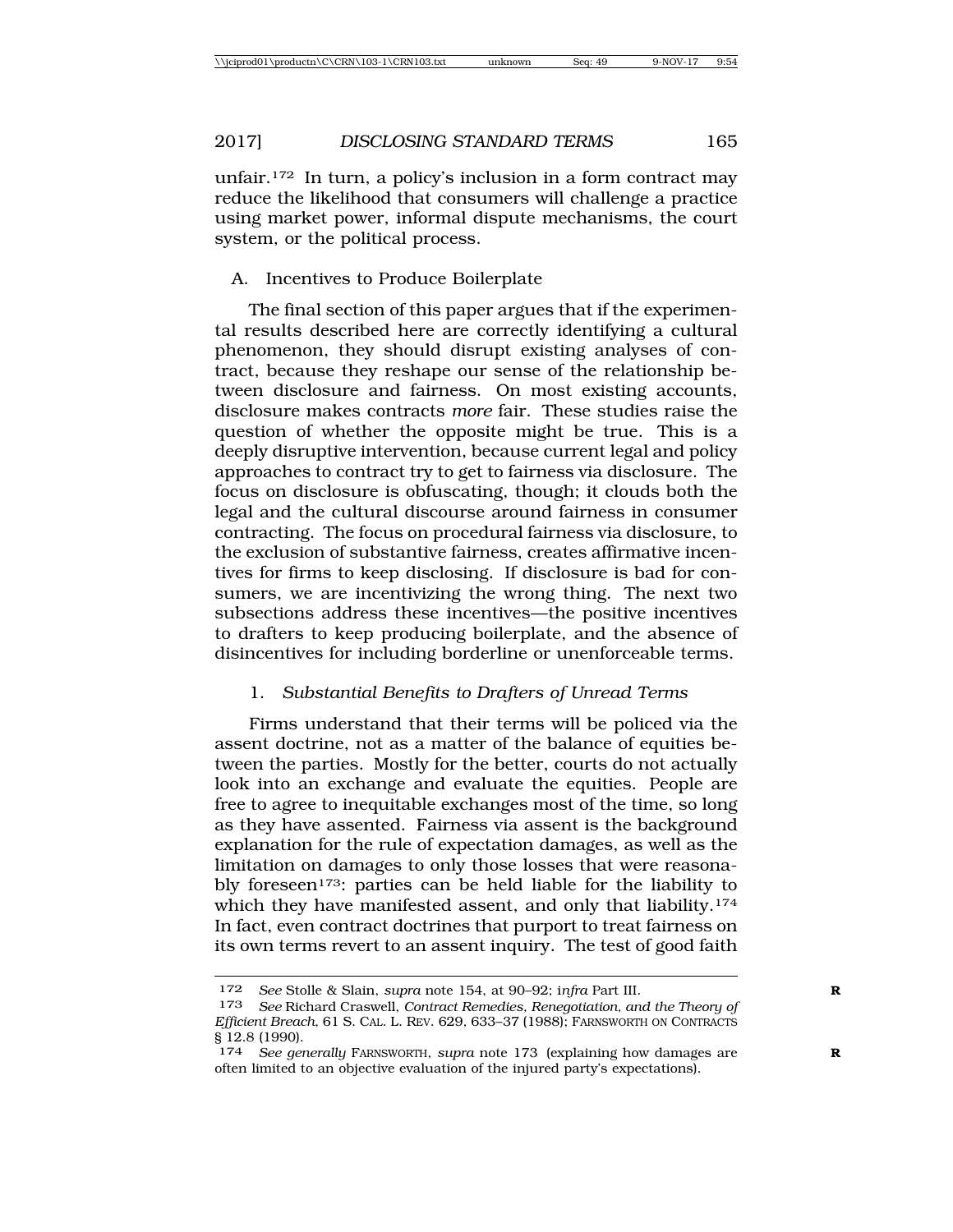unfair.[172] In turn, a policy's inclusion in a form contract may reduce the likelihood that consumers will challenge a practice using market power, informal dispute mechanisms, the court system, or the political process.

### A. Incentives to Produce Boilerplate

The final section of this paper argues that if the experimental results described here are correctly identifying a cultural phenomenon, they should disrupt existing analyses of contract, because they reshape our sense of the relationship between disclosure and fairness. On most existing accounts, disclosure makes contracts *more* fair. These studies raise the question of whether the opposite might be true. This is a deeply disruptive intervention, because current legal and policy approaches to contract try to get to fairness via disclosure. The focus on disclosure is obfuscating, though; it clouds both the legal and the cultural discourse around fairness in consumer contracting. The focus on procedural fairness via disclosure, to the exclusion of substantive fairness, creates affirmative incentives for firms to keep disclosing. If disclosure is bad for consumers, we are incentivizing the wrong thing. The next two subsections address these incentives—the positive incentives to drafters to keep producing boilerplate, and the absence of disincentives for including borderline or unenforceable terms.

#### 1. *Substantial Benefits to Drafters of Unread Terms*

Firms understand that their terms will be policed via the assent doctrine, not as a matter of the balance of equities between the parties. Mostly for the better, courts do not actually look into an exchange and evaluate the equities. People are free to agree to inequitable exchanges most of the time, so long as they have assented. Fairness via assent is the background explanation for the rule of expectation damages, as well as the limitation on damages to only those losses that were reasonably foreseen[173]: parties can be held liable for the liability to which they have manifested assent, and only that liability.[174] In fact, even contract doctrines that purport to treat fairness on its own terms revert to an assent inquiry. The test of good faith

---

[172] *See* Stolle & Slain, *supra* note 154, at 90–92; i*nfra* Part III.

[173] *See* Richard Craswell, *Contract Remedies, Renegotiation, and the Theory of Efficient Breach*, 61 S. CAL. L. REV. 629, 633–37 (1988); FARNSWORTH ON CONTRACTS § 12.8 (1990).

[174] *See generally* FARNSWORTH, *supra* note 173 (explaining how damages are often limited to an objective evaluation of the injured party's expectations).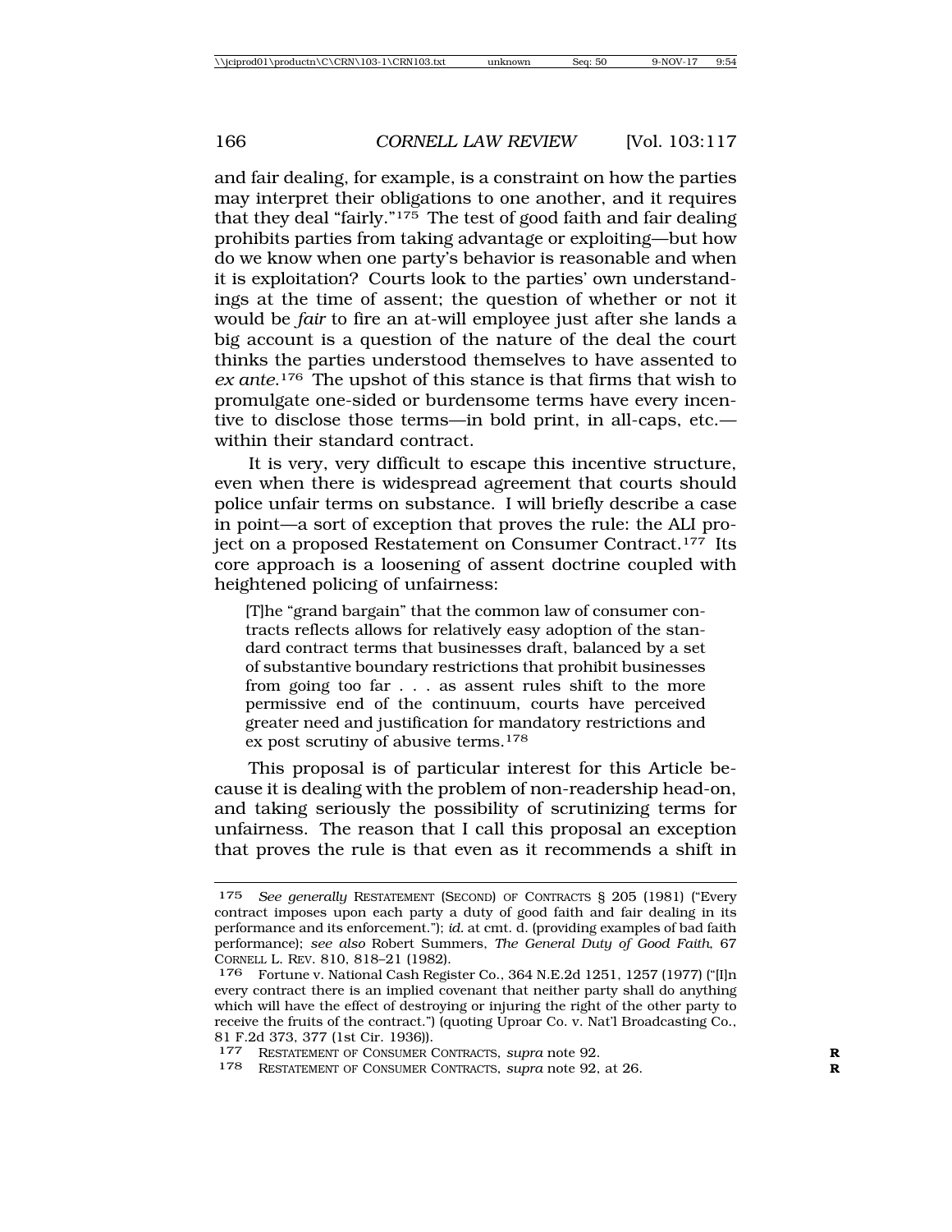and fair dealing, for example, is a constraint on how the parties may interpret their obligations to one another, and it requires that they deal "fairly."[175] The test of good faith and fair dealing prohibits parties from taking advantage or exploiting—but how do we know when one party's behavior is reasonable and when it is exploitation? Courts look to the parties' own understandings at the time of assent; the question of whether or not it would be *fair* to fire an at-will employee just after she lands a big account is a question of the nature of the deal the court thinks the parties understood themselves to have assented to *ex ante*.[176] The upshot of this stance is that firms that wish to promulgate one-sided or burdensome terms have every incentive to disclose those terms—in bold print, in all-caps, etc.—within their standard contract.

It is very, very difficult to escape this incentive structure, even when there is widespread agreement that courts should police unfair terms on substance. I will briefly describe a case in point—a sort of exception that proves the rule: the ALI project on a proposed Restatement on Consumer Contract.[177] Its core approach is a loosening of assent doctrine coupled with heightened policing of unfairness:

> [T]he "grand bargain" that the common law of consumer contracts reflects allows for relatively easy adoption of the standard contract terms that businesses draft, balanced by a set of substantive boundary restrictions that prohibit businesses from going too far . . . as assent rules shift to the more permissive end of the continuum, courts have perceived greater need and justification for mandatory restrictions and ex post scrutiny of abusive terms.[178]

This proposal is of particular interest for this Article because it is dealing with the problem of non-readership head-on, and taking seriously the possibility of scrutinizing terms for unfairness. The reason that I call this proposal an exception that proves the rule is that even as it recommends a shift in

---

175 *See generally* RESTATEMENT (SECOND) OF CONTRACTS § 205 (1981) ("Every contract imposes upon each party a duty of good faith and fair dealing in its performance and its enforcement."); *id.* at cmt. d. (providing examples of bad faith performance); *see also* Robert Summers, *The General Duty of Good Faith*, 67 CORNELL L. REV. 810, 818–21 (1982).

176 Fortune v. National Cash Register Co., 364 N.E.2d 1251, 1257 (1977) ("[I]n every contract there is an implied covenant that neither party shall do anything which will have the effect of destroying or injuring the right of the other party to receive the fruits of the contract.") (quoting Uproar Co. v. Nat'l Broadcasting Co., 81 F.2d 373, 377 (1st Cir. 1936)).

177 RESTATEMENT OF CONSUMER CONTRACTS, *supra* note 92.

178 RESTATEMENT OF CONSUMER CONTRACTS, *supra* note 92, at 26.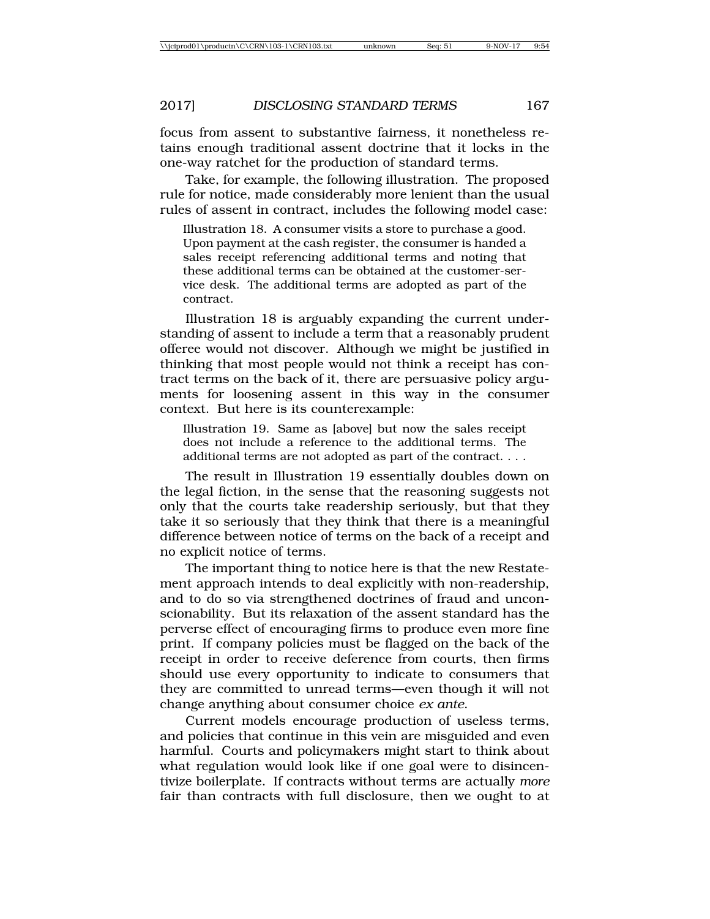focus from assent to substantive fairness, it nonetheless retains enough traditional assent doctrine that it locks in the one-way ratchet for the production of standard terms.

Take, for example, the following illustration. The proposed rule for notice, made considerably more lenient than the usual rules of assent in contract, includes the following model case:

> Illustration 18. A consumer visits a store to purchase a good. Upon payment at the cash register, the consumer is handed a sales receipt referencing additional terms and noting that these additional terms can be obtained at the customer-service desk. The additional terms are adopted as part of the contract.

Illustration 18 is arguably expanding the current understanding of assent to include a term that a reasonably prudent offeree would not discover. Although we might be justified in thinking that most people would not think a receipt has contract terms on the back of it, there are persuasive policy arguments for loosening assent in this way in the consumer context. But here is its counterexample:

> Illustration 19. Same as [above] but now the sales receipt does not include a reference to the additional terms. The additional terms are not adopted as part of the contract. . . .

The result in Illustration 19 essentially doubles down on the legal fiction, in the sense that the reasoning suggests not only that the courts take readership seriously, but that they take it so seriously that they think that there is a meaningful difference between notice of terms on the back of a receipt and no explicit notice of terms.

The important thing to notice here is that the new Restatement approach intends to deal explicitly with non-readership, and to do so via strengthened doctrines of fraud and unconscionability. But its relaxation of the assent standard has the perverse effect of encouraging firms to produce even more fine print. If company policies must be flagged on the back of the receipt in order to receive deference from courts, then firms should use every opportunity to indicate to consumers that they are committed to unread terms—even though it will not change anything about consumer choice *ex ante*.

Current models encourage production of useless terms, and policies that continue in this vein are misguided and even harmful. Courts and policymakers might start to think about what regulation would look like if one goal were to disincentivize boilerplate. If contracts without terms are actually *more* fair than contracts with full disclosure, then we ought to at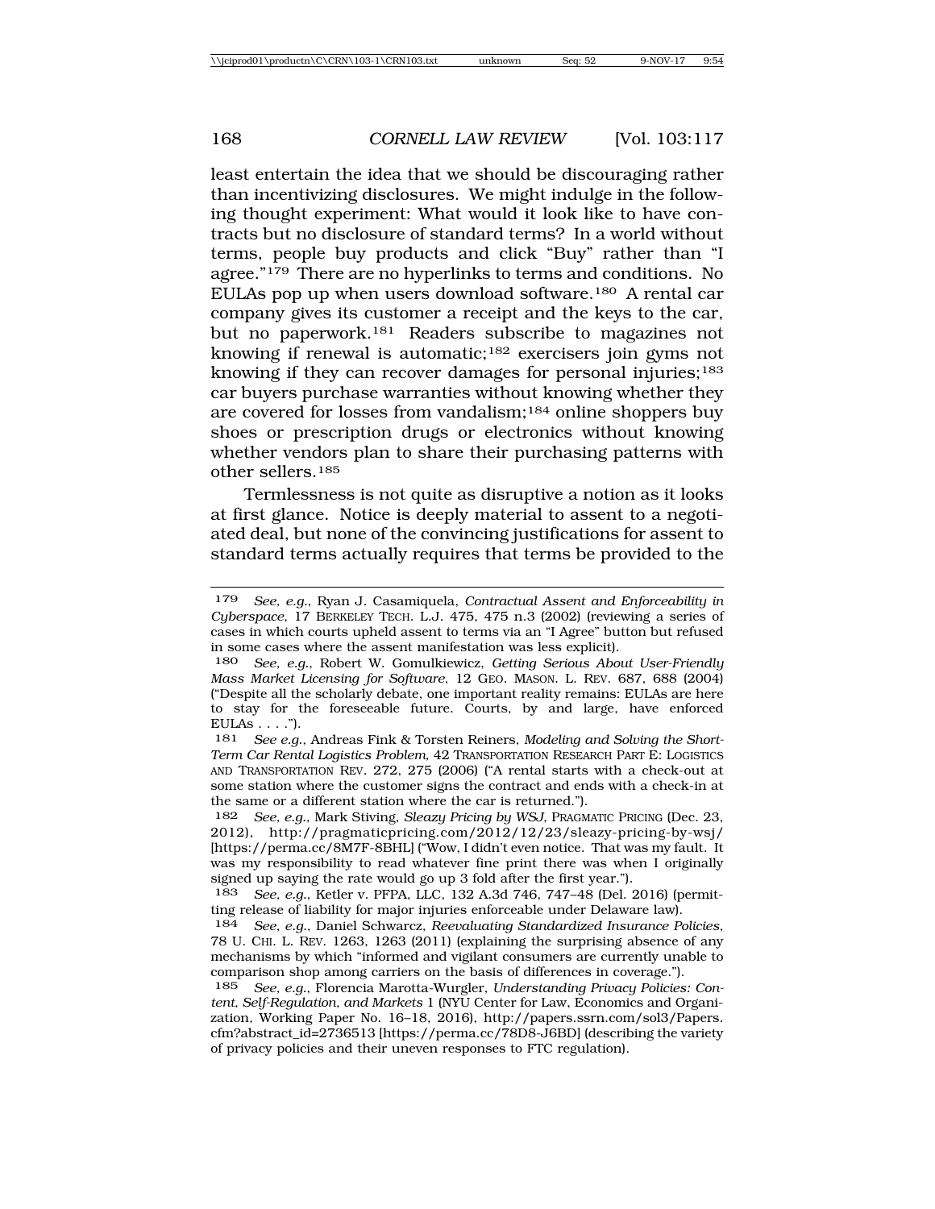least entertain the idea that we should be discouraging rather than incentivizing disclosures. We might indulge in the following thought experiment: What would it look like to have contracts but no disclosure of standard terms? In a world without terms, people buy products and click "Buy" rather than "I agree."[179] There are no hyperlinks to terms and conditions. No EULAs pop up when users download software.[180] A rental car company gives its customer a receipt and the keys to the car, but no paperwork.[181] Readers subscribe to magazines not knowing if renewal is automatic;[182] exercisers join gyms not knowing if they can recover damages for personal injuries;[183] car buyers purchase warranties without knowing whether they are covered for losses from vandalism;[184] online shoppers buy shoes or prescription drugs or electronics without knowing whether vendors plan to share their purchasing patterns with other sellers.[185]

Termlessness is not quite as disruptive a notion as it looks at first glance. Notice is deeply material to assent to a negotiated deal, but none of the convincing justifications for assent to standard terms actually requires that terms be provided to the

---

179 *See, e.g.*, Ryan J. Casamiquela, *Contractual Assent and Enforceability in Cyberspace*, 17 BERKELEY TECH. L.J. 475, 475 n.3 (2002) (reviewing a series of cases in which courts upheld assent to terms via an "I Agree" button but refused in some cases where the assent manifestation was less explicit).

180 *See, e.g.*, Robert W. Gomulkiewicz, *Getting Serious About User-Friendly Mass Market Licensing for Software*, 12 GEO. MASON. L. REV. 687, 688 (2004) ("Despite all the scholarly debate, one important reality remains: EULAs are here to stay for the foreseeable future. Courts, by and large, have enforced EULAs . . . .").

181 *See e.g.*, Andreas Fink & Torsten Reiners, *Modeling and Solving the Short-Term Car Rental Logistics Problem*, 42 TRANSPORTATION RESEARCH PART E: LOGISTICS AND TRANSPORTATION REV. 272, 275 (2006) ("A rental starts with a check-out at some station where the customer signs the contract and ends with a check-in at the same or a different station where the car is returned.").

182 *See, e.g.*, Mark Stiving, *Sleazy Pricing by WSJ*, PRAGMATIC PRICING (Dec. 23, 2012), http://pragmaticpricing.com/2012/12/23/sleazy-pricing-by-wsj/ [https://perma.cc/8M7F-8BHL] ("Wow, I didn't even notice. That was my fault. It was my responsibility to read whatever fine print there was when I originally signed up saying the rate would go up 3 fold after the first year.").

183 *See, e.g.*, Ketler v. PFPA, LLC, 132 A.3d 746, 747–48 (Del. 2016) (permitting release of liability for major injuries enforceable under Delaware law).

184 *See, e.g.*, Daniel Schwarcz, *Reevaluating Standardized Insurance Policies*, 78 U. CHI. L. REV. 1263, 1263 (2011) (explaining the surprising absence of any mechanisms by which "informed and vigilant consumers are currently unable to comparison shop among carriers on the basis of differences in coverage.").

185 *See, e.g.*, Florencia Marotta-Wurgler, *Understanding Privacy Policies: Content, Self-Regulation, and Markets* 1 (NYU Center for Law, Economics and Organization, Working Paper No. 16–18, 2016), http://papers.ssrn.com/sol3/Papers.cfm?abstract_id=2736513 [https://perma.cc/78D8-J6BD] (describing the variety of privacy policies and their uneven responses to FTC regulation).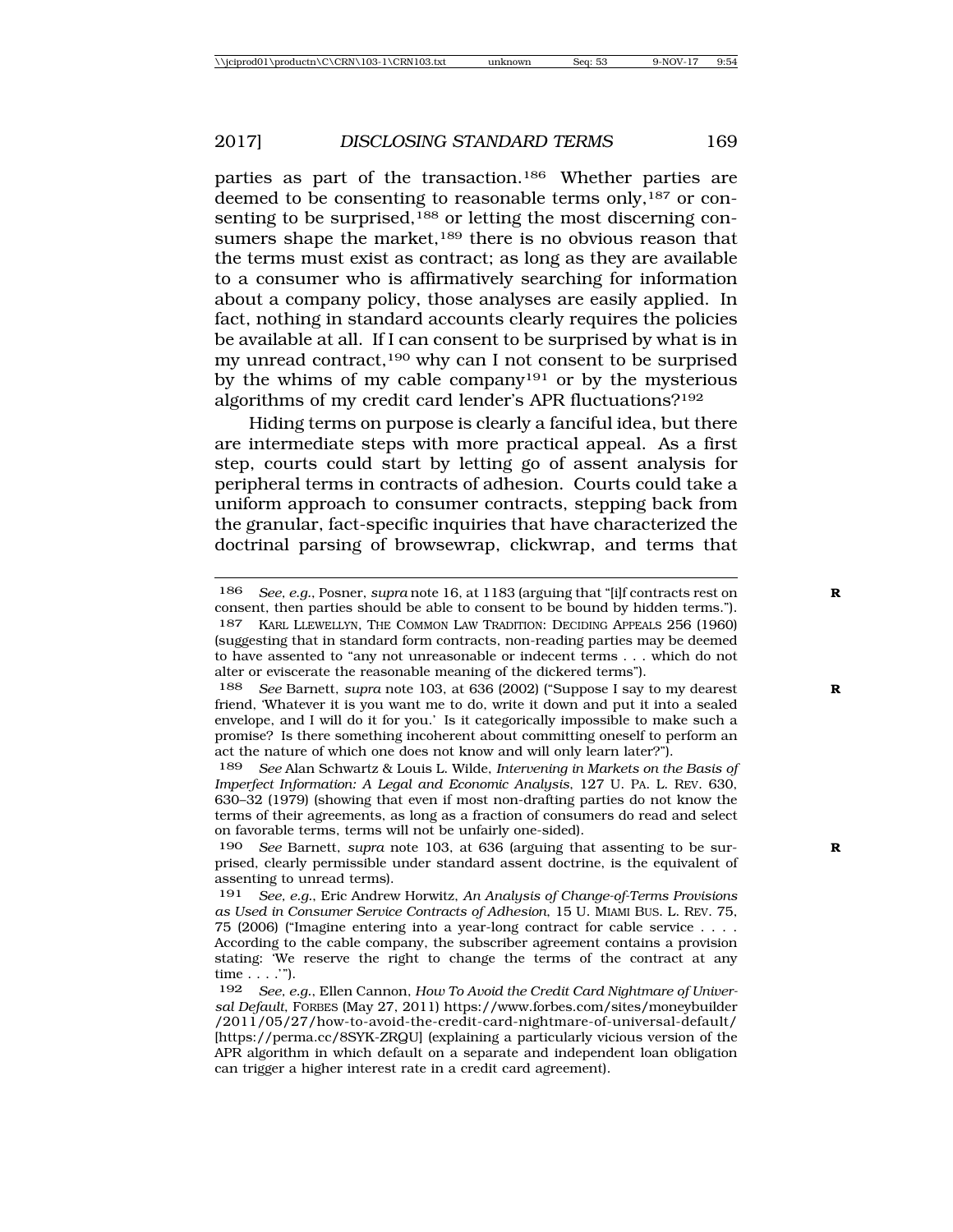parties as part of the transaction.[186] Whether parties are deemed to be consenting to reasonable terms only,[187] or consenting to be surprised,[188] or letting the most discerning consumers shape the market,[189] there is no obvious reason that the terms must exist as contract; as long as they are available to a consumer who is affirmatively searching for information about a company policy, those analyses are easily applied. In fact, nothing in standard accounts clearly requires the policies be available at all. If I can consent to be surprised by what is in my unread contract,[190] why can I not consent to be surprised by the whims of my cable company[191] or by the mysterious algorithms of my credit card lender's APR fluctuations?[192]

Hiding terms on purpose is clearly a fanciful idea, but there are intermediate steps with more practical appeal. As a first step, courts could start by letting go of assent analysis for peripheral terms in contracts of adhesion. Courts could take a uniform approach to consumer contracts, stepping back from the granular, fact-specific inquiries that have characterized the doctrinal parsing of browsewrap, clickwrap, and terms that

---

186 *See, e.g.*, Posner, *supra* note 16, at 1183 (arguing that "[i]f contracts rest on consent, then parties should be able to consent to be bound by hidden terms.").

187 KARL LLEWELLYN, THE COMMON LAW TRADITION: DECIDING APPEALS 256 (1960) (suggesting that in standard form contracts, non-reading parties may be deemed to have assented to "any not unreasonable or indecent terms . . . which do not alter or eviscerate the reasonable meaning of the dickered terms").

188 *See* Barnett, *supra* note 103, at 636 (2002) ("Suppose I say to my dearest friend, 'Whatever it is you want me to do, write it down and put it into a sealed envelope, and I will do it for you.' Is it categorically impossible to make such a promise? Is there something incoherent about committing oneself to perform an act the nature of which one does not know and will only learn later?").

189 *See* Alan Schwartz & Louis L. Wilde, *Intervening in Markets on the Basis of Imperfect Information: A Legal and Economic Analysis*, 127 U. PA. L. REV. 630, 630–32 (1979) (showing that even if most non-drafting parties do not know the terms of their agreements, as long as a fraction of consumers do read and select on favorable terms, terms will not be unfairly one-sided).

190 *See* Barnett, *supra* note 103, at 636 (arguing that assenting to be surprised, clearly permissible under standard assent doctrine, is the equivalent of assenting to unread terms).

191 *See, e.g.*, Eric Andrew Horwitz, *An Analysis of Change-of-Terms Provisions as Used in Consumer Service Contracts of Adhesion*, 15 U. MIAMI BUS. L. REV. 75, 75 (2006) ("Imagine entering into a year-long contract for cable service . . . . According to the cable company, the subscriber agreement contains a provision stating: 'We reserve the right to change the terms of the contract at any time . . . .'").

192 *See, e.g.*, Ellen Cannon, *How To Avoid the Credit Card Nightmare of Universal Default*, FORBES (May 27, 2011) https://www.forbes.com/sites/moneybuilder/2011/05/27/how-to-avoid-the-credit-card-nightmare-of-universal-default/ [https://perma.cc/8SYK-ZRQU] (explaining a particularly vicious version of the APR algorithm in which default on a separate and independent loan obligation can trigger a higher interest rate in a credit card agreement).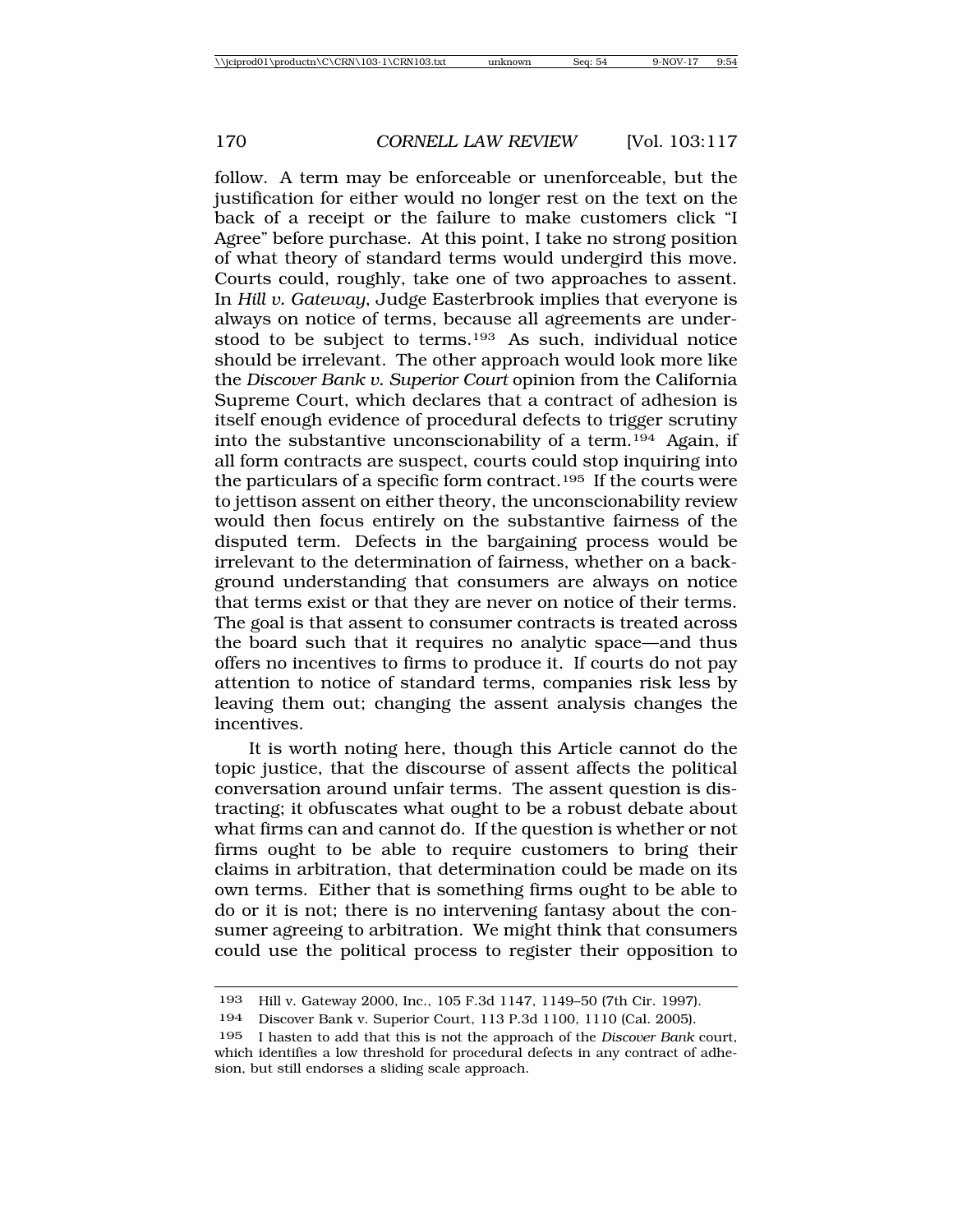follow. A term may be enforceable or unenforceable, but the justification for either would no longer rest on the text on the back of a receipt or the failure to make customers click "I Agree" before purchase. At this point, I take no strong position of what theory of standard terms would undergird this move. Courts could, roughly, take one of two approaches to assent. In *Hill v. Gateway*, Judge Easterbrook implies that everyone is always on notice of terms, because all agreements are understood to be subject to terms.[193] As such, individual notice should be irrelevant. The other approach would look more like the *Discover Bank v. Superior Court* opinion from the California Supreme Court, which declares that a contract of adhesion is itself enough evidence of procedural defects to trigger scrutiny into the substantive unconscionability of a term.[194] Again, if all form contracts are suspect, courts could stop inquiring into the particulars of a specific form contract.[195] If the courts were to jettison assent on either theory, the unconscionability review would then focus entirely on the substantive fairness of the disputed term. Defects in the bargaining process would be irrelevant to the determination of fairness, whether on a background understanding that consumers are always on notice that terms exist or that they are never on notice of their terms. The goal is that assent to consumer contracts is treated across the board such that it requires no analytic space—and thus offers no incentives to firms to produce it. If courts do not pay attention to notice of standard terms, companies risk less by leaving them out; changing the assent analysis changes the incentives.

It is worth noting here, though this Article cannot do the topic justice, that the discourse of assent affects the political conversation around unfair terms. The assent question is distracting; it obfuscates what ought to be a robust debate about what firms can and cannot do. If the question is whether or not firms ought to be able to require customers to bring their claims in arbitration, that determination could be made on its own terms. Either that is something firms ought to be able to do or it is not; there is no intervening fantasy about the consumer agreeing to arbitration. We might think that consumers could use the political process to register their opposition to

---

193 Hill v. Gateway 2000, Inc., 105 F.3d 1147, 1149–50 (7th Cir. 1997).

194 Discover Bank v. Superior Court, 113 P.3d 1100, 1110 (Cal. 2005).

195 I hasten to add that this is not the approach of the *Discover Bank* court, which identifies a low threshold for procedural defects in any contract of adhesion, but still endorses a sliding scale approach.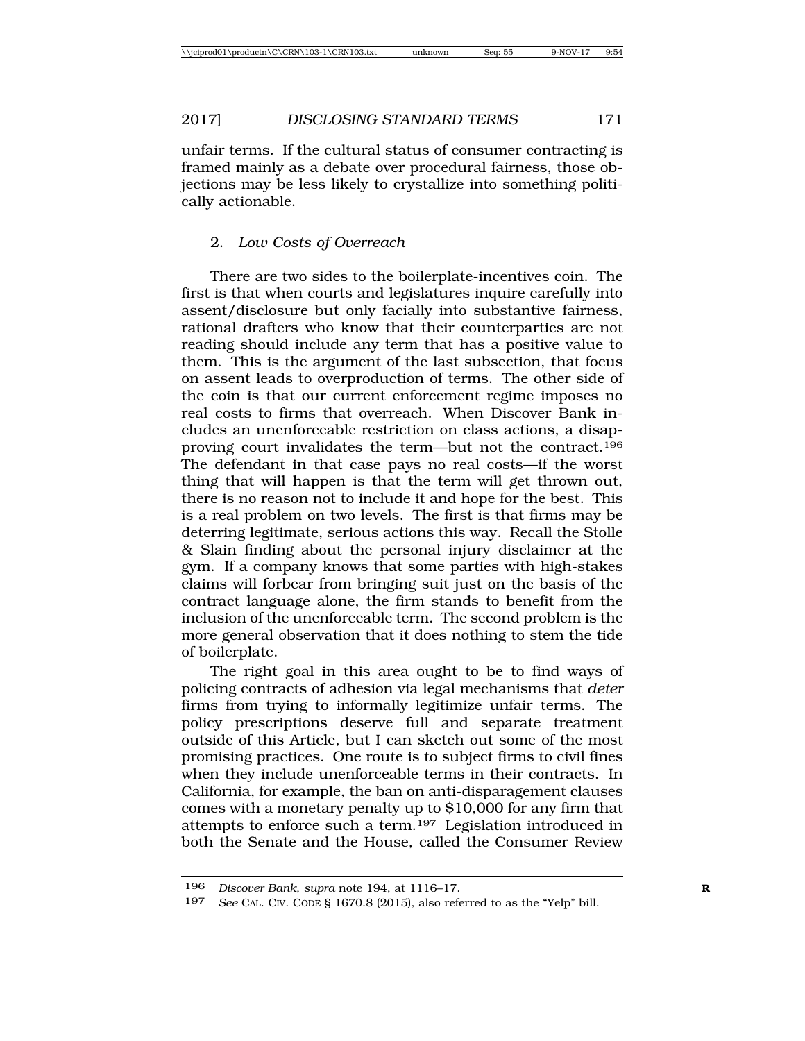unfair terms. If the cultural status of consumer contracting is framed mainly as a debate over procedural fairness, those objections may be less likely to crystallize into something politically actionable.

### 2. *Low Costs of Overreach*

There are two sides to the boilerplate-incentives coin. The first is that when courts and legislatures inquire carefully into assent/disclosure but only facially into substantive fairness, rational drafters who know that their counterparties are not reading should include any term that has a positive value to them. This is the argument of the last subsection, that focus on assent leads to overproduction of terms. The other side of the coin is that our current enforcement regime imposes no real costs to firms that overreach. When Discover Bank includes an unenforceable restriction on class actions, a disapproving court invalidates the term—but not the contract.[196] The defendant in that case pays no real costs—if the worst thing that will happen is that the term will get thrown out, there is no reason not to include it and hope for the best. This is a real problem on two levels. The first is that firms may be deterring legitimate, serious actions this way. Recall the Stolle & Slain finding about the personal injury disclaimer at the gym. If a company knows that some parties with high-stakes claims will forbear from bringing suit just on the basis of the contract language alone, the firm stands to benefit from the inclusion of the unenforceable term. The second problem is the more general observation that it does nothing to stem the tide of boilerplate.

The right goal in this area ought to be to find ways of policing contracts of adhesion via legal mechanisms that *deter* firms from trying to informally legitimize unfair terms. The policy prescriptions deserve full and separate treatment outside of this Article, but I can sketch out some of the most promising practices. One route is to subject firms to civil fines when they include unenforceable terms in their contracts. In California, for example, the ban on anti-disparagement clauses comes with a monetary penalty up to $10,000 for any firm that attempts to enforce such a term.[197] Legislation introduced in both the Senate and the House, called the Consumer Review

---

196 *Discover Bank*, *supra* note 194, at 1116–17.

197 *See* CAL. CIV. CODE § 1670.8 (2015), also referred to as the "Yelp" bill.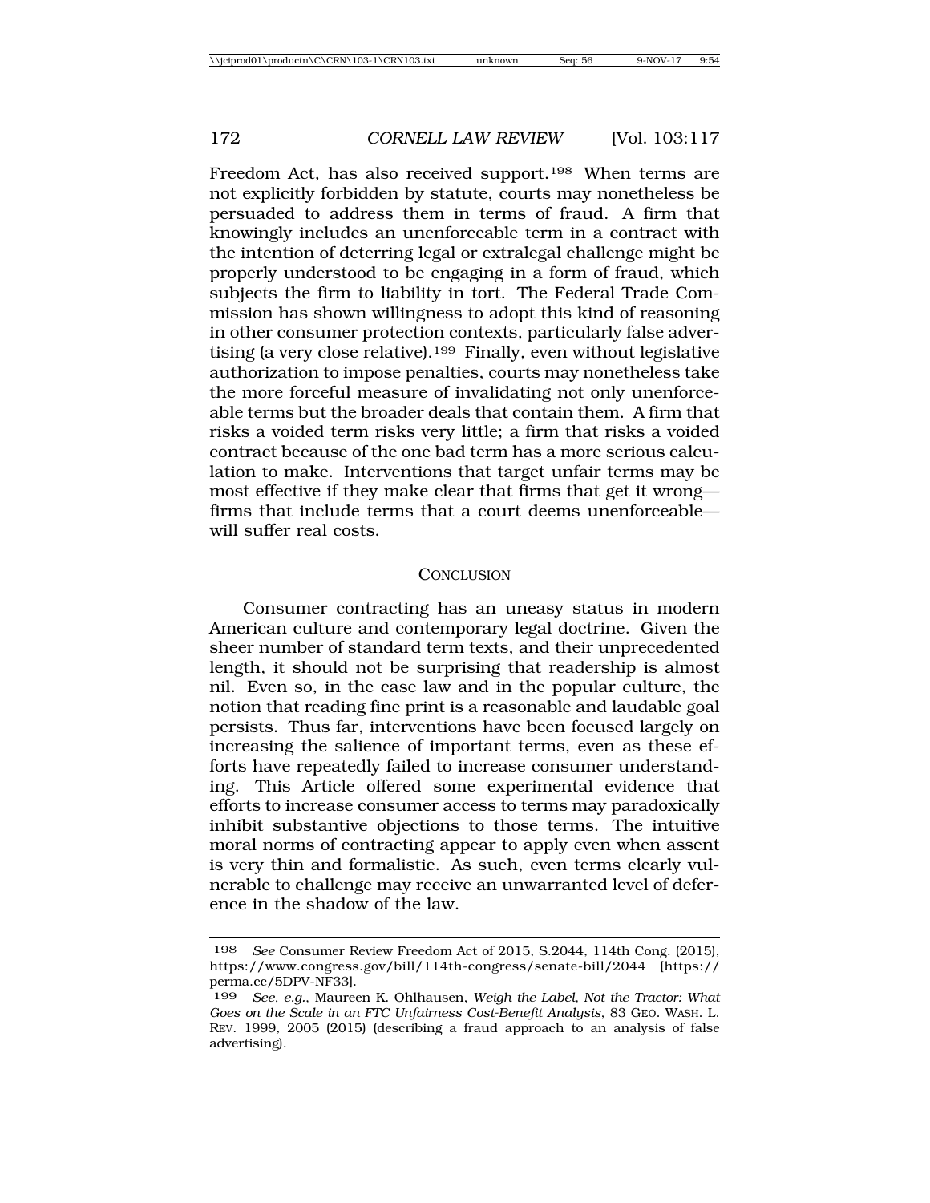Freedom Act, has also received support.[198] When terms are not explicitly forbidden by statute, courts may nonetheless be persuaded to address them in terms of fraud. A firm that knowingly includes an unenforceable term in a contract with the intention of deterring legal or extralegal challenge might be properly understood to be engaging in a form of fraud, which subjects the firm to liability in tort. The Federal Trade Commission has shown willingness to adopt this kind of reasoning in other consumer protection contexts, particularly false advertising (a very close relative).[199] Finally, even without legislative authorization to impose penalties, courts may nonetheless take the more forceful measure of invalidating not only unenforceable terms but the broader deals that contain them. A firm that risks a voided term risks very little; a firm that risks a voided contract because of the one bad term has a more serious calculation to make. Interventions that target unfair terms may be most effective if they make clear that firms that get it wrong—firms that include terms that a court deems unenforceable—will suffer real costs.

## CONCLUSION

Consumer contracting has an uneasy status in modern American culture and contemporary legal doctrine. Given the sheer number of standard term texts, and their unprecedented length, it should not be surprising that readership is almost nil. Even so, in the case law and in the popular culture, the notion that reading fine print is a reasonable and laudable goal persists. Thus far, interventions have been focused largely on increasing the salience of important terms, even as these efforts have repeatedly failed to increase consumer understanding. This Article offered some experimental evidence that efforts to increase consumer access to terms may paradoxically inhibit substantive objections to those terms. The intuitive moral norms of contracting appear to apply even when assent is very thin and formalistic. As such, even terms clearly vulnerable to challenge may receive an unwarranted level of deference in the shadow of the law.

---

198 *See* Consumer Review Freedom Act of 2015, S.2044, 114th Cong. (2015), https://www.congress.gov/bill/114th-congress/senate-bill/2044 [https://perma.cc/5DPV-NF33].

199 *See, e.g.*, Maureen K. Ohlhausen, *Weigh the Label, Not the Tractor: What Goes on the Scale in an FTC Unfairness Cost-Benefit Analysis*, 83 GEO. WASH. L. REV. 1999, 2005 (2015) (describing a fraud approach to an analysis of false advertising).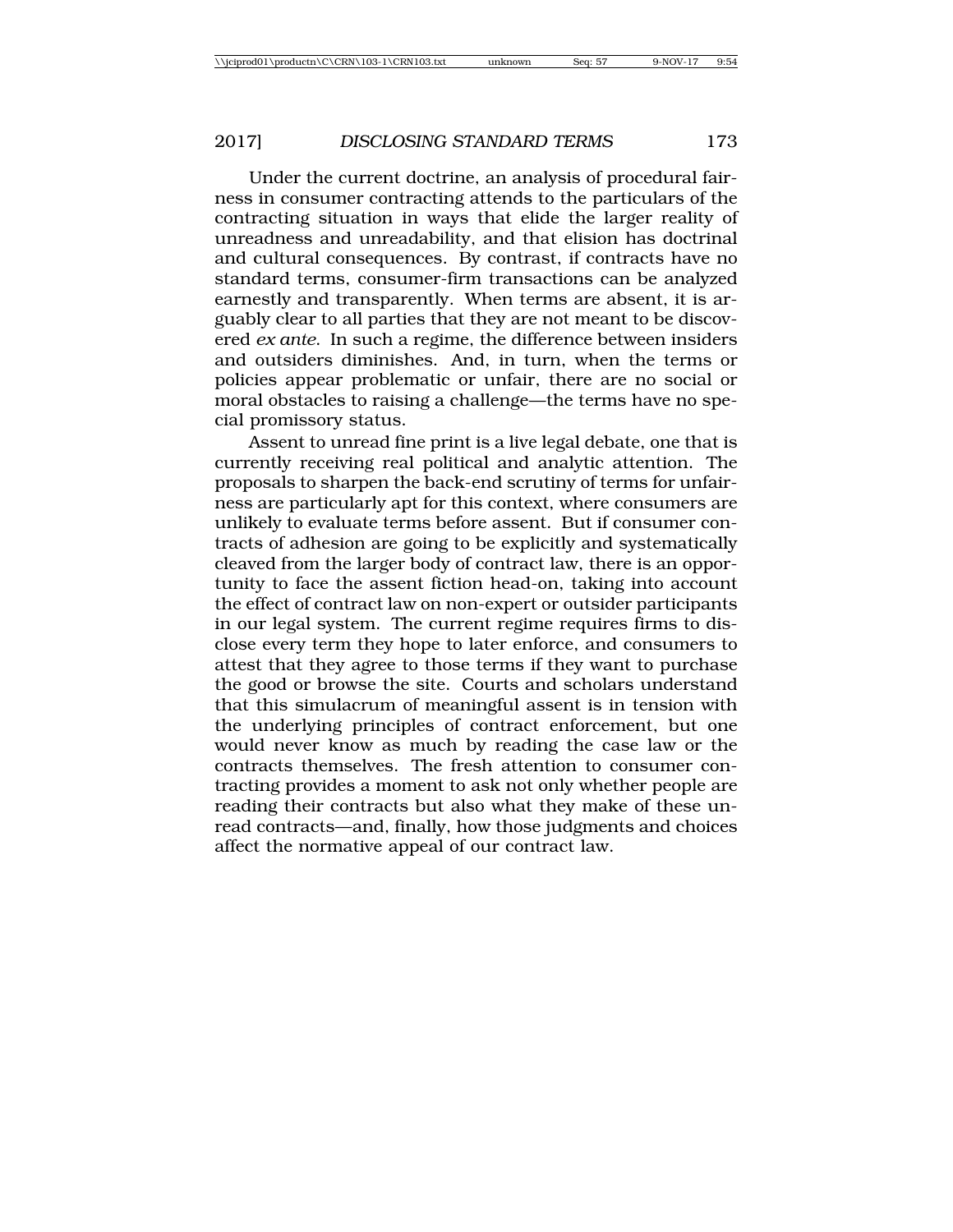Under the current doctrine, an analysis of procedural fairness in consumer contracting attends to the particulars of the contracting situation in ways that elide the larger reality of unreadness and unreadability, and that elision has doctrinal and cultural consequences. By contrast, if contracts have no standard terms, consumer-firm transactions can be analyzed earnestly and transparently. When terms are absent, it is arguably clear to all parties that they are not meant to be discovered *ex ante*. In such a regime, the difference between insiders and outsiders diminishes. And, in turn, when the terms or policies appear problematic or unfair, there are no social or moral obstacles to raising a challenge—the terms have no special promissory status.

Assent to unread fine print is a live legal debate, one that is currently receiving real political and analytic attention. The proposals to sharpen the back-end scrutiny of terms for unfairness are particularly apt for this context, where consumers are unlikely to evaluate terms before assent. But if consumer contracts of adhesion are going to be explicitly and systematically cleaved from the larger body of contract law, there is an opportunity to face the assent fiction head-on, taking into account the effect of contract law on non-expert or outsider participants in our legal system. The current regime requires firms to disclose every term they hope to later enforce, and consumers to attest that they agree to those terms if they want to purchase the good or browse the site. Courts and scholars understand that this simulacrum of meaningful assent is in tension with the underlying principles of contract enforcement, but one would never know as much by reading the case law or the contracts themselves. The fresh attention to consumer contracting provides a moment to ask not only whether people are reading their contracts but also what they make of these unread contracts—and, finally, how those judgments and choices affect the normative appeal of our contract law.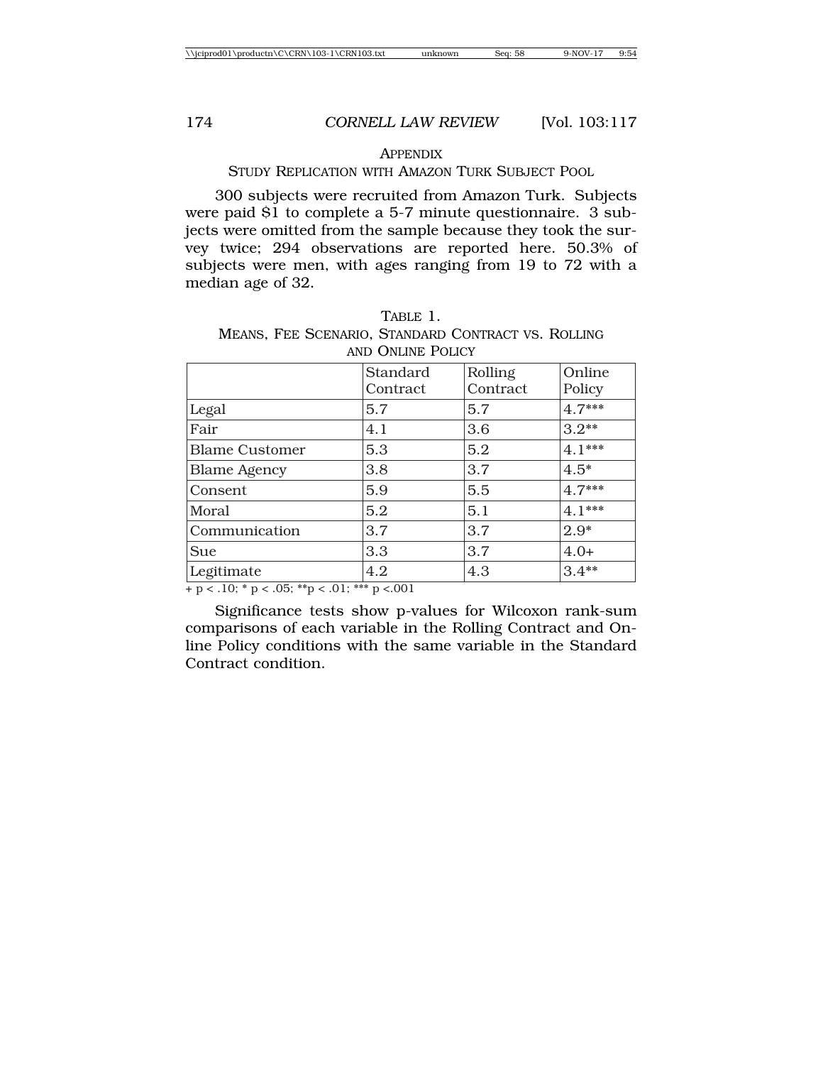## APPENDIX

### STUDY REPLICATION WITH AMAZON TURK SUBJECT POOL

300 subjects were recruited from Amazon Turk. Subjects were paid $1 to complete a 5-7 minute questionnaire. 3 subjects were omitted from the sample because they took the survey twice; 294 observations are reported here. 50.3% of subjects were men, with ages ranging from 19 to 72 with a median age of 32.

TABLE 1.
MEANS, FEE SCENARIO, STANDARD CONTRACT VS. ROLLING AND ONLINE POLICY

| | Standard Contract | Rolling Contract | Online Policy |
|---|---|---|---|
| Legal | 5.7 | 5.7 | 4.7*** |
| Fair | 4.1 | 3.6 | 3.2** |
| Blame Customer | 5.3 | 5.2 | 4.1*** |
| Blame Agency | 3.8 | 3.7 | 4.5* |
| Consent | 5.9 | 5.5 | 4.7*** |
| Moral | 5.2 | 5.1 | 4.1*** |
| Communication | 3.7 | 3.7 | 2.9* |
| Sue | 3.3 | 3.7 | 4.0+ |
| Legitimate | 4.2 | 4.3 | 3.4** |

+ $p < .10$; * $p < .05$; ** $p < .01$; *** $p < .001$

Significance tests show p-values for Wilcoxon rank-sum comparisons of each variable in the Rolling Contract and Online Policy conditions with the same variable in the Standard Contract condition.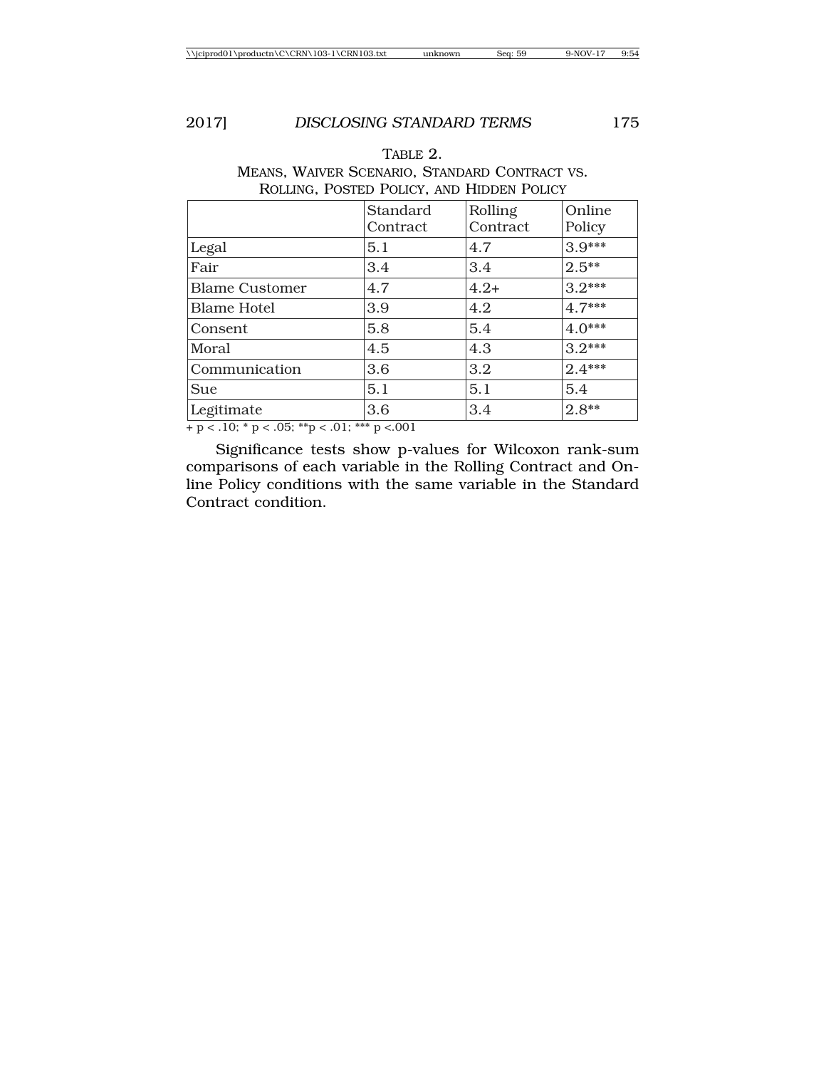TABLE 2.
MEANS, WAIVER SCENARIO, STANDARD CONTRACT VS. ROLLING, POSTED POLICY, AND HIDDEN POLICY

| | Standard Contract | Rolling Contract | Online Policy |
|---|---|---|---|
| Legal | 5.1 | 4.7 | 3.9*** |
| Fair | 3.4 | 3.4 | 2.5** |
| Blame Customer | 4.7 | 4.2+ | 3.2*** |
| Blame Hotel | 3.9 | 4.2 | 4.7*** |
| Consent | 5.8 | 5.4 | 4.0*** |
| Moral | 4.5 | 4.3 | 3.2*** |
| Communication | 3.6 | 3.2 | 2.4*** |
| Sue | 5.1 | 5.1 | 5.4 |
| Legitimate | 3.6 | 3.4 | 2.8** |

+ $p < .10$; * $p < .05$; ** $p < .01$; *** $p < .001$

Significance tests show p-values for Wilcoxon rank-sum comparisons of each variable in the Rolling Contract and Online Policy conditions with the same variable in the Standard Contract condition.